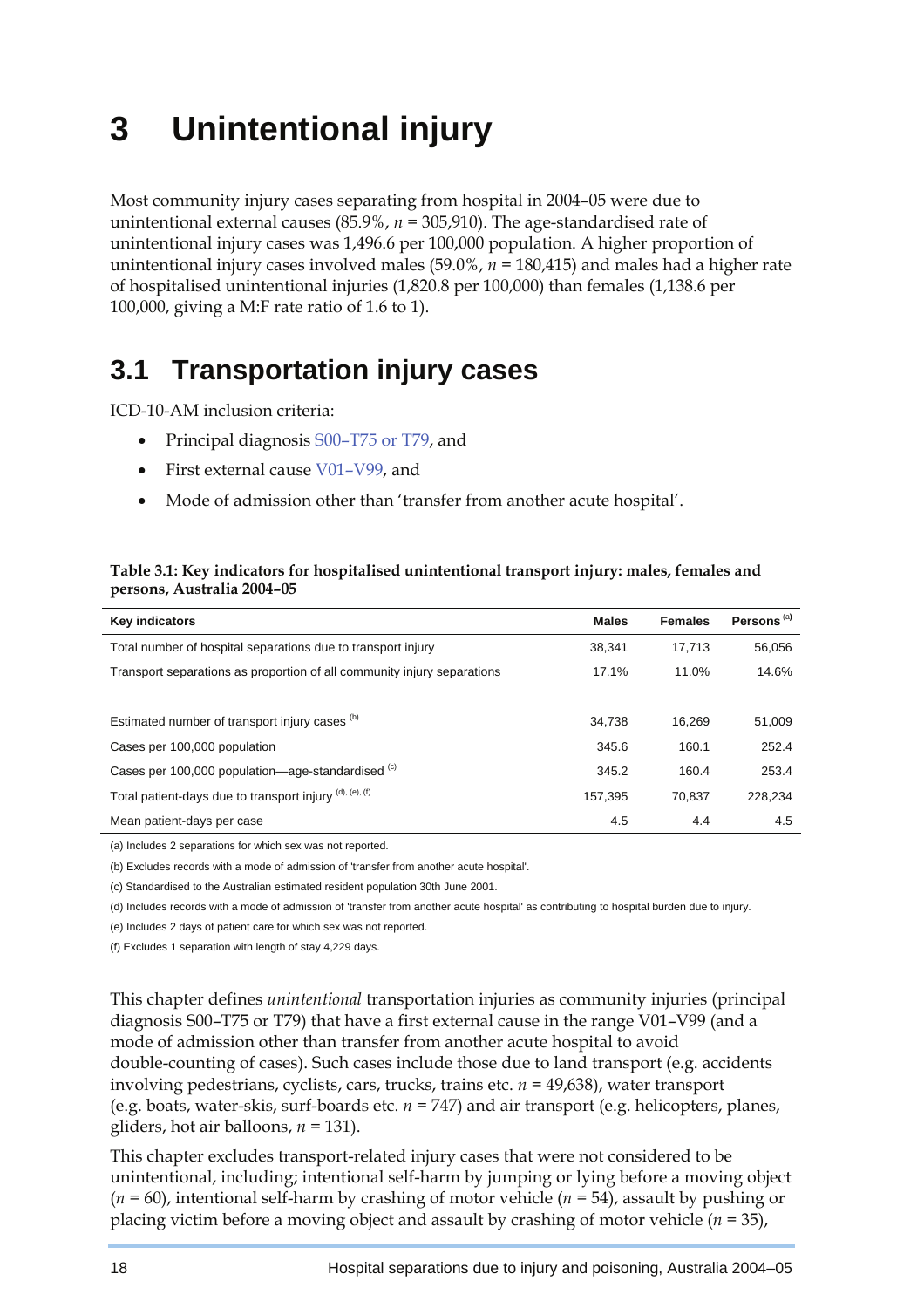# 3 Unintentional injury

Most community injury cases separating from hospital in 2004–05 were due to unintentional external causes (85.9%, $n$ = 305,910). The age-standardised rate of unintentional injury cases was 1,496.6 per 100,000 population. A higher proportion of unintentional injury cases involved males (59.0%, $n$ = 180,415) and males had a higher rate of hospitalised unintentional injuries (1,820.8 per 100,000) than females (1,138.6 per 100,000, giving a M:F rate ratio of 1.6 to 1).

## 3.1 Transportation injury cases

ICD-10-AM inclusion criteria:

- Principal diagnosis S00–T75 or T79, and
- First external cause V01–V99, and
- Mode of admission other than 'transfer from another acute hospital'.

**Table 3.1: Key indicators for hospitalised unintentional transport injury: males, females and persons, Australia 2004–05**

| Key indicators | Males | Females | Persons [(a)] |
|---|---|---|---|
| Total number of hospital separations due to transport injury | 38,341 | 17,713 | 56,056 |
| Transport separations as proportion of all community injury separations | 17.1% | 11.0% | 14.6% |
| | | | |
| Estimated number of transport injury cases [(b)] | 34,738 | 16,269 | 51,009 |
| Cases per 100,000 population | 345.6 | 160.1 | 252.4 |
| Cases per 100,000 population—age-standardised [(c)] | 345.2 | 160.4 | 253.4 |
| Total patient-days due to transport injury [(d), (e), (f)] | 157,395 | 70,837 | 228,234 |
| Mean patient-days per case | 4.5 | 4.4 | 4.5 |

(a) Includes 2 separations for which sex was not reported.

(b) Excludes records with a mode of admission of 'transfer from another acute hospital'.

(c) Standardised to the Australian estimated resident population 30th June 2001.

(d) Includes records with a mode of admission of 'transfer from another acute hospital' as contributing to hospital burden due to injury.

(e) Includes 2 days of patient care for which sex was not reported.

(f) Excludes 1 separation with length of stay 4,229 days.

This chapter defines *unintentional* transportation injuries as community injuries (principal diagnosis S00–T75 or T79) that have a first external cause in the range V01–V99 (and a mode of admission other than transfer from another acute hospital to avoid double-counting of cases). Such cases include those due to land transport (e.g. accidents involving pedestrians, cyclists, cars, trucks, trains etc. $n$ = 49,638), water transport (e.g. boats, water-skis, surf-boards etc. $n$ = 747) and air transport (e.g. helicopters, planes, gliders, hot air balloons, $n$ = 131).

This chapter excludes transport-related injury cases that were not considered to be unintentional, including; intentional self-harm by jumping or lying before a moving object ($n$ = 60), intentional self-harm by crashing of motor vehicle ($n$ = 54), assault by pushing or placing victim before a moving object and assault by crashing of motor vehicle ($n$ = 35),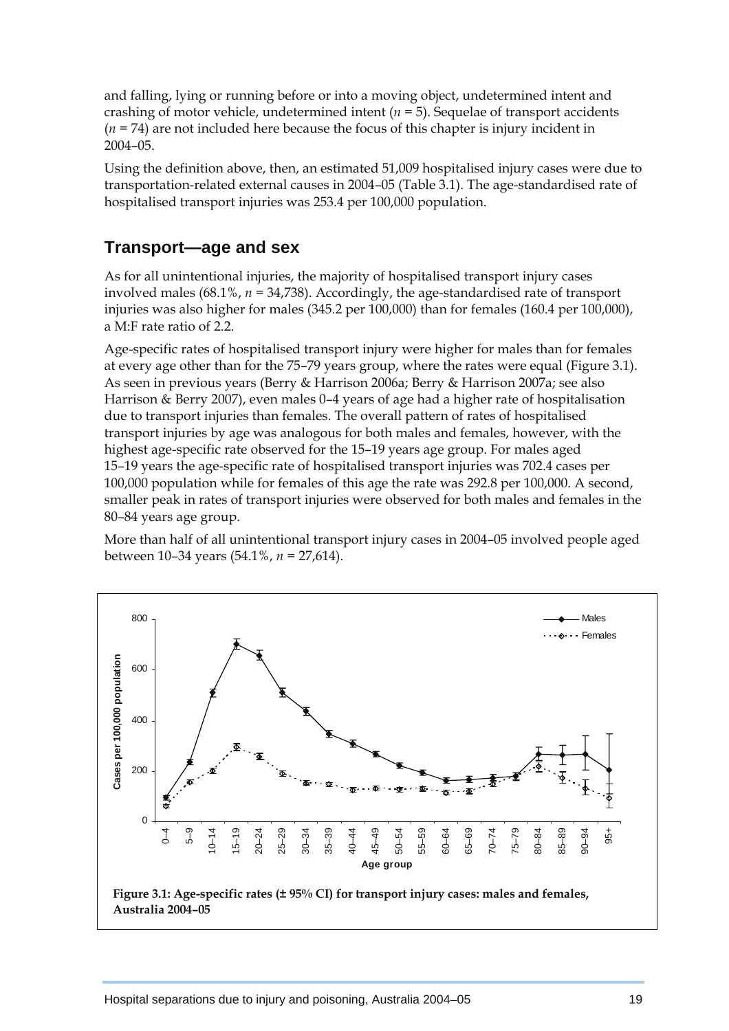and falling, lying or running before or into a moving object, undetermined intent and crashing of motor vehicle, undetermined intent ($n$ = 5). Sequelae of transport accidents ($n$ = 74) are not included here because the focus of this chapter is injury incident in 2004–05.

Using the definition above, then, an estimated 51,009 hospitalised injury cases were due to transportation-related external causes in 2004–05 (Table 3.1). The age-standardised rate of hospitalised transport injuries was 253.4 per 100,000 population.

## Transport—age and sex

As for all unintentional injuries, the majority of hospitalised transport injury cases involved males (68.1%, $n$ = 34,738). Accordingly, the age-standardised rate of transport injuries was also higher for males (345.2 per 100,000) than for females (160.4 per 100,000), a M:F rate ratio of 2.2.

Age-specific rates of hospitalised transport injury were higher for males than for females at every age other than for the 75–79 years group, where the rates were equal (Figure 3.1). As seen in previous years (Berry & Harrison 2006a; Berry & Harrison 2007a; see also Harrison & Berry 2007), even males 0–4 years of age had a higher rate of hospitalisation due to transport injuries than females. The overall pattern of rates of hospitalised transport injuries by age was analogous for both males and females, however, with the highest age-specific rate observed for the 15–19 years age group. For males aged 15–19 years the age-specific rate of hospitalised transport injuries was 702.4 cases per 100,000 population while for females of this age the rate was 292.8 per 100,000. A second, smaller peak in rates of transport injuries were observed for both males and females in the 80–84 years age group.

More than half of all unintentional transport injury cases in 2004–05 involved people aged between 10–34 years (54.1%, $n$ = 27,614).

**Figure 3.1: Age-specific rates (± 95% CI) for transport injury cases: males and females, Australia 2004–05**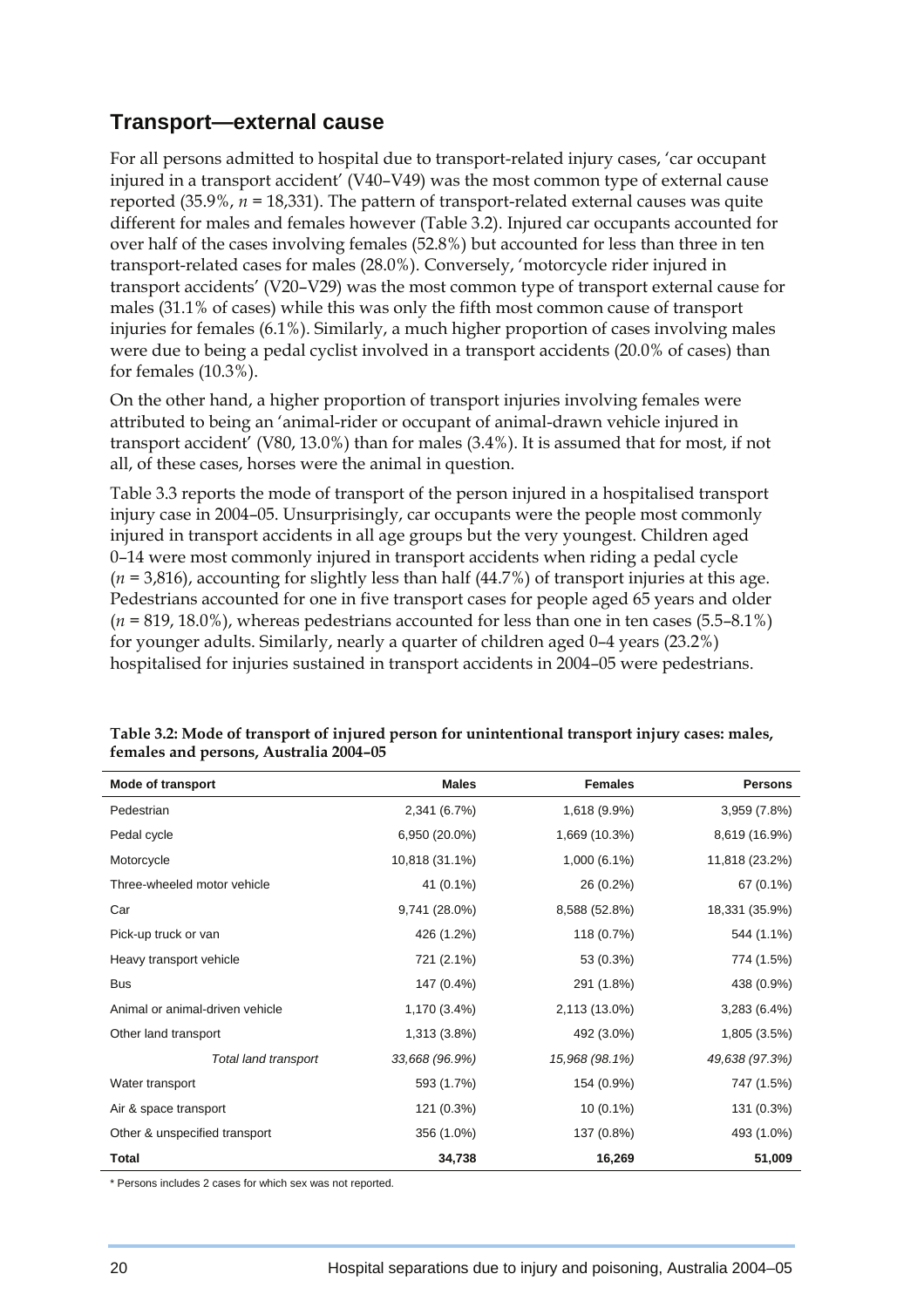## Transport—external cause

For all persons admitted to hospital due to transport-related injury cases, 'car occupant injured in a transport accident' (V40–V49) was the most common type of external cause reported (35.9%, *n* = 18,331). The pattern of transport-related external causes was quite different for males and females however (Table 3.2). Injured car occupants accounted for over half of the cases involving females (52.8%) but accounted for less than three in ten transport-related cases for males (28.0%). Conversely, 'motorcycle rider injured in transport accidents' (V20–V29) was the most common type of transport external cause for males (31.1% of cases) while this was only the fifth most common cause of transport injuries for females (6.1%). Similarly, a much higher proportion of cases involving males were due to being a pedal cyclist involved in a transport accidents (20.0% of cases) than for females (10.3%).

On the other hand, a higher proportion of transport injuries involving females were attributed to being an 'animal-rider or occupant of animal-drawn vehicle injured in transport accident' (V80, 13.0%) than for males (3.4%). It is assumed that for most, if not all, of these cases, horses were the animal in question.

Table 3.3 reports the mode of transport of the person injured in a hospitalised transport injury case in 2004–05. Unsurprisingly, car occupants were the people most commonly injured in transport accidents in all age groups but the very youngest. Children aged 0–14 were most commonly injured in transport accidents when riding a pedal cycle (*n* = 3,816), accounting for slightly less than half (44.7%) of transport injuries at this age. Pedestrians accounted for one in five transport cases for people aged 65 years and older (*n* = 819, 18.0%), whereas pedestrians accounted for less than one in ten cases (5.5–8.1%) for younger adults. Similarly, nearly a quarter of children aged 0–4 years (23.2%) hospitalised for injuries sustained in transport accidents in 2004–05 were pedestrians.

**Table 3.2: Mode of transport of injured person for unintentional transport injury cases: males, females and persons, Australia 2004–05**

| Mode of transport | Males | Females | Persons |
|---|---|---|---|
| Pedestrian | 2,341 (6.7%) | 1,618 (9.9%) | 3,959 (7.8%) |
| Pedal cycle | 6,950 (20.0%) | 1,669 (10.3%) | 8,619 (16.9%) |
| Motorcycle | 10,818 (31.1%) | 1,000 (6.1%) | 11,818 (23.2%) |
| Three-wheeled motor vehicle | 41 (0.1%) | 26 (0.2%) | 67 (0.1%) |
| Car | 9,741 (28.0%) | 8,588 (52.8%) | 18,331 (35.9%) |
| Pick-up truck or van | 426 (1.2%) | 118 (0.7%) | 544 (1.1%) |
| Heavy transport vehicle | 721 (2.1%) | 53 (0.3%) | 774 (1.5%) |
| Bus | 147 (0.4%) | 291 (1.8%) | 438 (0.9%) |
| Animal or animal-driven vehicle | 1,170 (3.4%) | 2,113 (13.0%) | 3,283 (6.4%) |
| Other land transport | 1,313 (3.8%) | 492 (3.0%) | 1,805 (3.5%) |
| *Total land transport* | *33,668 (96.9%)* | *15,968 (98.1%)* | *49,638 (97.3%)* |
| Water transport | 593 (1.7%) | 154 (0.9%) | 747 (1.5%) |
| Air & space transport | 121 (0.3%) | 10 (0.1%) | 131 (0.3%) |
| Other & unspecified transport | 356 (1.0%) | 137 (0.8%) | 493 (1.0%) |
| **Total** | **34,738** | **16,269** | **51,009** |

* Persons includes 2 cases for which sex was not reported.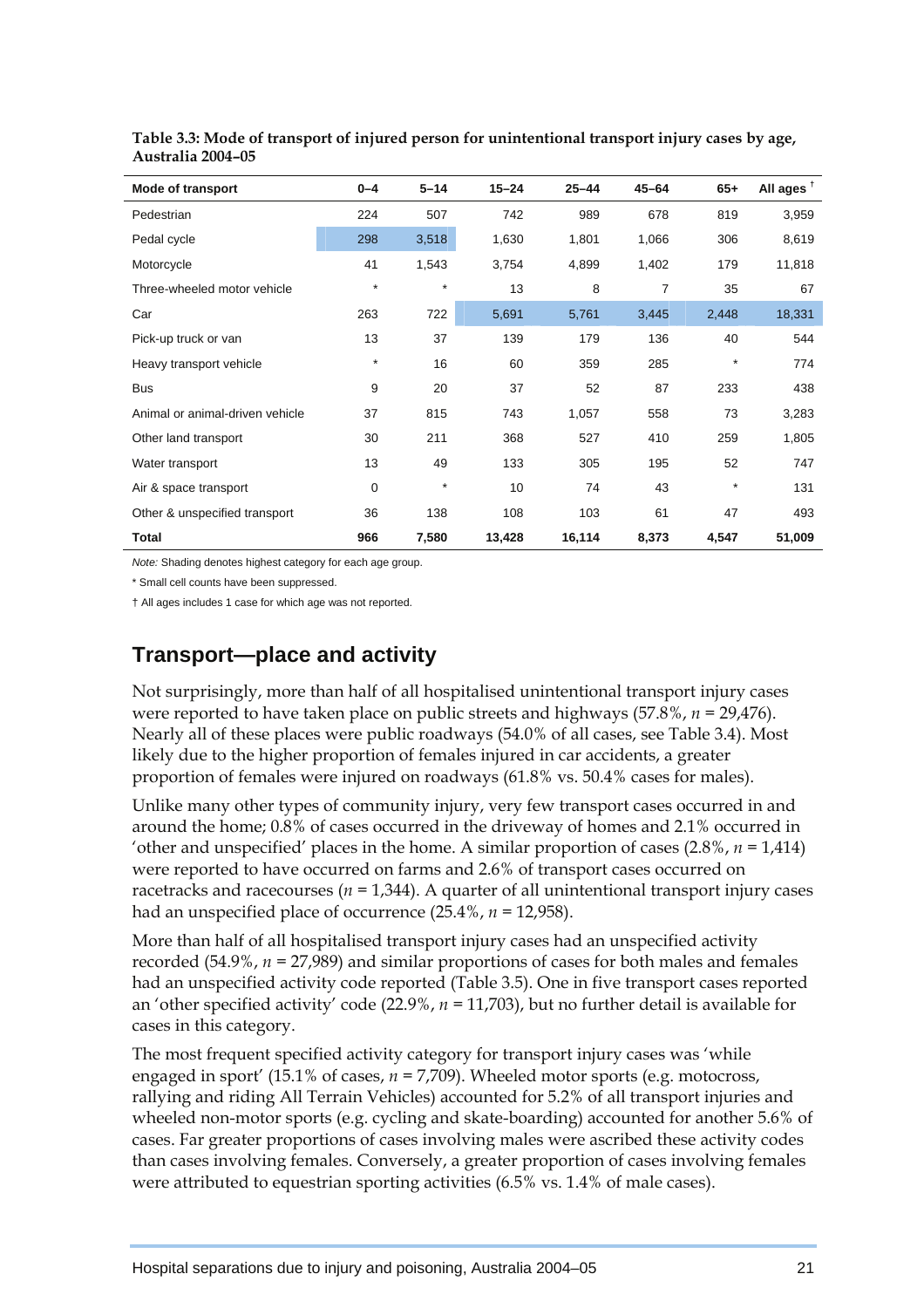**Table 3.3: Mode of transport of injured person for unintentional transport injury cases by age, Australia 2004–05**

| Mode of transport | 0–4 | 5–14 | 15–24 | 25–44 | 45–64 | 65+ | All ages † |
|---|---|---|---|---|---|---|---|
| Pedestrian | 224 | 507 | 742 | 989 | 678 | 819 | 3,959 |
| Pedal cycle | 298 | 3,518 | 1,630 | 1,801 | 1,066 | 306 | 8,619 |
| Motorcycle | 41 | 1,543 | 3,754 | 4,899 | 1,402 | 179 | 11,818 |
| Three-wheeled motor vehicle | * | * | 13 | 8 | 7 | 35 | 67 |
| Car | 263 | 722 | 5,691 | 5,761 | 3,445 | 2,448 | 18,331 |
| Pick-up truck or van | 13 | 37 | 139 | 179 | 136 | 40 | 544 |
| Heavy transport vehicle | * | 16 | 60 | 359 | 285 | * | 774 |
| Bus | 9 | 20 | 37 | 52 | 87 | 233 | 438 |
| Animal or animal-driven vehicle | 37 | 815 | 743 | 1,057 | 558 | 73 | 3,283 |
| Other land transport | 30 | 211 | 368 | 527 | 410 | 259 | 1,805 |
| Water transport | 13 | 49 | 133 | 305 | 195 | 52 | 747 |
| Air & space transport | 0 | * | 10 | 74 | 43 | * | 131 |
| Other & unspecified transport | 36 | 138 | 108 | 103 | 61 | 47 | 493 |
| **Total** | **966** | **7,580** | **13,428** | **16,114** | **8,373** | **4,547** | **51,009** |

*Note:* Shading denotes highest category for each age group.

* Small cell counts have been suppressed.

† All ages includes 1 case for which age was not reported.

## Transport—place and activity

Not surprisingly, more than half of all hospitalised unintentional transport injury cases were reported to have taken place on public streets and highways (57.8%, *n* = 29,476). Nearly all of these places were public roadways (54.0% of all cases, see Table 3.4). Most likely due to the higher proportion of females injured in car accidents, a greater proportion of females were injured on roadways (61.8% vs. 50.4% cases for males).

Unlike many other types of community injury, very few transport cases occurred in and around the home; 0.8% of cases occurred in the driveway of homes and 2.1% occurred in 'other and unspecified' places in the home. A similar proportion of cases (2.8%, *n* = 1,414) were reported to have occurred on farms and 2.6% of transport cases occurred on racetracks and racecourses (*n* = 1,344). A quarter of all unintentional transport injury cases had an unspecified place of occurrence (25.4%, *n* = 12,958).

More than half of all hospitalised transport injury cases had an unspecified activity recorded (54.9%, *n* = 27,989) and similar proportions of cases for both males and females had an unspecified activity code reported (Table 3.5). One in five transport cases reported an 'other specified activity' code (22.9%, *n* = 11,703), but no further detail is available for cases in this category.

The most frequent specified activity category for transport injury cases was 'while engaged in sport' (15.1% of cases, *n* = 7,709). Wheeled motor sports (e.g. motocross, rallying and riding All Terrain Vehicles) accounted for 5.2% of all transport injuries and wheeled non-motor sports (e.g. cycling and skate-boarding) accounted for another 5.6% of cases. Far greater proportions of cases involving males were ascribed these activity codes than cases involving females. Conversely, a greater proportion of cases involving females were attributed to equestrian sporting activities (6.5% vs. 1.4% of male cases).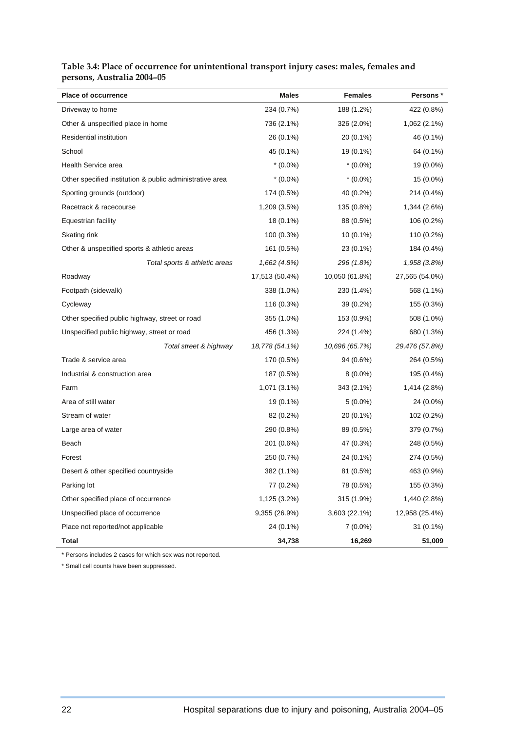**Table 3.4: Place of occurrence for unintentional transport injury cases: males, females and persons, Australia 2004–05**

| Place of occurrence | Males | Females | Persons * |
|---|---|---|---|
| Driveway to home | 234 (0.7%) | 188 (1.2%) | 422 (0.8%) |
| Other & unspecified place in home | 736 (2.1%) | 326 (2.0%) | 1,062 (2.1%) |
| Residential institution | 26 (0.1%) | 20 (0.1%) | 46 (0.1%) |
| School | 45 (0.1%) | 19 (0.1%) | 64 (0.1%) |
| Health Service area | * (0.0%) | * (0.0%) | 19 (0.0%) |
| Other specified institution & public administrative area | * (0.0%) | * (0.0%) | 15 (0.0%) |
| Sporting grounds (outdoor) | 174 (0.5%) | 40 (0.2%) | 214 (0.4%) |
| Racetrack & racecourse | 1,209 (3.5%) | 135 (0.8%) | 1,344 (2.6%) |
| Equestrian facility | 18 (0.1%) | 88 (0.5%) | 106 (0.2%) |
| Skating rink | 100 (0.3%) | 10 (0.1%) | 110 (0.2%) |
| Other & unspecified sports & athletic areas | 161 (0.5%) | 23 (0.1%) | 184 (0.4%) |
| *Total sports & athletic areas* | *1,662 (4.8%)* | *296 (1.8%)* | *1,958 (3.8%)* |
| Roadway | 17,513 (50.4%) | 10,050 (61.8%) | 27,565 (54.0%) |
| Footpath (sidewalk) | 338 (1.0%) | 230 (1.4%) | 568 (1.1%) |
| Cycleway | 116 (0.3%) | 39 (0.2%) | 155 (0.3%) |
| Other specified public highway, street or road | 355 (1.0%) | 153 (0.9%) | 508 (1.0%) |
| Unspecified public highway, street or road | 456 (1.3%) | 224 (1.4%) | 680 (1.3%) |
| *Total street & highway* | *18,778 (54.1%)* | *10,696 (65.7%)* | *29,476 (57.8%)* |
| Trade & service area | 170 (0.5%) | 94 (0.6%) | 264 (0.5%) |
| Industrial & construction area | 187 (0.5%) | 8 (0.0%) | 195 (0.4%) |
| Farm | 1,071 (3.1%) | 343 (2.1%) | 1,414 (2.8%) |
| Area of still water | 19 (0.1%) | 5 (0.0%) | 24 (0.0%) |
| Stream of water | 82 (0.2%) | 20 (0.1%) | 102 (0.2%) |
| Large area of water | 290 (0.8%) | 89 (0.5%) | 379 (0.7%) |
| Beach | 201 (0.6%) | 47 (0.3%) | 248 (0.5%) |
| Forest | 250 (0.7%) | 24 (0.1%) | 274 (0.5%) |
| Desert & other specified countryside | 382 (1.1%) | 81 (0.5%) | 463 (0.9%) |
| Parking lot | 77 (0.2%) | 78 (0.5%) | 155 (0.3%) |
| Other specified place of occurrence | 1,125 (3.2%) | 315 (1.9%) | 1,440 (2.8%) |
| Unspecified place of occurrence | 9,355 (26.9%) | 3,603 (22.1%) | 12,958 (25.4%) |
| Place not reported/not applicable | 24 (0.1%) | 7 (0.0%) | 31 (0.1%) |
| **Total** | **34,738** | **16,269** | **51,009** |

* Persons includes 2 cases for which sex was not reported.

* Small cell counts have been suppressed.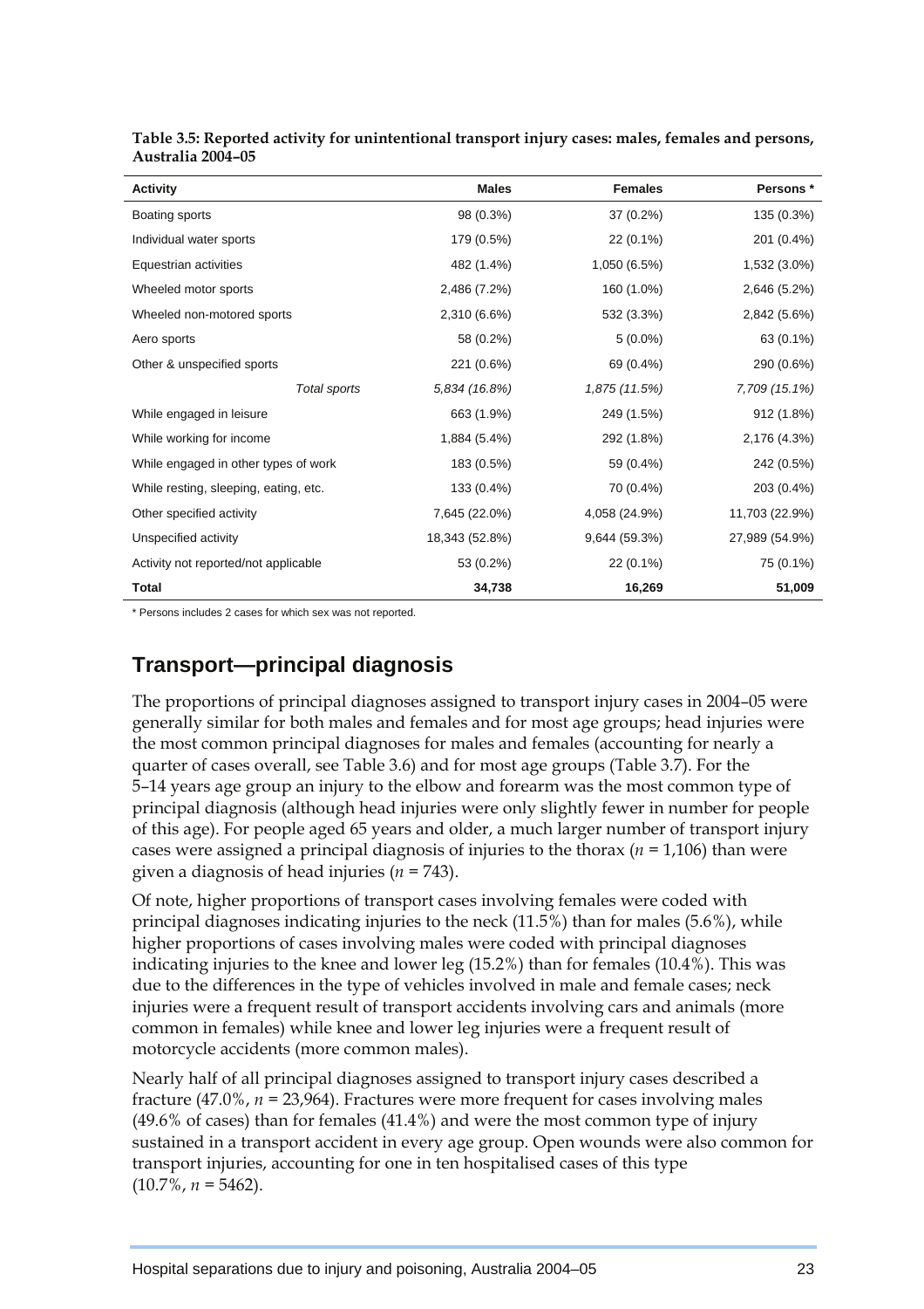**Table 3.5: Reported activity for unintentional transport injury cases: males, females and persons, Australia 2004–05**

| Activity | Males | Females | Persons * |
|---|---|---|---|
| Boating sports | 98 (0.3%) | 37 (0.2%) | 135 (0.3%) |
| Individual water sports | 179 (0.5%) | 22 (0.1%) | 201 (0.4%) |
| Equestrian activities | 482 (1.4%) | 1,050 (6.5%) | 1,532 (3.0%) |
| Wheeled motor sports | 2,486 (7.2%) | 160 (1.0%) | 2,646 (5.2%) |
| Wheeled non-motored sports | 2,310 (6.6%) | 532 (3.3%) | 2,842 (5.6%) |
| Aero sports | 58 (0.2%) | 5 (0.0%) | 63 (0.1%) |
| Other & unspecified sports | 221 (0.6%) | 69 (0.4%) | 290 (0.6%) |
| *Total sports* | *5,834 (16.8%)* | *1,875 (11.5%)* | *7,709 (15.1%)* |
| While engaged in leisure | 663 (1.9%) | 249 (1.5%) | 912 (1.8%) |
| While working for income | 1,884 (5.4%) | 292 (1.8%) | 2,176 (4.3%) |
| While engaged in other types of work | 183 (0.5%) | 59 (0.4%) | 242 (0.5%) |
| While resting, sleeping, eating, etc. | 133 (0.4%) | 70 (0.4%) | 203 (0.4%) |
| Other specified activity | 7,645 (22.0%) | 4,058 (24.9%) | 11,703 (22.9%) |
| Unspecified activity | 18,343 (52.8%) | 9,644 (59.3%) | 27,989 (54.9%) |
| Activity not reported/not applicable | 53 (0.2%) | 22 (0.1%) | 75 (0.1%) |
| **Total** | **34,738** | **16,269** | **51,009** |

* Persons includes 2 cases for which sex was not reported.

## Transport—principal diagnosis

The proportions of principal diagnoses assigned to transport injury cases in 2004–05 were generally similar for both males and females and for most age groups; head injuries were the most common principal diagnoses for males and females (accounting for nearly a quarter of cases overall, see Table 3.6) and for most age groups (Table 3.7). For the 5–14 years age group an injury to the elbow and forearm was the most common type of principal diagnosis (although head injuries were only slightly fewer in number for people of this age). For people aged 65 years and older, a much larger number of transport injury cases were assigned a principal diagnosis of injuries to the thorax ($n$ = 1,106) than were given a diagnosis of head injuries ($n$ = 743).

Of note, higher proportions of transport cases involving females were coded with principal diagnoses indicating injuries to the neck (11.5%) than for males (5.6%), while higher proportions of cases involving males were coded with principal diagnoses indicating injuries to the knee and lower leg (15.2%) than for females (10.4%). This was due to the differences in the type of vehicles involved in male and female cases; neck injuries were a frequent result of transport accidents involving cars and animals (more common in females) while knee and lower leg injuries were a frequent result of motorcycle accidents (more common males).

Nearly half of all principal diagnoses assigned to transport injury cases described a fracture (47.0%, $n$ = 23,964). Fractures were more frequent for cases involving males (49.6% of cases) than for females (41.4%) and were the most common type of injury sustained in a transport accident in every age group. Open wounds were also common for transport injuries, accounting for one in ten hospitalised cases of this type (10.7%, $n$ = 5462).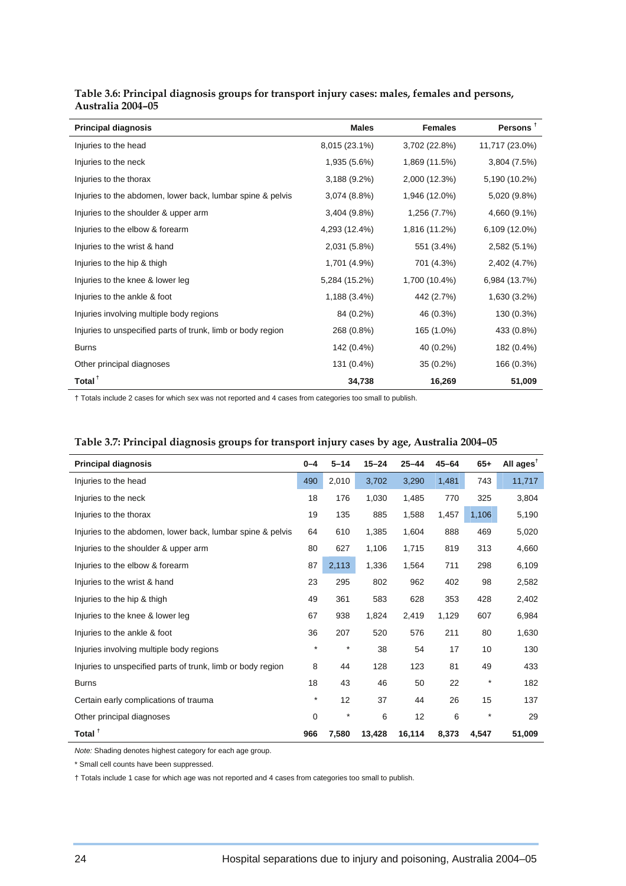**Table 3.6: Principal diagnosis groups for transport injury cases: males, females and persons, Australia 2004–05**

| Principal diagnosis | Males | Females | Persons † |
|---|---|---|---|
| Injuries to the head | 8,015 (23.1%) | 3,702 (22.8%) | 11,717 (23.0%) |
| Injuries to the neck | 1,935 (5.6%) | 1,869 (11.5%) | 3,804 (7.5%) |
| Injuries to the thorax | 3,188 (9.2%) | 2,000 (12.3%) | 5,190 (10.2%) |
| Injuries to the abdomen, lower back, lumbar spine & pelvis | 3,074 (8.8%) | 1,946 (12.0%) | 5,020 (9.8%) |
| Injuries to the shoulder & upper arm | 3,404 (9.8%) | 1,256 (7.7%) | 4,660 (9.1%) |
| Injuries to the elbow & forearm | 4,293 (12.4%) | 1,816 (11.2%) | 6,109 (12.0%) |
| Injuries to the wrist & hand | 2,031 (5.8%) | 551 (3.4%) | 2,582 (5.1%) |
| Injuries to the hip & thigh | 1,701 (4.9%) | 701 (4.3%) | 2,402 (4.7%) |
| Injuries to the knee & lower leg | 5,284 (15.2%) | 1,700 (10.4%) | 6,984 (13.7%) |
| Injuries to the ankle & foot | 1,188 (3.4%) | 442 (2.7%) | 1,630 (3.2%) |
| Injuries involving multiple body regions | 84 (0.2%) | 46 (0.3%) | 130 (0.3%) |
| Injuries to unspecified parts of trunk, limb or body region | 268 (0.8%) | 165 (1.0%) | 433 (0.8%) |
| Burns | 142 (0.4%) | 40 (0.2%) | 182 (0.4%) |
| Other principal diagnoses | 131 (0.4%) | 35 (0.2%) | 166 (0.3%) |
| **Total †** | **34,738** | **16,269** | **51,009** |

† Totals include 2 cases for which sex was not reported and 4 cases from categories too small to publish.

**Table 3.7: Principal diagnosis groups for transport injury cases by age, Australia 2004–05**

| Principal diagnosis | 0–4 | 5–14 | 15–24 | 25–44 | 45–64 | 65+ | All ages† |
|---|---|---|---|---|---|---|---|
| Injuries to the head | 490 | 2,010 | 3,702 | 3,290 | 1,481 | 743 | 11,717 |
| Injuries to the neck | 18 | 176 | 1,030 | 1,485 | 770 | 325 | 3,804 |
| Injuries to the thorax | 19 | 135 | 885 | 1,588 | 1,457 | 1,106 | 5,190 |
| Injuries to the abdomen, lower back, lumbar spine & pelvis | 64 | 610 | 1,385 | 1,604 | 888 | 469 | 5,020 |
| Injuries to the shoulder & upper arm | 80 | 627 | 1,106 | 1,715 | 819 | 313 | 4,660 |
| Injuries to the elbow & forearm | 87 | 2,113 | 1,336 | 1,564 | 711 | 298 | 6,109 |
| Injuries to the wrist & hand | 23 | 295 | 802 | 962 | 402 | 98 | 2,582 |
| Injuries to the hip & thigh | 49 | 361 | 583 | 628 | 353 | 428 | 2,402 |
| Injuries to the knee & lower leg | 67 | 938 | 1,824 | 2,419 | 1,129 | 607 | 6,984 |
| Injuries to the ankle & foot | 36 | 207 | 520 | 576 | 211 | 80 | 1,630 |
| Injuries involving multiple body regions | * | * | 38 | 54 | 17 | 10 | 130 |
| Injuries to unspecified parts of trunk, limb or body region | 8 | 44 | 128 | 123 | 81 | 49 | 433 |
| Burns | 18 | 43 | 46 | 50 | 22 | * | 182 |
| Certain early complications of trauma | * | 12 | 37 | 44 | 26 | 15 | 137 |
| Other principal diagnoses | 0 | * | 6 | 12 | 6 | * | 29 |
| **Total †** | **966** | **7,580** | **13,428** | **16,114** | **8,373** | **4,547** | **51,009** |

*Note:* Shading denotes highest category for each age group.

\* Small cell counts have been suppressed.

† Totals include 1 case for which age was not reported and 4 cases from categories too small to publish.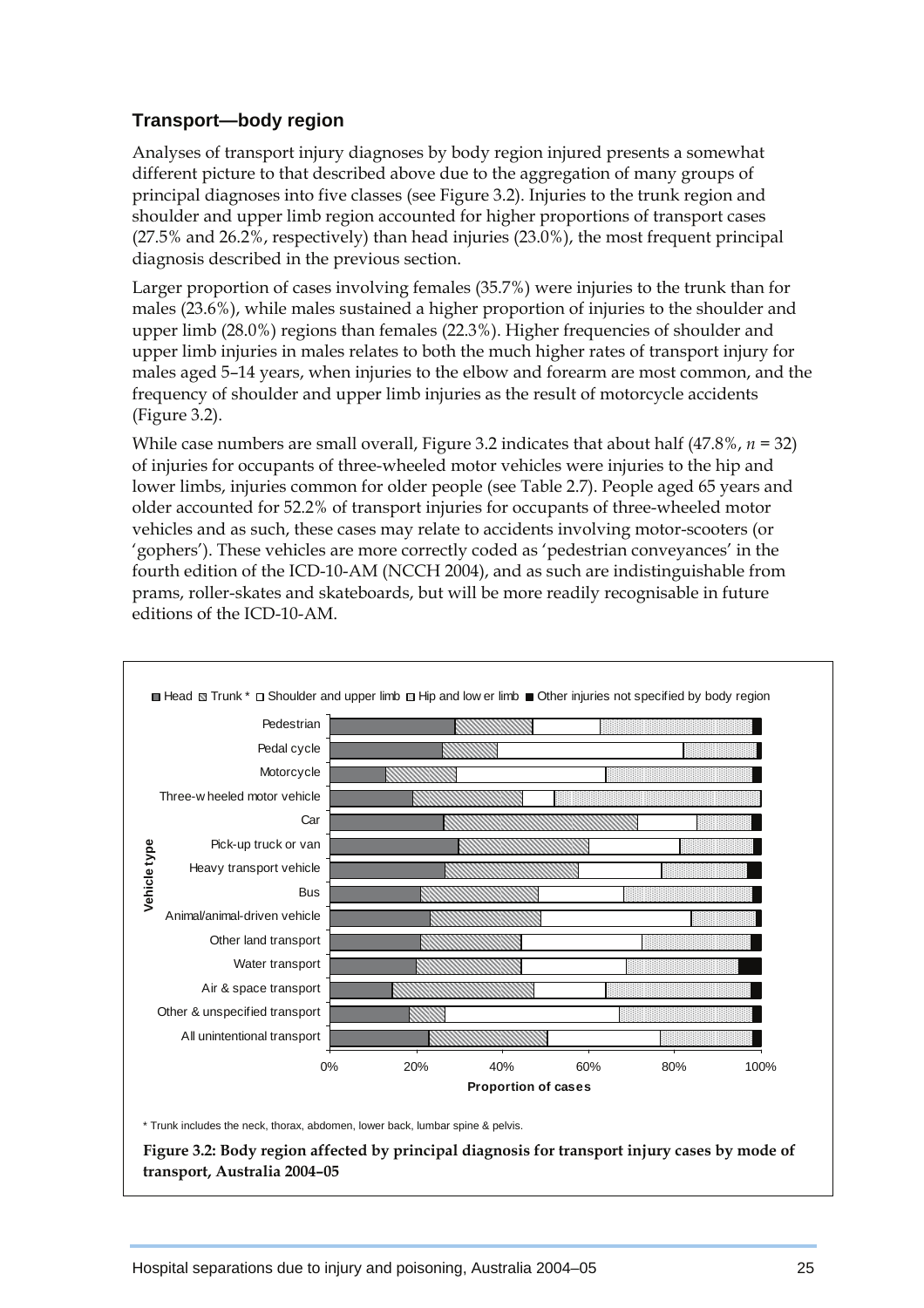### Transport—body region

Analyses of transport injury diagnoses by body region injured presents a somewhat different picture to that described above due to the aggregation of many groups of principal diagnoses into five classes (see Figure 3.2). Injuries to the trunk region and shoulder and upper limb region accounted for higher proportions of transport cases (27.5% and 26.2%, respectively) than head injuries (23.0%), the most frequent principal diagnosis described in the previous section.

Larger proportion of cases involving females (35.7%) were injuries to the trunk than for males (23.6%), while males sustained a higher proportion of injuries to the shoulder and upper limb (28.0%) regions than females (22.3%). Higher frequencies of shoulder and upper limb injuries in males relates to both the much higher rates of transport injury for males aged 5–14 years, when injuries to the elbow and forearm are most common, and the frequency of shoulder and upper limb injuries as the result of motorcycle accidents (Figure 3.2).

While case numbers are small overall, Figure 3.2 indicates that about half (47.8%, $n = 32$) of injuries for occupants of three-wheeled motor vehicles were injuries to the hip and lower limbs, injuries common for older people (see Table 2.7). People aged 65 years and older accounted for 52.2% of transport injuries for occupants of three-wheeled motor vehicles and as such, these cases may relate to accidents involving motor-scooters (or 'gophers'). These vehicles are more correctly coded as 'pedestrian conveyances' in the fourth edition of the ICD-10-AM (NCCH 2004), and as such are indistinguishable from prams, roller-skates and skateboards, but will be more readily recognisable in future editions of the ICD-10-AM.

Legend: Head, Trunk *, Shoulder and upper limb, Hip and lower limb, Other injuries not specified by body region

Vehicle type: Pedestrian; Pedal cycle; Motorcycle; Three-wheeled motor vehicle; Car; Pick-up truck or van; Heavy transport vehicle; Bus; Animal/animal-driven vehicle; Other land transport; Water transport; Air & space transport; Other & unspecified transport; All unintentional transport

Proportion of cases: 0%, 20%, 40%, 60%, 80%, 100%

\* Trunk includes the neck, thorax, abdomen, lower back, lumbar spine & pelvis.

**Figure 3.2: Body region affected by principal diagnosis for transport injury cases by mode of transport, Australia 2004–05**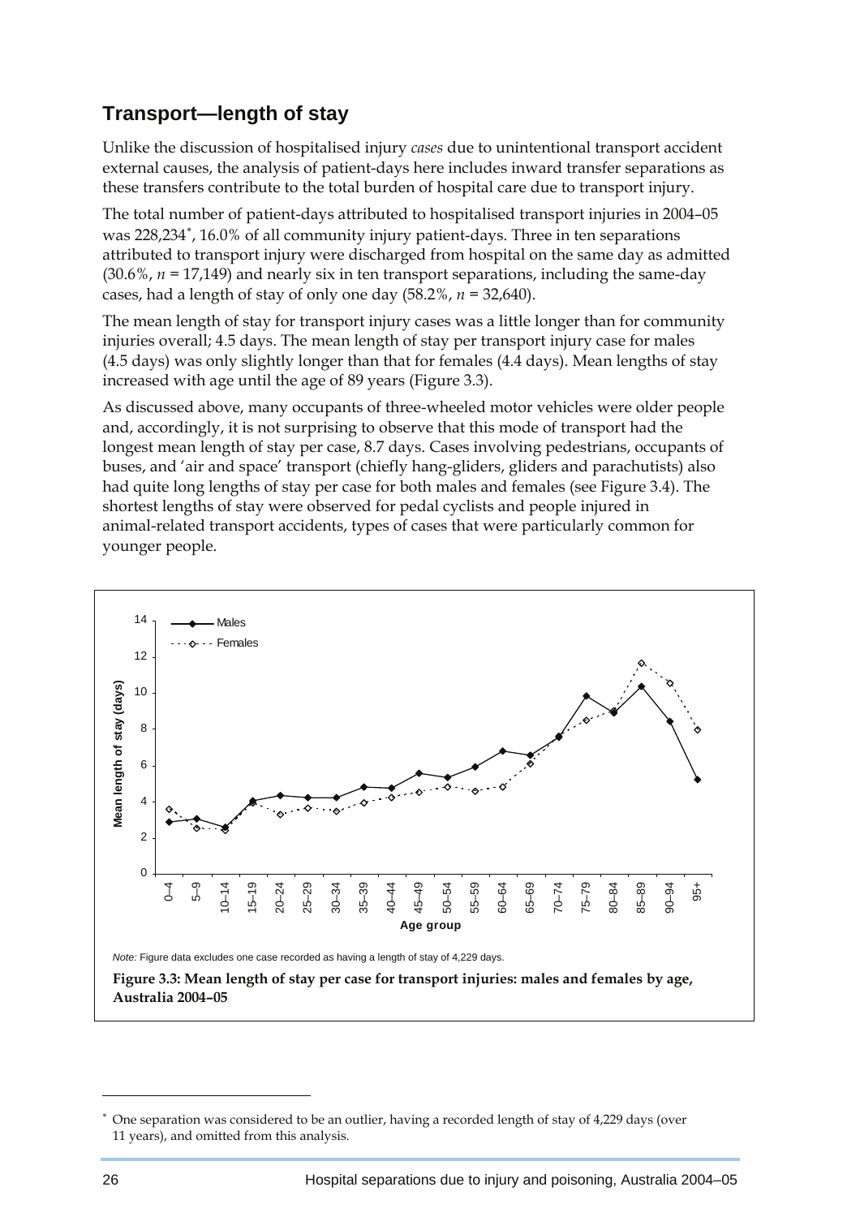## Transport—length of stay

Unlike the discussion of hospitalised injury *cases* due to unintentional transport accident external causes, the analysis of patient-days here includes inward transfer separations as these transfers contribute to the total burden of hospital care due to transport injury.

The total number of patient-days attributed to hospitalised transport injuries in 2004–05 was 228,234*, 16.0% of all community injury patient-days. Three in ten separations attributed to transport injury were discharged from hospital on the same day as admitted (30.6%, *n* = 17,149) and nearly six in ten transport separations, including the same-day cases, had a length of stay of only one day (58.2%, *n* = 32,640).

The mean length of stay for transport injury cases was a little longer than for community injuries overall; 4.5 days. The mean length of stay per transport injury case for males (4.5 days) was only slightly longer than that for females (4.4 days). Mean lengths of stay increased with age until the age of 89 years (Figure 3.3).

As discussed above, many occupants of three-wheeled motor vehicles were older people and, accordingly, it is not surprising to observe that this mode of transport had the longest mean length of stay per case, 8.7 days. Cases involving pedestrians, occupants of buses, and 'air and space' transport (chiefly hang-gliders, gliders and parachutists) also had quite long lengths of stay per case for both males and females (see Figure 3.4). The shortest lengths of stay were observed for pedal cyclists and people injured in animal-related transport accidents, types of cases that were particularly common for younger people.

*Note:* Figure data excludes one case recorded as having a length of stay of 4,229 days.

**Figure 3.3: Mean length of stay per case for transport injuries: males and females by age, Australia 2004–05**

---

\* One separation was considered to be an outlier, having a recorded length of stay of 4,229 days (over 11 years), and omitted from this analysis.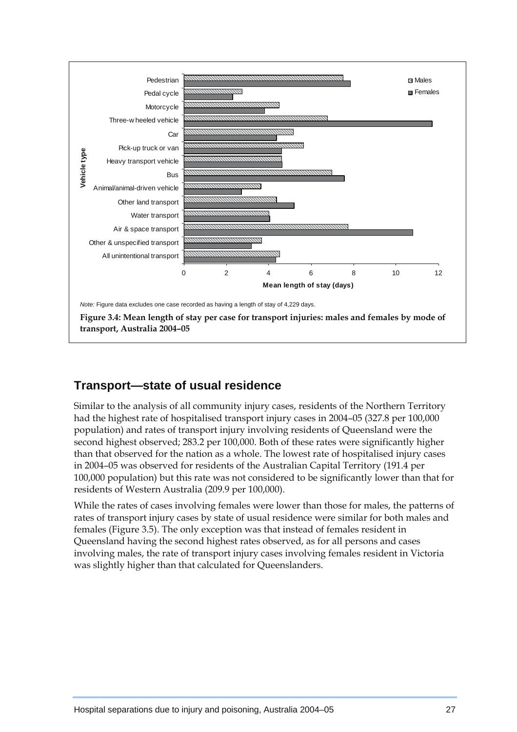*Note:* Figure data excludes one case recorded as having a length of stay of 4,229 days.

**Figure 3.4: Mean length of stay per case for transport injuries: males and females by mode of transport, Australia 2004–05**

## Transport—state of usual residence

Similar to the analysis of all community injury cases, residents of the Northern Territory had the highest rate of hospitalised transport injury cases in 2004–05 (327.8 per 100,000 population) and rates of transport injury involving residents of Queensland were the second highest observed; 283.2 per 100,000. Both of these rates were significantly higher than that observed for the nation as a whole. The lowest rate of hospitalised injury cases in 2004–05 was observed for residents of the Australian Capital Territory (191.4 per 100,000 population) but this rate was not considered to be significantly lower than that for residents of Western Australia (209.9 per 100,000).

While the rates of cases involving females were lower than those for males, the patterns of rates of transport injury cases by state of usual residence were similar for both males and females (Figure 3.5). The only exception was that instead of females resident in Queensland having the second highest rates observed, as for all persons and cases involving males, the rate of transport injury cases involving females resident in Victoria was slightly higher than that calculated for Queenslanders.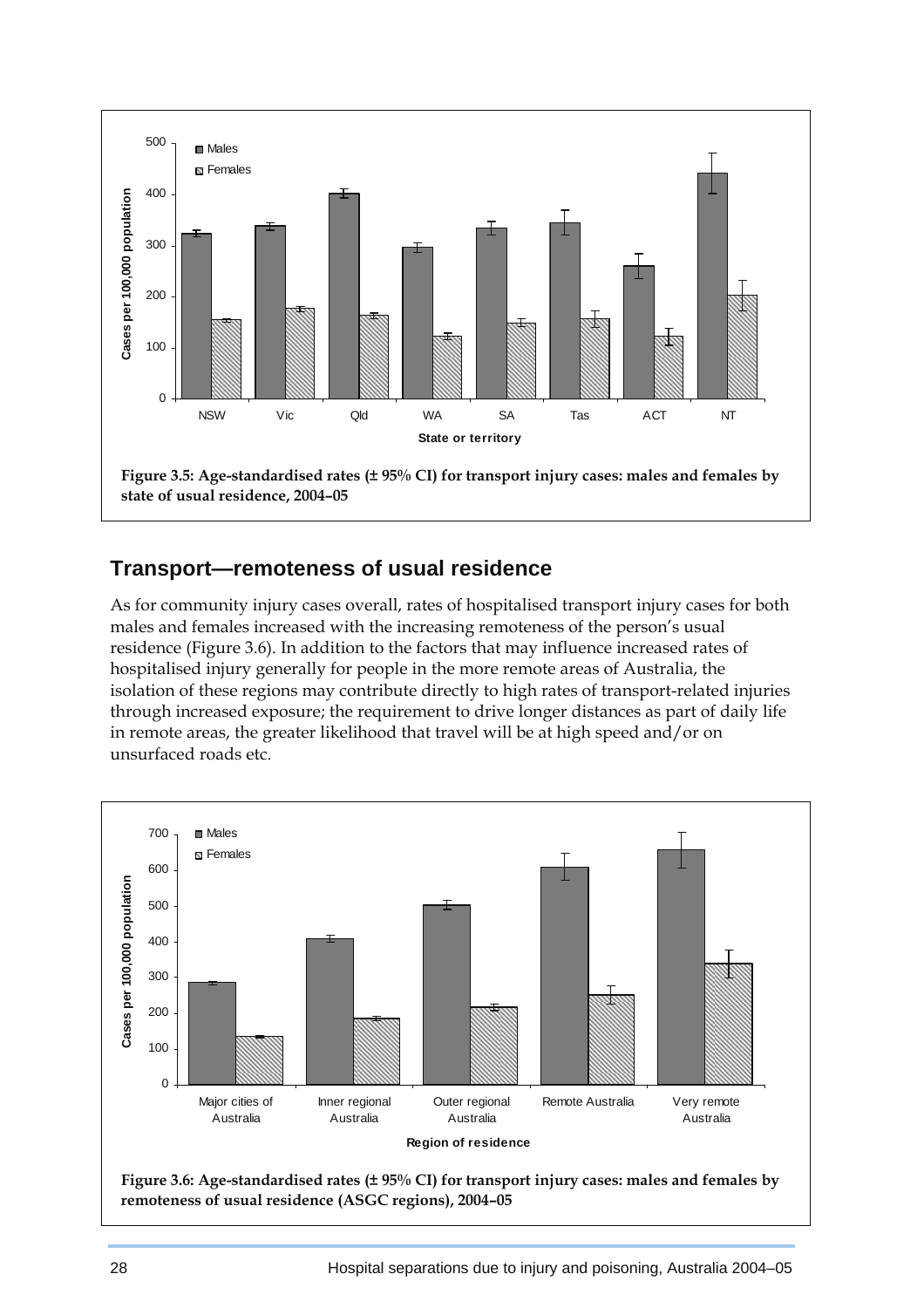Figure 3.5: Age-standardised rates (± 95% CI) for transport injury cases: males and females by state of usual residence, 2004–05

## Transport—remoteness of usual residence

As for community injury cases overall, rates of hospitalised transport injury cases for both males and females increased with the increasing remoteness of the person's usual residence (Figure 3.6). In addition to the factors that may influence increased rates of hospitalised injury generally for people in the more remote areas of Australia, the isolation of these regions may contribute directly to high rates of transport-related injuries through increased exposure; the requirement to drive longer distances as part of daily life in remote areas, the greater likelihood that travel will be at high speed and/or on unsurfaced roads etc.

Figure 3.6: Age-standardised rates (± 95% CI) for transport injury cases: males and females by remoteness of usual residence (ASGC regions), 2004–05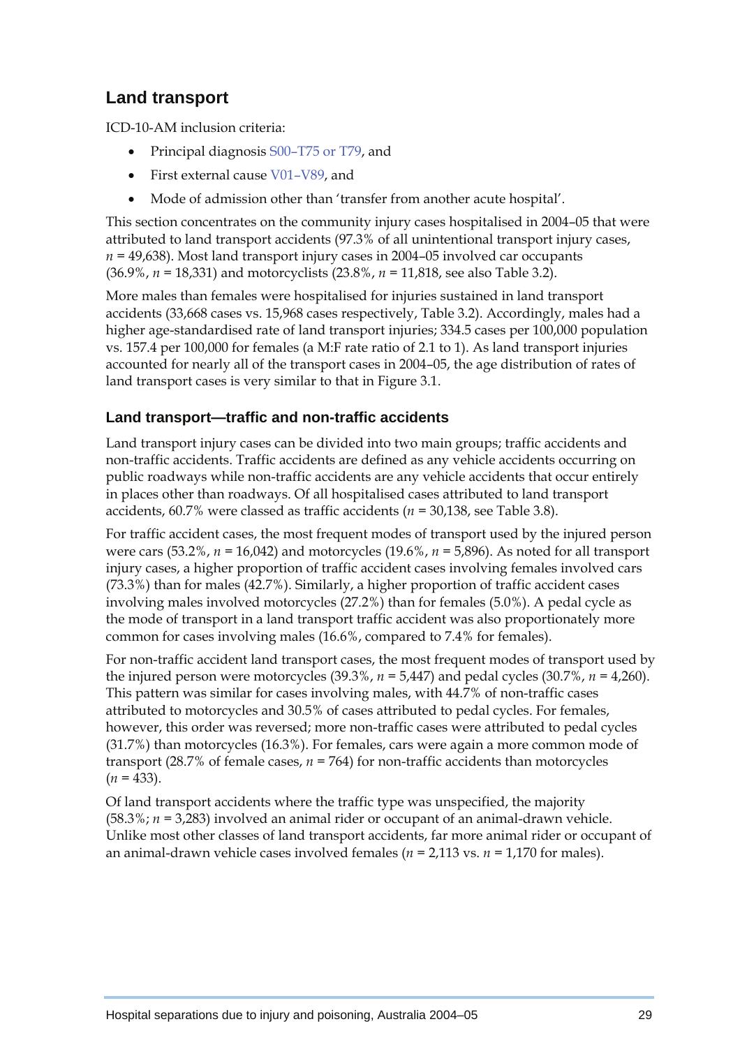## Land transport

ICD-10-AM inclusion criteria:

- Principal diagnosis S00–T75 or T79, and
- First external cause V01–V89, and
- Mode of admission other than 'transfer from another acute hospital'.

This section concentrates on the community injury cases hospitalised in 2004–05 that were attributed to land transport accidents (97.3% of all unintentional transport injury cases, *n* = 49,638). Most land transport injury cases in 2004–05 involved car occupants (36.9%, *n* = 18,331) and motorcyclists (23.8%, *n* = 11,818, see also Table 3.2).

More males than females were hospitalised for injuries sustained in land transport accidents (33,668 cases vs. 15,968 cases respectively, Table 3.2). Accordingly, males had a higher age-standardised rate of land transport injuries; 334.5 cases per 100,000 population vs. 157.4 per 100,000 for females (a M:F rate ratio of 2.1 to 1). As land transport injuries accounted for nearly all of the transport cases in 2004–05, the age distribution of rates of land transport cases is very similar to that in Figure 3.1.

### Land transport—traffic and non-traffic accidents

Land transport injury cases can be divided into two main groups; traffic accidents and non-traffic accidents. Traffic accidents are defined as any vehicle accidents occurring on public roadways while non-traffic accidents are any vehicle accidents that occur entirely in places other than roadways. Of all hospitalised cases attributed to land transport accidents, 60.7% were classed as traffic accidents (*n* = 30,138, see Table 3.8).

For traffic accident cases, the most frequent modes of transport used by the injured person were cars (53.2%, *n* = 16,042) and motorcycles (19.6%, *n* = 5,896). As noted for all transport injury cases, a higher proportion of traffic accident cases involving females involved cars (73.3%) than for males (42.7%). Similarly, a higher proportion of traffic accident cases involving males involved motorcycles (27.2%) than for females (5.0%). A pedal cycle as the mode of transport in a land transport traffic accident was also proportionately more common for cases involving males (16.6%, compared to 7.4% for females).

For non-traffic accident land transport cases, the most frequent modes of transport used by the injured person were motorcycles (39.3%, *n* = 5,447) and pedal cycles (30.7%, *n* = 4,260). This pattern was similar for cases involving males, with 44.7% of non-traffic cases attributed to motorcycles and 30.5% of cases attributed to pedal cycles. For females, however, this order was reversed; more non-traffic cases were attributed to pedal cycles (31.7%) than motorcycles (16.3%). For females, cars were again a more common mode of transport (28.7% of female cases, *n* = 764) for non-traffic accidents than motorcycles (*n* = 433).

Of land transport accidents where the traffic type was unspecified, the majority (58.3%; *n* = 3,283) involved an animal rider or occupant of an animal-drawn vehicle. Unlike most other classes of land transport accidents, far more animal rider or occupant of an animal-drawn vehicle cases involved females (*n* = 2,113 vs. *n* = 1,170 for males).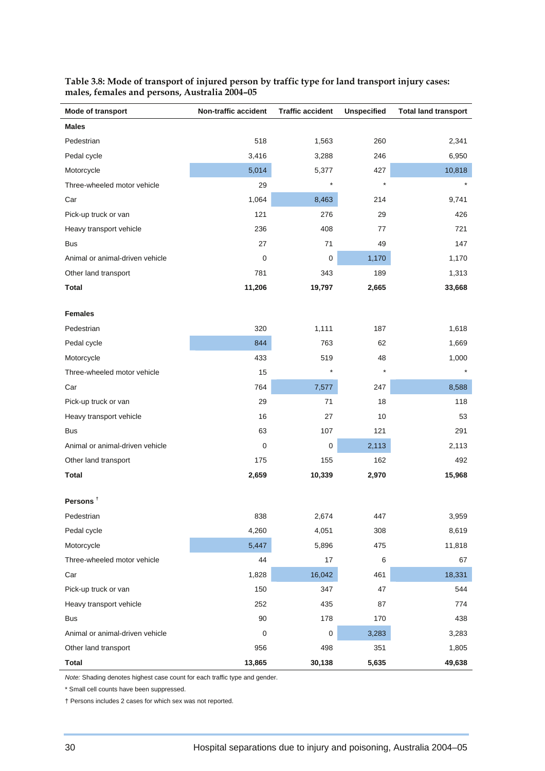**Table 3.8: Mode of transport of injured person by traffic type for land transport injury cases: males, females and persons, Australia 2004–05**

| Mode of transport | Non-traffic accident | Traffic accident | Unspecified | Total land transport |
|---|---|---|---|---|
| **Males** | | | | |
| Pedestrian | 518 | 1,563 | 260 | 2,341 |
| Pedal cycle | 3,416 | 3,288 | 246 | 6,950 |
| Motorcycle | 5,014 | 5,377 | 427 | 10,818 |
| Three-wheeled motor vehicle | 29 | * | * | * |
| Car | 1,064 | 8,463 | 214 | 9,741 |
| Pick-up truck or van | 121 | 276 | 29 | 426 |
| Heavy transport vehicle | 236 | 408 | 77 | 721 |
| Bus | 27 | 71 | 49 | 147 |
| Animal or animal-driven vehicle | 0 | 0 | 1,170 | 1,170 |
| Other land transport | 781 | 343 | 189 | 1,313 |
| **Total** | **11,206** | **19,797** | **2,665** | **33,668** |
| **Females** | | | | |
| Pedestrian | 320 | 1,111 | 187 | 1,618 |
| Pedal cycle | 844 | 763 | 62 | 1,669 |
| Motorcycle | 433 | 519 | 48 | 1,000 |
| Three-wheeled motor vehicle | 15 | * | * | * |
| Car | 764 | 7,577 | 247 | 8,588 |
| Pick-up truck or van | 29 | 71 | 18 | 118 |
| Heavy transport vehicle | 16 | 27 | 10 | 53 |
| Bus | 63 | 107 | 121 | 291 |
| Animal or animal-driven vehicle | 0 | 0 | 2,113 | 2,113 |
| Other land transport | 175 | 155 | 162 | 492 |
| **Total** | **2,659** | **10,339** | **2,970** | **15,968** |
| **Persons** † | | | | |
| Pedestrian | 838 | 2,674 | 447 | 3,959 |
| Pedal cycle | 4,260 | 4,051 | 308 | 8,619 |
| Motorcycle | 5,447 | 5,896 | 475 | 11,818 |
| Three-wheeled motor vehicle | 44 | 17 | 6 | 67 |
| Car | 1,828 | 16,042 | 461 | 18,331 |
| Pick-up truck or van | 150 | 347 | 47 | 544 |
| Heavy transport vehicle | 252 | 435 | 87 | 774 |
| Bus | 90 | 178 | 170 | 438 |
| Animal or animal-driven vehicle | 0 | 0 | 3,283 | 3,283 |
| Other land transport | 956 | 498 | 351 | 1,805 |
| **Total** | **13,865** | **30,138** | **5,635** | **49,638** |

*Note:* Shading denotes highest case count for each traffic type and gender.

* Small cell counts have been suppressed.

† Persons includes 2 cases for which sex was not reported.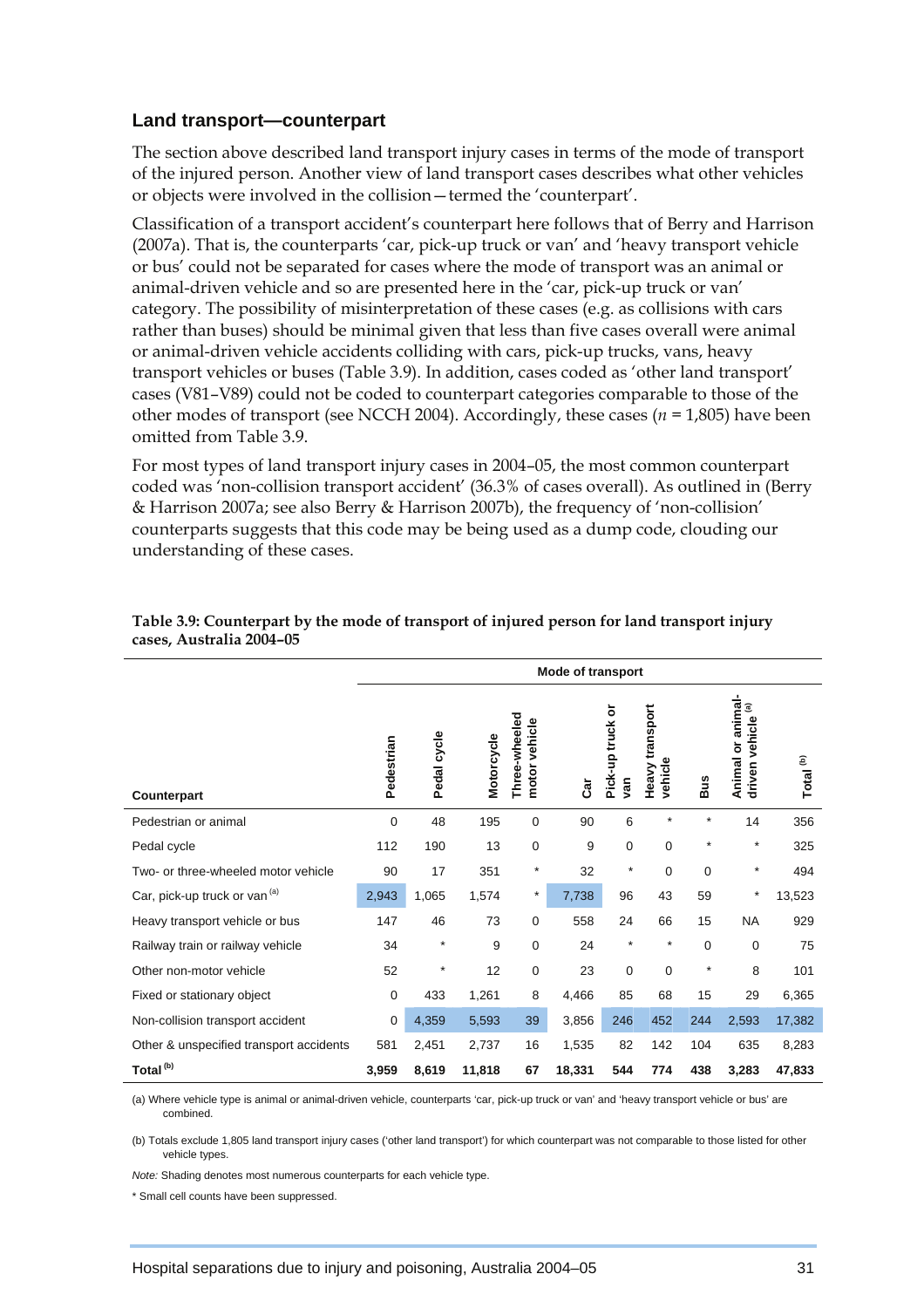## Land transport—counterpart

The section above described land transport injury cases in terms of the mode of transport of the injured person. Another view of land transport cases describes what other vehicles or objects were involved in the collision—termed the 'counterpart'.

Classification of a transport accident's counterpart here follows that of Berry and Harrison (2007a). That is, the counterparts 'car, pick-up truck or van' and 'heavy transport vehicle or bus' could not be separated for cases where the mode of transport was an animal or animal-driven vehicle and so are presented here in the 'car, pick-up truck or van' category. The possibility of misinterpretation of these cases (e.g. as collisions with cars rather than buses) should be minimal given that less than five cases overall were animal or animal-driven vehicle accidents colliding with cars, pick-up trucks, vans, heavy transport vehicles or buses (Table 3.9). In addition, cases coded as 'other land transport' cases (V81–V89) could not be coded to counterpart categories comparable to those of the other modes of transport (see NCCH 2004). Accordingly, these cases (*n* = 1,805) have been omitted from Table 3.9.

For most types of land transport injury cases in 2004–05, the most common counterpart coded was 'non-collision transport accident' (36.3% of cases overall). As outlined in (Berry & Harrison 2007a; see also Berry & Harrison 2007b), the frequency of 'non-collision' counterparts suggests that this code may be being used as a dump code, clouding our understanding of these cases.

**Table 3.9: Counterpart by the mode of transport of injured person for land transport injury cases, Australia 2004–05**

| | Mode of transport | | | | | | | | | |
|---|---|---|---|---|---|---|---|---|---|---|
| Counterpart | Pedestrian | Pedal cycle | Motorcycle | Three-wheeled motor vehicle | Car | Pick-up truck or van | Heavy transport vehicle | Bus | Animal or animal-driven vehicle [(a)] | Total [(b)] |
| Pedestrian or animal | 0 | 48 | 195 | 0 | 90 | 6 | * | * | 14 | 356 |
| Pedal cycle | 112 | 190 | 13 | 0 | 9 | 0 | 0 | * | * | 325 |
| Two- or three-wheeled motor vehicle | 90 | 17 | 351 | * | 32 | * | 0 | 0 | * | 494 |
| Car, pick-up truck or van [(a)] | 2,943 | 1,065 | 1,574 | * | 7,738 | 96 | 43 | 59 | * | 13,523 |
| Heavy transport vehicle or bus | 147 | 46 | 73 | 0 | 558 | 24 | 66 | 15 | NA | 929 |
| Railway train or railway vehicle | 34 | * | 9 | 0 | 24 | * | * | 0 | 0 | 75 |
| Other non-motor vehicle | 52 | * | 12 | 0 | 23 | 0 | 0 | * | 8 | 101 |
| Fixed or stationary object | 0 | 433 | 1,261 | 8 | 4,466 | 85 | 68 | 15 | 29 | 6,365 |
| Non-collision transport accident | 0 | 4,359 | 5,593 | 39 | 3,856 | 246 | 452 | 244 | 2,593 | 17,382 |
| Other & unspecified transport accidents | 581 | 2,451 | 2,737 | 16 | 1,535 | 82 | 142 | 104 | 635 | 8,283 |
| **Total [(b)]** | **3,959** | **8,619** | **11,818** | **67** | **18,331** | **544** | **774** | **438** | **3,283** | **47,833** |

(a) Where vehicle type is animal or animal-driven vehicle, counterparts 'car, pick-up truck or van' and 'heavy transport vehicle or bus' are combined.

(b) Totals exclude 1,805 land transport injury cases ('other land transport') for which counterpart was not comparable to those listed for other vehicle types.

*Note:* Shading denotes most numerous counterparts for each vehicle type.

\* Small cell counts have been suppressed.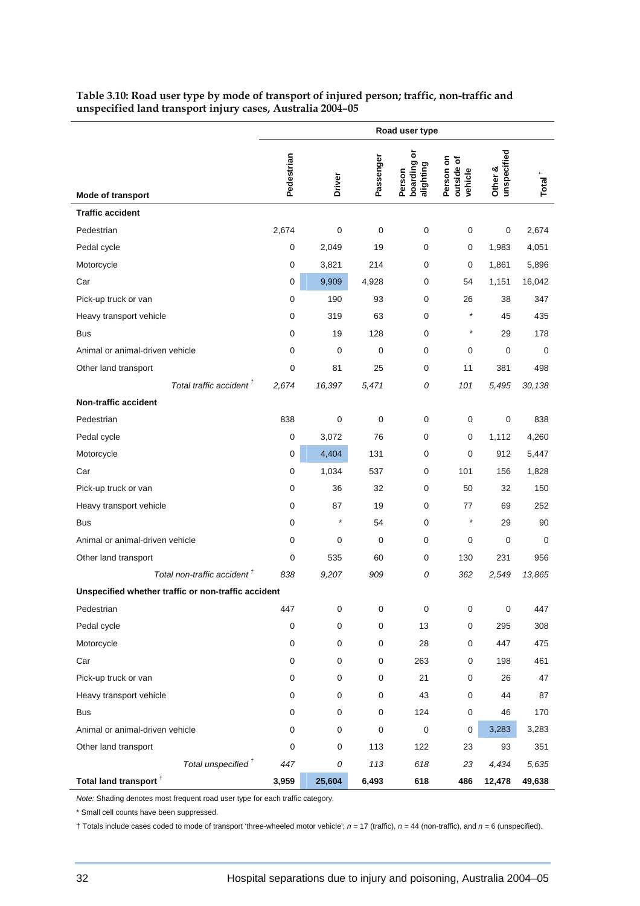**Table 3.10: Road user type by mode of transport of injured person; traffic, non-traffic and unspecified land transport injury cases, Australia 2004–05**

| | Road user type | | | | | | |
|---|---|---|---|---|---|---|---|
| **Mode of transport** | Pedestrian | Driver | Passenger | Person boarding or alighting | Person on outside of vehicle | Other & unspecified | Total † |
| **Traffic accident** | | | | | | | |
| Pedestrian | 2,674 | 0 | 0 | 0 | 0 | 0 | 2,674 |
| Pedal cycle | 0 | 2,049 | 19 | 0 | 0 | 1,983 | 4,051 |
| Motorcycle | 0 | 3,821 | 214 | 0 | 0 | 1,861 | 5,896 |
| Car | 0 | 9,909 | 4,928 | 0 | 54 | 1,151 | 16,042 |
| Pick-up truck or van | 0 | 190 | 93 | 0 | 26 | 38 | 347 |
| Heavy transport vehicle | 0 | 319 | 63 | 0 | * | 45 | 435 |
| Bus | 0 | 19 | 128 | 0 | * | 29 | 178 |
| Animal or animal-driven vehicle | 0 | 0 | 0 | 0 | 0 | 0 | 0 |
| Other land transport | 0 | 81 | 25 | 0 | 11 | 381 | 498 |
| *Total traffic accident †* | *2,674* | *16,397* | *5,471* | *0* | *101* | *5,495* | *30,138* |
| **Non-traffic accident** | | | | | | | |
| Pedestrian | 838 | 0 | 0 | 0 | 0 | 0 | 838 |
| Pedal cycle | 0 | 3,072 | 76 | 0 | 0 | 1,112 | 4,260 |
| Motorcycle | 0 | 4,404 | 131 | 0 | 0 | 912 | 5,447 |
| Car | 0 | 1,034 | 537 | 0 | 101 | 156 | 1,828 |
| Pick-up truck or van | 0 | 36 | 32 | 0 | 50 | 32 | 150 |
| Heavy transport vehicle | 0 | 87 | 19 | 0 | 77 | 69 | 252 |
| Bus | 0 | * | 54 | 0 | * | 29 | 90 |
| Animal or animal-driven vehicle | 0 | 0 | 0 | 0 | 0 | 0 | 0 |
| Other land transport | 0 | 535 | 60 | 0 | 130 | 231 | 956 |
| *Total non-traffic accident †* | *838* | *9,207* | *909* | *0* | *362* | *2,549* | *13,865* |
| **Unspecified whether traffic or non-traffic accident** | | | | | | | |
| Pedestrian | 447 | 0 | 0 | 0 | 0 | 0 | 447 |
| Pedal cycle | 0 | 0 | 0 | 13 | 0 | 295 | 308 |
| Motorcycle | 0 | 0 | 0 | 28 | 0 | 447 | 475 |
| Car | 0 | 0 | 0 | 263 | 0 | 198 | 461 |
| Pick-up truck or van | 0 | 0 | 0 | 21 | 0 | 26 | 47 |
| Heavy transport vehicle | 0 | 0 | 0 | 43 | 0 | 44 | 87 |
| Bus | 0 | 0 | 0 | 124 | 0 | 46 | 170 |
| Animal or animal-driven vehicle | 0 | 0 | 0 | 0 | 0 | 3,283 | 3,283 |
| Other land transport | 0 | 0 | 113 | 122 | 23 | 93 | 351 |
| *Total unspecified †* | *447* | *0* | *113* | *618* | *23* | *4,434* | *5,635* |
| **Total land transport †** | **3,959** | **25,604** | **6,493** | **618** | **486** | **12,478** | **49,638** |

*Note:* Shading denotes most frequent road user type for each traffic category.

\* Small cell counts have been suppressed.

† Totals include cases coded to mode of transport 'three-wheeled motor vehicle'; $n$ = 17 (traffic), $n$ = 44 (non-traffic), and $n$ = 6 (unspecified).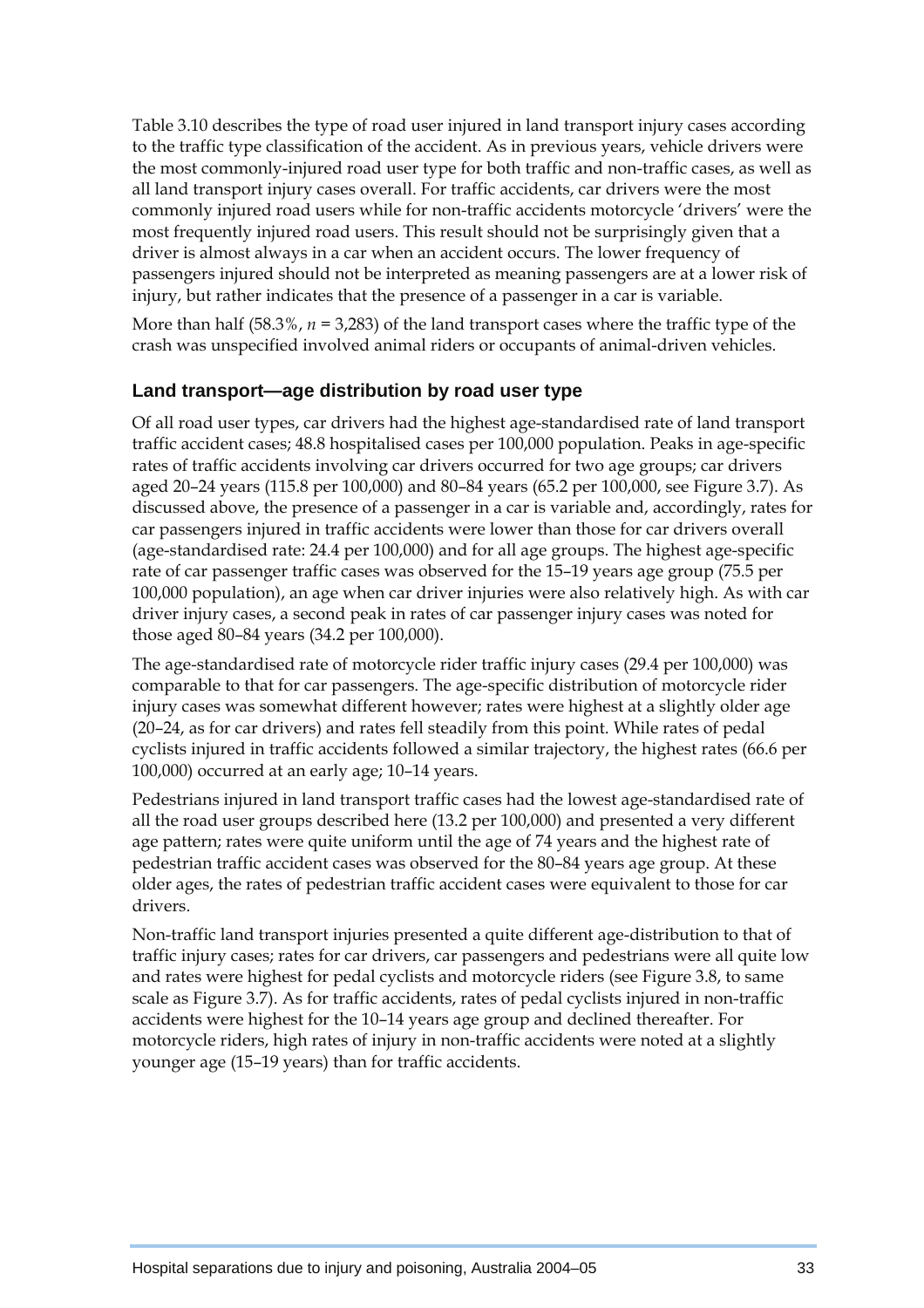Table 3.10 describes the type of road user injured in land transport injury cases according to the traffic type classification of the accident. As in previous years, vehicle drivers were the most commonly-injured road user type for both traffic and non-traffic cases, as well as all land transport injury cases overall. For traffic accidents, car drivers were the most commonly injured road users while for non-traffic accidents motorcycle 'drivers' were the most frequently injured road users. This result should not be surprisingly given that a driver is almost always in a car when an accident occurs. The lower frequency of passengers injured should not be interpreted as meaning passengers are at a lower risk of injury, but rather indicates that the presence of a passenger in a car is variable.

More than half (58.3%, *n* = 3,283) of the land transport cases where the traffic type of the crash was unspecified involved animal riders or occupants of animal-driven vehicles.

## Land transport—age distribution by road user type

Of all road user types, car drivers had the highest age-standardised rate of land transport traffic accident cases; 48.8 hospitalised cases per 100,000 population. Peaks in age-specific rates of traffic accidents involving car drivers occurred for two age groups; car drivers aged 20–24 years (115.8 per 100,000) and 80–84 years (65.2 per 100,000, see Figure 3.7). As discussed above, the presence of a passenger in a car is variable and, accordingly, rates for car passengers injured in traffic accidents were lower than those for car drivers overall (age-standardised rate: 24.4 per 100,000) and for all age groups. The highest age-specific rate of car passenger traffic cases was observed for the 15–19 years age group (75.5 per 100,000 population), an age when car driver injuries were also relatively high. As with car driver injury cases, a second peak in rates of car passenger injury cases was noted for those aged 80–84 years (34.2 per 100,000).

The age-standardised rate of motorcycle rider traffic injury cases (29.4 per 100,000) was comparable to that for car passengers. The age-specific distribution of motorcycle rider injury cases was somewhat different however; rates were highest at a slightly older age (20–24, as for car drivers) and rates fell steadily from this point. While rates of pedal cyclists injured in traffic accidents followed a similar trajectory, the highest rates (66.6 per 100,000) occurred at an early age; 10–14 years.

Pedestrians injured in land transport traffic cases had the lowest age-standardised rate of all the road user groups described here (13.2 per 100,000) and presented a very different age pattern; rates were quite uniform until the age of 74 years and the highest rate of pedestrian traffic accident cases was observed for the 80–84 years age group. At these older ages, the rates of pedestrian traffic accident cases were equivalent to those for car drivers.

Non-traffic land transport injuries presented a quite different age-distribution to that of traffic injury cases; rates for car drivers, car passengers and pedestrians were all quite low and rates were highest for pedal cyclists and motorcycle riders (see Figure 3.8, to same scale as Figure 3.7). As for traffic accidents, rates of pedal cyclists injured in non-traffic accidents were highest for the 10–14 years age group and declined thereafter. For motorcycle riders, high rates of injury in non-traffic accidents were noted at a slightly younger age (15–19 years) than for traffic accidents.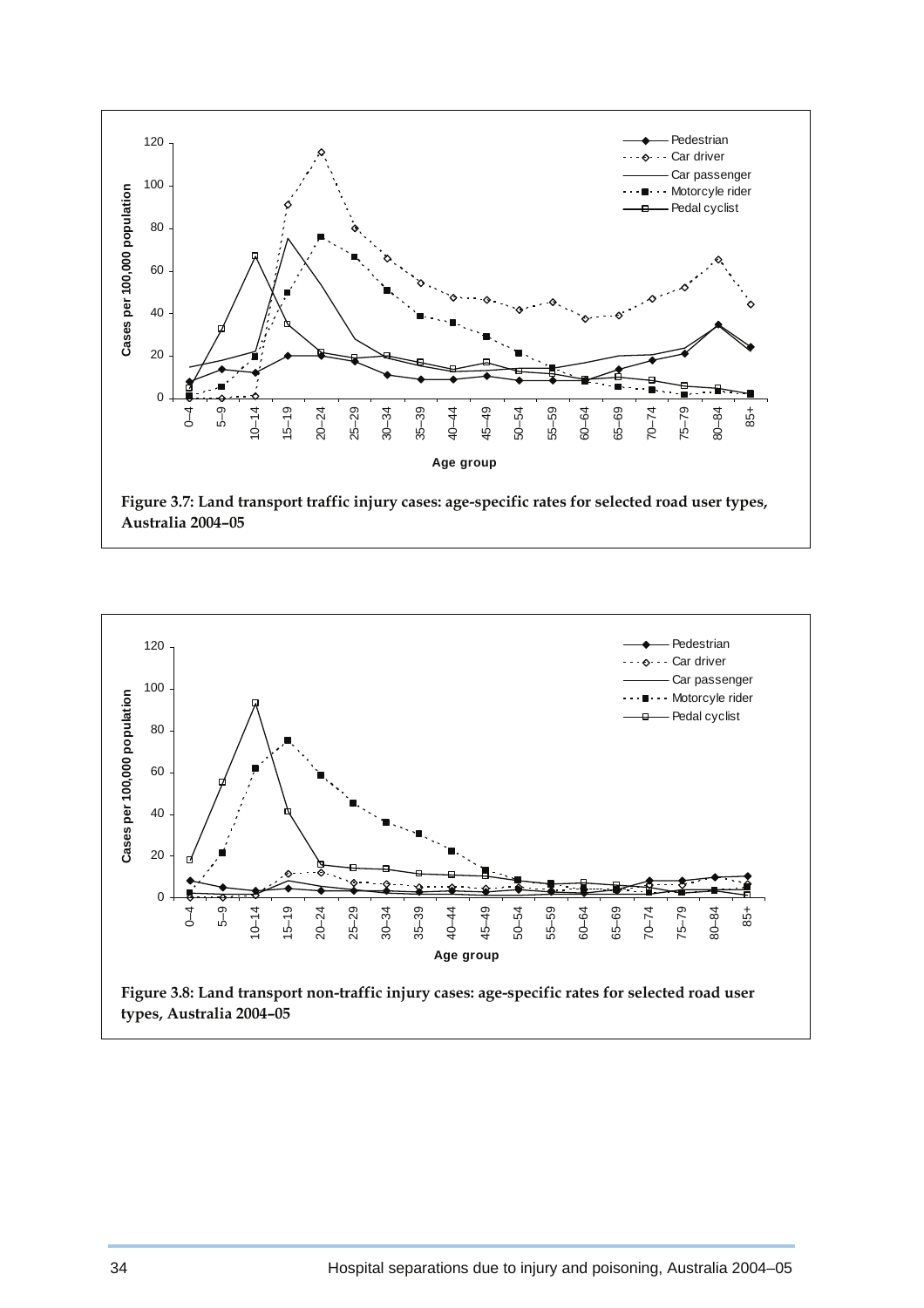Figure 3.7: Land transport traffic injury cases: age-specific rates for selected road user types, Australia 2004–05

Figure 3.8: Land transport non-traffic injury cases: age-specific rates for selected road user types, Australia 2004–05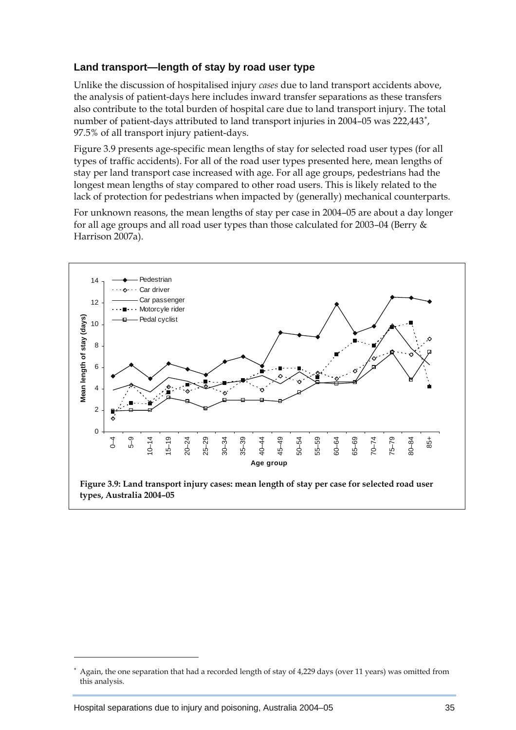### Land transport—length of stay by road user type

Unlike the discussion of hospitalised injury *cases* due to land transport accidents above, the analysis of patient-days here includes inward transfer separations as these transfers also contribute to the total burden of hospital care due to land transport injury. The total number of patient-days attributed to land transport injuries in 2004–05 was 222,443*, 97.5% of all transport injury patient-days.

Figure 3.9 presents age-specific mean lengths of stay for selected road user types (for all types of traffic accidents). For all of the road user types presented here, mean lengths of stay per land transport case increased with age. For all age groups, pedestrians had the longest mean lengths of stay compared to other road users. This is likely related to the lack of protection for pedestrians when impacted by (generally) mechanical counterparts.

For unknown reasons, the mean lengths of stay per case in 2004–05 are about a day longer for all age groups and all road user types than those calculated for 2003–04 (Berry & Harrison 2007a).

**Figure 3.9: Land transport injury cases: mean length of stay per case for selected road user types, Australia 2004–05**

---

\* Again, the one separation that had a recorded length of stay of 4,229 days (over 11 years) was omitted from this analysis.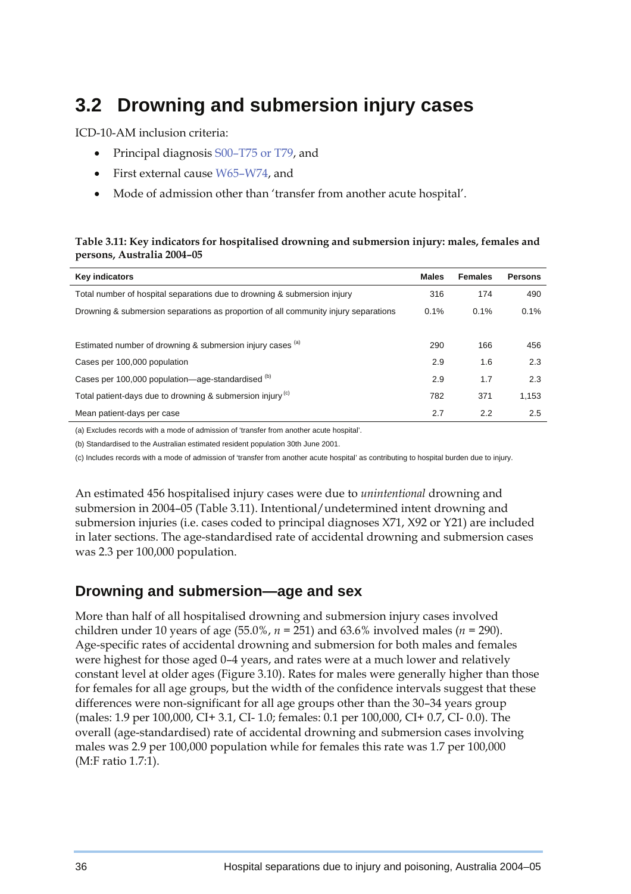# 3.2 Drowning and submersion injury cases

ICD-10-AM inclusion criteria:

- Principal diagnosis S00–T75 or T79, and
- First external cause W65–W74, and
- Mode of admission other than 'transfer from another acute hospital'.

**Table 3.11: Key indicators for hospitalised drowning and submersion injury: males, females and persons, Australia 2004–05**

| Key indicators | Males | Females | Persons |
|---|---|---|---|
| Total number of hospital separations due to drowning & submersion injury | 316 | 174 | 490 |
| Drowning & submersion separations as proportion of all community injury separations | 0.1% | 0.1% | 0.1% |
| Estimated number of drowning & submersion injury cases [(a)] | 290 | 166 | 456 |
| Cases per 100,000 population | 2.9 | 1.6 | 2.3 |
| Cases per 100,000 population—age-standardised [(b)] | 2.9 | 1.7 | 2.3 |
| Total patient-days due to drowning & submersion injury [(c)] | 782 | 371 | 1,153 |
| Mean patient-days per case | 2.7 | 2.2 | 2.5 |

(a) Excludes records with a mode of admission of 'transfer from another acute hospital'.

(b) Standardised to the Australian estimated resident population 30th June 2001.

(c) Includes records with a mode of admission of 'transfer from another acute hospital' as contributing to hospital burden due to injury.

An estimated 456 hospitalised injury cases were due to *unintentional* drowning and submersion in 2004–05 (Table 3.11). Intentional/undetermined intent drowning and submersion injuries (i.e. cases coded to principal diagnoses X71, X92 or Y21) are included in later sections. The age-standardised rate of accidental drowning and submersion cases was 2.3 per 100,000 population.

## Drowning and submersion—age and sex

More than half of all hospitalised drowning and submersion injury cases involved children under 10 years of age (55.0%, *n* = 251) and 63.6% involved males (*n* = 290). Age-specific rates of accidental drowning and submersion for both males and females were highest for those aged 0–4 years, and rates were at a much lower and relatively constant level at older ages (Figure 3.10). Rates for males were generally higher than those for females for all age groups, but the width of the confidence intervals suggest that these differences were non-significant for all age groups other than the 30–34 years group (males: 1.9 per 100,000, CI+ 3.1, CI- 1.0; females: 0.1 per 100,000, CI+ 0.7, CI- 0.0). The overall (age-standardised) rate of accidental drowning and submersion cases involving males was 2.9 per 100,000 population while for females this rate was 1.7 per 100,000 (M:F ratio 1.7:1).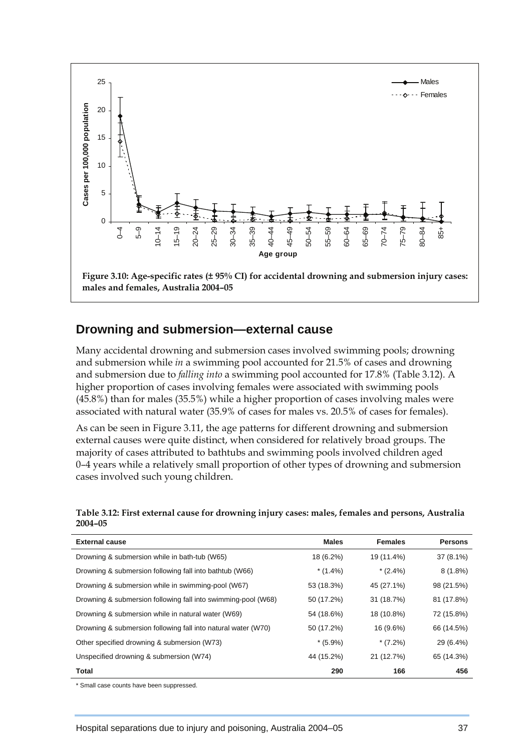Figure 3.10: Age-specific rates (± 95% CI) for accidental drowning and submersion injury cases: males and females, Australia 2004–05

## Drowning and submersion—external cause

Many accidental drowning and submersion cases involved swimming pools; drowning and submersion while *in* a swimming pool accounted for 21.5% of cases and drowning and submersion due to *falling into* a swimming pool accounted for 17.8% (Table 3.12). A higher proportion of cases involving females were associated with swimming pools (45.8%) than for males (35.5%) while a higher proportion of cases involving males were associated with natural water (35.9% of cases for males vs. 20.5% of cases for females).

As can be seen in Figure 3.11, the age patterns for different drowning and submersion external causes were quite distinct, when considered for relatively broad groups. The majority of cases attributed to bathtubs and swimming pools involved children aged 0–4 years while a relatively small proportion of other types of drowning and submersion cases involved such young children.

**Table 3.12: First external cause for drowning injury cases: males, females and persons, Australia 2004–05**

| External cause | Males | Females | Persons |
|---|---|---|---|
| Drowning & submersion while in bath-tub (W65) | 18 (6.2%) | 19 (11.4%) | 37 (8.1%) |
| Drowning & submersion following fall into bathtub (W66) | * (1.4%) | * (2.4%) | 8 (1.8%) |
| Drowning & submersion while in swimming-pool (W67) | 53 (18.3%) | 45 (27.1%) | 98 (21.5%) |
| Drowning & submersion following fall into swimming-pool (W68) | 50 (17.2%) | 31 (18.7%) | 81 (17.8%) |
| Drowning & submersion while in natural water (W69) | 54 (18.6%) | 18 (10.8%) | 72 (15.8%) |
| Drowning & submersion following fall into natural water (W70) | 50 (17.2%) | 16 (9.6%) | 66 (14.5%) |
| Other specified drowning & submersion (W73) | * (5.9%) | * (7.2%) | 29 (6.4%) |
| Unspecified drowning & submersion (W74) | 44 (15.2%) | 21 (12.7%) | 65 (14.3%) |
| **Total** | **290** | **166** | **456** |

\* Small case counts have been suppressed.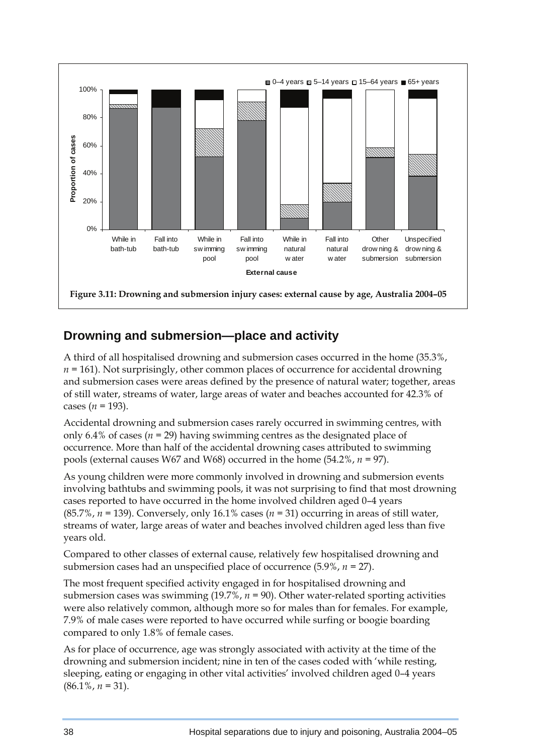**Figure 3.11: Drowning and submersion injury cases: external cause by age, Australia 2004–05**

## Drowning and submersion—place and activity

A third of all hospitalised drowning and submersion cases occurred in the home (35.3%, *n* = 161). Not surprisingly, other common places of occurrence for accidental drowning and submersion cases were areas defined by the presence of natural water; together, areas of still water, streams of water, large areas of water and beaches accounted for 42.3% of cases (*n* = 193).

Accidental drowning and submersion cases rarely occurred in swimming centres, with only 6.4% of cases (*n* = 29) having swimming centres as the designated place of occurrence. More than half of the accidental drowning cases attributed to swimming pools (external causes W67 and W68) occurred in the home (54.2%, *n* = 97).

As young children were more commonly involved in drowning and submersion events involving bathtubs and swimming pools, it was not surprising to find that most drowning cases reported to have occurred in the home involved children aged 0–4 years (85.7%, *n* = 139). Conversely, only 16.1% cases (*n* = 31) occurring in areas of still water, streams of water, large areas of water and beaches involved children aged less than five years old.

Compared to other classes of external cause, relatively few hospitalised drowning and submersion cases had an unspecified place of occurrence (5.9%, *n* = 27).

The most frequent specified activity engaged in for hospitalised drowning and submersion cases was swimming (19.7%, *n* = 90). Other water-related sporting activities were also relatively common, although more so for males than for females. For example, 7.9% of male cases were reported to have occurred while surfing or boogie boarding compared to only 1.8% of female cases.

As for place of occurrence, age was strongly associated with activity at the time of the drowning and submersion incident; nine in ten of the cases coded with 'while resting, sleeping, eating or engaging in other vital activities' involved children aged 0–4 years (86.1%, *n* = 31).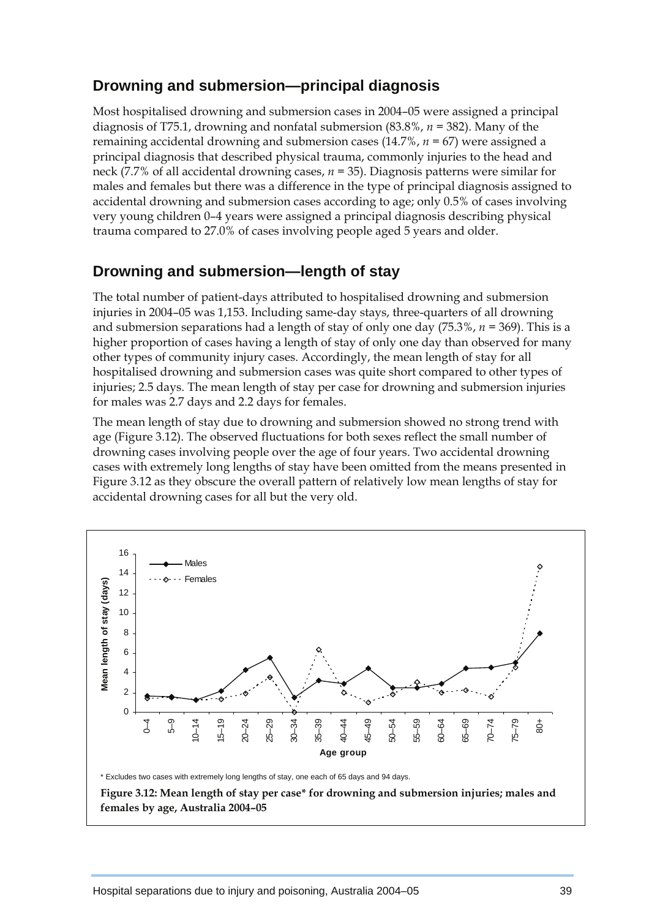## Drowning and submersion—principal diagnosis

Most hospitalised drowning and submersion cases in 2004–05 were assigned a principal diagnosis of T75.1, drowning and nonfatal submersion (83.8%, *n* = 382). Many of the remaining accidental drowning and submersion cases (14.7%, *n* = 67) were assigned a principal diagnosis that described physical trauma, commonly injuries to the head and neck (7.7% of all accidental drowning cases, *n* = 35). Diagnosis patterns were similar for males and females but there was a difference in the type of principal diagnosis assigned to accidental drowning and submersion cases according to age; only 0.5% of cases involving very young children 0–4 years were assigned a principal diagnosis describing physical trauma compared to 27.0% of cases involving people aged 5 years and older.

## Drowning and submersion—length of stay

The total number of patient-days attributed to hospitalised drowning and submersion injuries in 2004–05 was 1,153. Including same-day stays, three-quarters of all drowning and submersion separations had a length of stay of only one day (75.3%, *n* = 369). This is a higher proportion of cases having a length of stay of only one day than observed for many other types of community injury cases. Accordingly, the mean length of stay for all hospitalised drowning and submersion cases was quite short compared to other types of injuries; 2.5 days. The mean length of stay per case for drowning and submersion injuries for males was 2.7 days and 2.2 days for females.

The mean length of stay due to drowning and submersion showed no strong trend with age (Figure 3.12). The observed fluctuations for both sexes reflect the small number of drowning cases involving people over the age of four years. Two accidental drowning cases with extremely long lengths of stay have been omitted from the means presented in Figure 3.12 as they obscure the overall pattern of relatively low mean lengths of stay for accidental drowning cases for all but the very old.

\* Excludes two cases with extremely long lengths of stay, one each of 65 days and 94 days.

**Figure 3.12: Mean length of stay per case\* for drowning and submersion injuries; males and females by age, Australia 2004–05**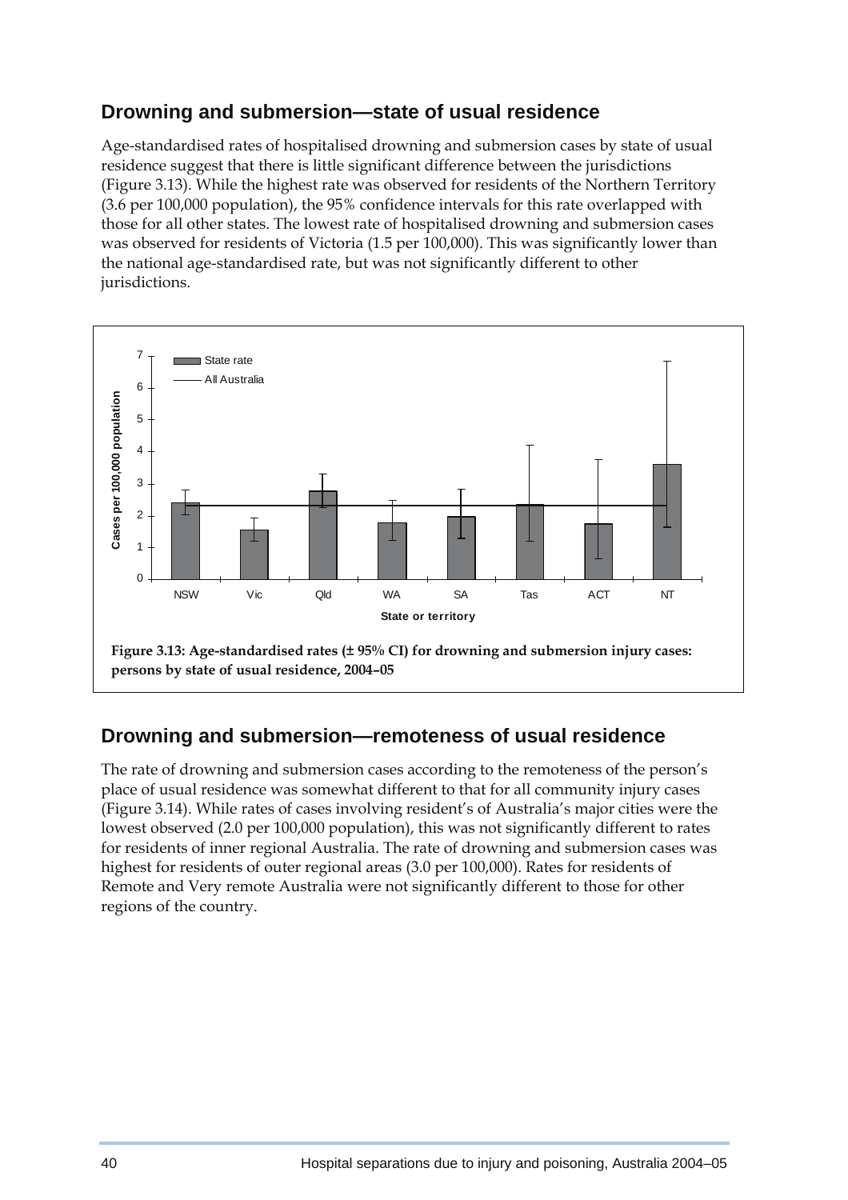## Drowning and submersion—state of usual residence

Age-standardised rates of hospitalised drowning and submersion cases by state of usual residence suggest that there is little significant difference between the jurisdictions (Figure 3.13). While the highest rate was observed for residents of the Northern Territory (3.6 per 100,000 population), the 95% confidence intervals for this rate overlapped with those for all other states. The lowest rate of hospitalised drowning and submersion cases was observed for residents of Victoria (1.5 per 100,000). This was significantly lower than the national age-standardised rate, but was not significantly different to other jurisdictions.

**Figure 3.13: Age-standardised rates (± 95% CI) for drowning and submersion injury cases: persons by state of usual residence, 2004–05**

## Drowning and submersion—remoteness of usual residence

The rate of drowning and submersion cases according to the remoteness of the person's place of usual residence was somewhat different to that for all community injury cases (Figure 3.14). While rates of cases involving resident's of Australia's major cities were the lowest observed (2.0 per 100,000 population), this was not significantly different to rates for residents of inner regional Australia. The rate of drowning and submersion cases was highest for residents of outer regional areas (3.0 per 100,000). Rates for residents of Remote and Very remote Australia were not significantly different to those for other regions of the country.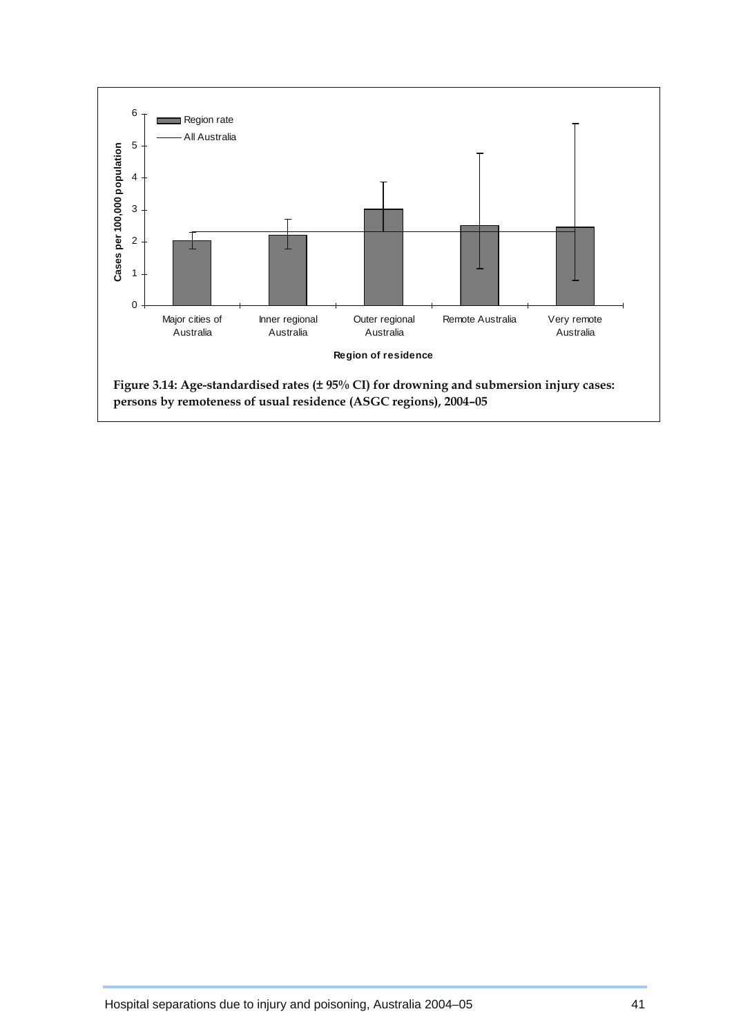Figure 3.14: Age-standardised rates (± 95% CI) for drowning and submersion injury cases: persons by remoteness of usual residence (ASGC regions), 2004–05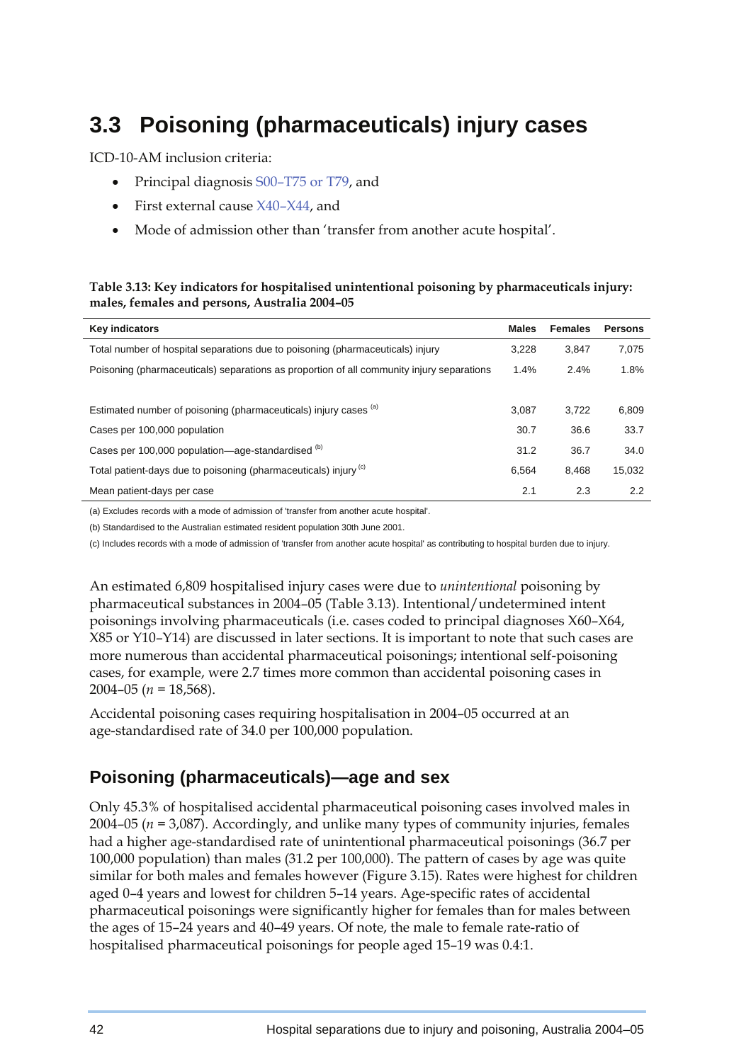# 3.3 Poisoning (pharmaceuticals) injury cases

ICD-10-AM inclusion criteria:

- Principal diagnosis S00–T75 or T79, and
- First external cause X40–X44, and
- Mode of admission other than 'transfer from another acute hospital'.

**Table 3.13: Key indicators for hospitalised unintentional poisoning by pharmaceuticals injury: males, females and persons, Australia 2004–05**

| Key indicators | Males | Females | Persons |
|---|---|---|---|
| Total number of hospital separations due to poisoning (pharmaceuticals) injury | 3,228 | 3,847 | 7,075 |
| Poisoning (pharmaceuticals) separations as proportion of all community injury separations | 1.4% | 2.4% | 1.8% |
| Estimated number of poisoning (pharmaceuticals) injury cases [(a)] | 3,087 | 3,722 | 6,809 |
| Cases per 100,000 population | 30.7 | 36.6 | 33.7 |
| Cases per 100,000 population—age-standardised [(b)] | 31.2 | 36.7 | 34.0 |
| Total patient-days due to poisoning (pharmaceuticals) injury [(c)] | 6,564 | 8,468 | 15,032 |
| Mean patient-days per case | 2.1 | 2.3 | 2.2 |

(a) Excludes records with a mode of admission of 'transfer from another acute hospital'.

(b) Standardised to the Australian estimated resident population 30th June 2001.

(c) Includes records with a mode of admission of 'transfer from another acute hospital' as contributing to hospital burden due to injury.

An estimated 6,809 hospitalised injury cases were due to *unintentional* poisoning by pharmaceutical substances in 2004–05 (Table 3.13). Intentional/undetermined intent poisonings involving pharmaceuticals (i.e. cases coded to principal diagnoses X60–X64, X85 or Y10–Y14) are discussed in later sections. It is important to note that such cases are more numerous than accidental pharmaceutical poisonings; intentional self-poisoning cases, for example, were 2.7 times more common than accidental poisoning cases in 2004–05 (*n* = 18,568).

Accidental poisoning cases requiring hospitalisation in 2004–05 occurred at an age-standardised rate of 34.0 per 100,000 population.

## Poisoning (pharmaceuticals)—age and sex

Only 45.3% of hospitalised accidental pharmaceutical poisoning cases involved males in 2004–05 (*n* = 3,087). Accordingly, and unlike many types of community injuries, females had a higher age-standardised rate of unintentional pharmaceutical poisonings (36.7 per 100,000 population) than males (31.2 per 100,000). The pattern of cases by age was quite similar for both males and females however (Figure 3.15). Rates were highest for children aged 0–4 years and lowest for children 5–14 years. Age-specific rates of accidental pharmaceutical poisonings were significantly higher for females than for males between the ages of 15–24 years and 40–49 years. Of note, the male to female rate-ratio of hospitalised pharmaceutical poisonings for people aged 15–19 was 0.4:1.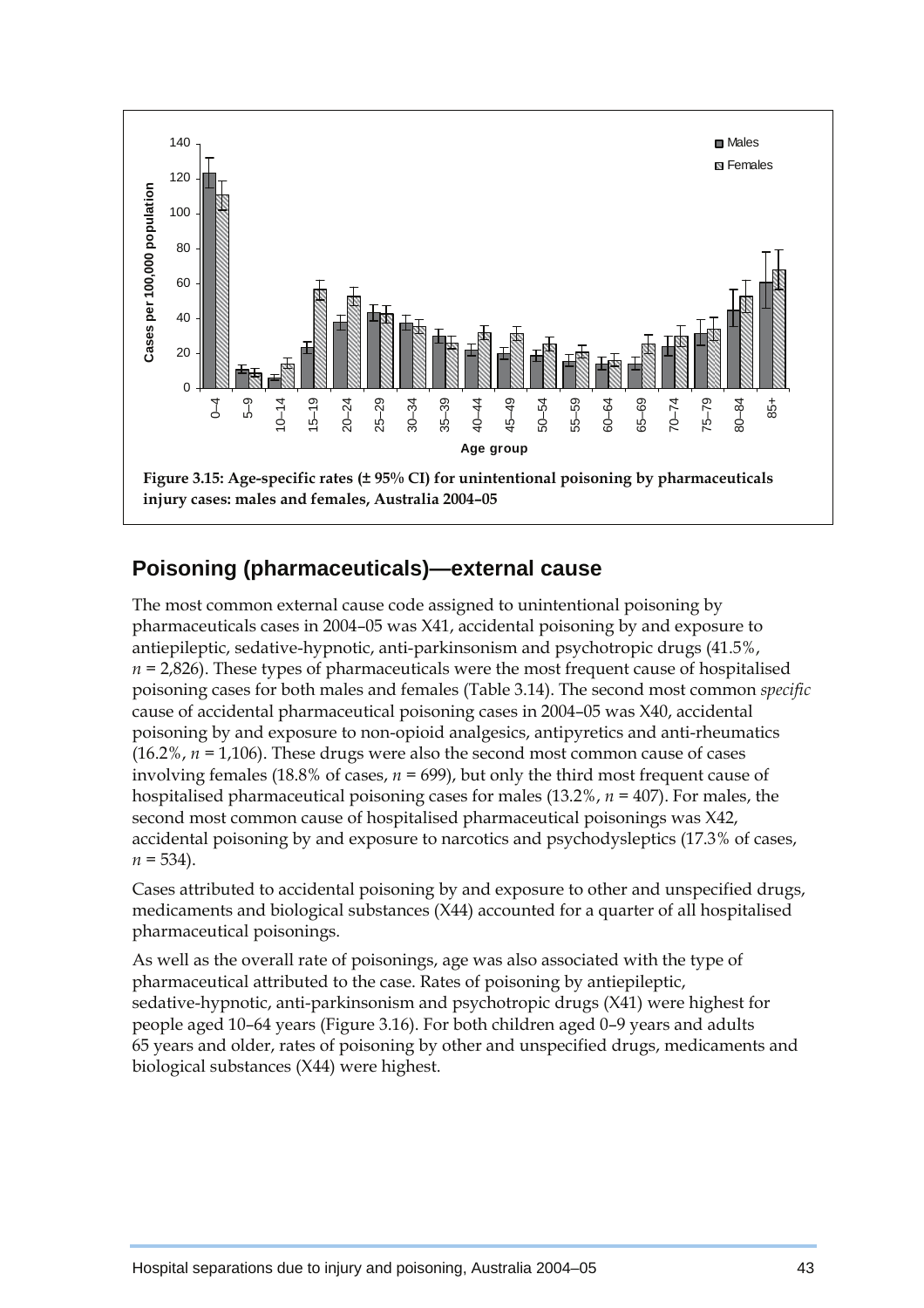**Figure 3.15: Age-specific rates (± 95% CI) for unintentional poisoning by pharmaceuticals injury cases: males and females, Australia 2004–05**

## Poisoning (pharmaceuticals)—external cause

The most common external cause code assigned to unintentional poisoning by pharmaceuticals cases in 2004–05 was X41, accidental poisoning by and exposure to antiepileptic, sedative-hypnotic, anti-parkinsonism and psychotropic drugs (41.5%, *n* = 2,826). These types of pharmaceuticals were the most frequent cause of hospitalised poisoning cases for both males and females (Table 3.14). The second most common *specific* cause of accidental pharmaceutical poisoning cases in 2004–05 was X40, accidental poisoning by and exposure to non-opioid analgesics, antipyretics and anti-rheumatics (16.2%, *n* = 1,106). These drugs were also the second most common cause of cases involving females (18.8% of cases, *n* = 699), but only the third most frequent cause of hospitalised pharmaceutical poisoning cases for males (13.2%, *n* = 407). For males, the second most common cause of hospitalised pharmaceutical poisonings was X42, accidental poisoning by and exposure to narcotics and psychodysleptics (17.3% of cases, *n* = 534).

Cases attributed to accidental poisoning by and exposure to other and unspecified drugs, medicaments and biological substances (X44) accounted for a quarter of all hospitalised pharmaceutical poisonings.

As well as the overall rate of poisonings, age was also associated with the type of pharmaceutical attributed to the case. Rates of poisoning by antiepileptic, sedative-hypnotic, anti-parkinsonism and psychotropic drugs (X41) were highest for people aged 10–64 years (Figure 3.16). For both children aged 0–9 years and adults 65 years and older, rates of poisoning by other and unspecified drugs, medicaments and biological substances (X44) were highest.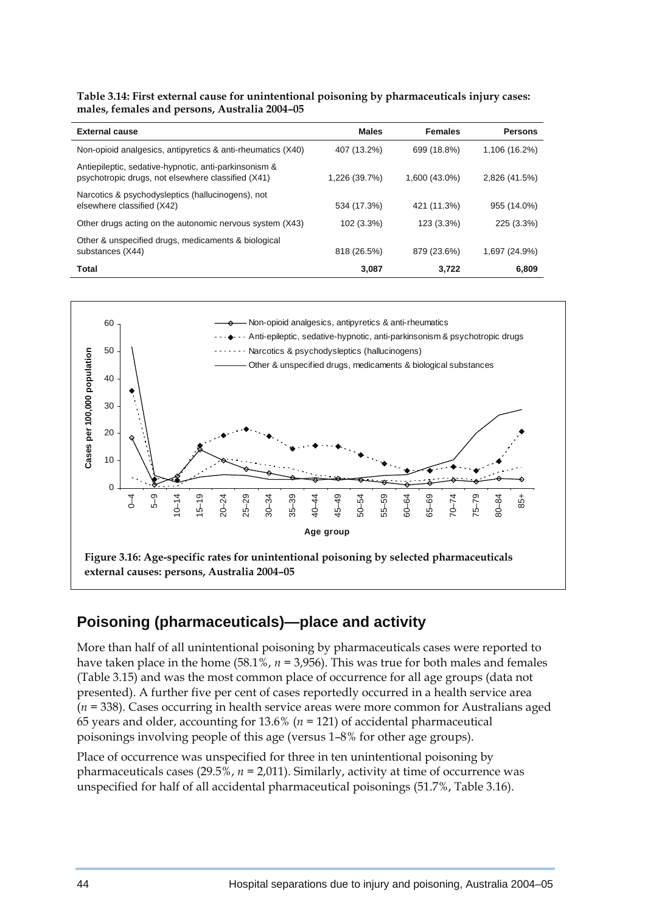**Table 3.14: First external cause for unintentional poisoning by pharmaceuticals injury cases: males, females and persons, Australia 2004–05**

| External cause | Males | Females | Persons |
|---|---|---|---|
| Non-opioid analgesics, antipyretics & anti-rheumatics (X40) | 407 (13.2%) | 699 (18.8%) | 1,106 (16.2%) |
| Antiepileptic, sedative-hypnotic, anti-parkinsonism & psychotropic drugs, not elsewhere classified (X41) | 1,226 (39.7%) | 1,600 (43.0%) | 2,826 (41.5%) |
| Narcotics & psychodysleptics (hallucinogens), not elsewhere classified (X42) | 534 (17.3%) | 421 (11.3%) | 955 (14.0%) |
| Other drugs acting on the autonomic nervous system (X43) | 102 (3.3%) | 123 (3.3%) | 225 (3.3%) |
| Other & unspecified drugs, medicaments & biological substances (X44) | 818 (26.5%) | 879 (23.6%) | 1,697 (24.9%) |
| **Total** | **3,087** | **3,722** | **6,809** |

**Figure 3.16: Age-specific rates for unintentional poisoning by selected pharmaceuticals external causes: persons, Australia 2004–05**

## Poisoning (pharmaceuticals)—place and activity

More than half of all unintentional poisoning by pharmaceuticals cases were reported to have taken place in the home (58.1%, *n* = 3,956). This was true for both males and females (Table 3.15) and was the most common place of occurrence for all age groups (data not presented). A further five per cent of cases reportedly occurred in a health service area (*n* = 338). Cases occurring in health service areas were more common for Australians aged 65 years and older, accounting for 13.6% (*n* = 121) of accidental pharmaceutical poisonings involving people of this age (versus 1–8% for other age groups).

Place of occurrence was unspecified for three in ten unintentional poisoning by pharmaceuticals cases (29.5%, *n* = 2,011). Similarly, activity at time of occurrence was unspecified for half of all accidental pharmaceutical poisonings (51.7%, Table 3.16).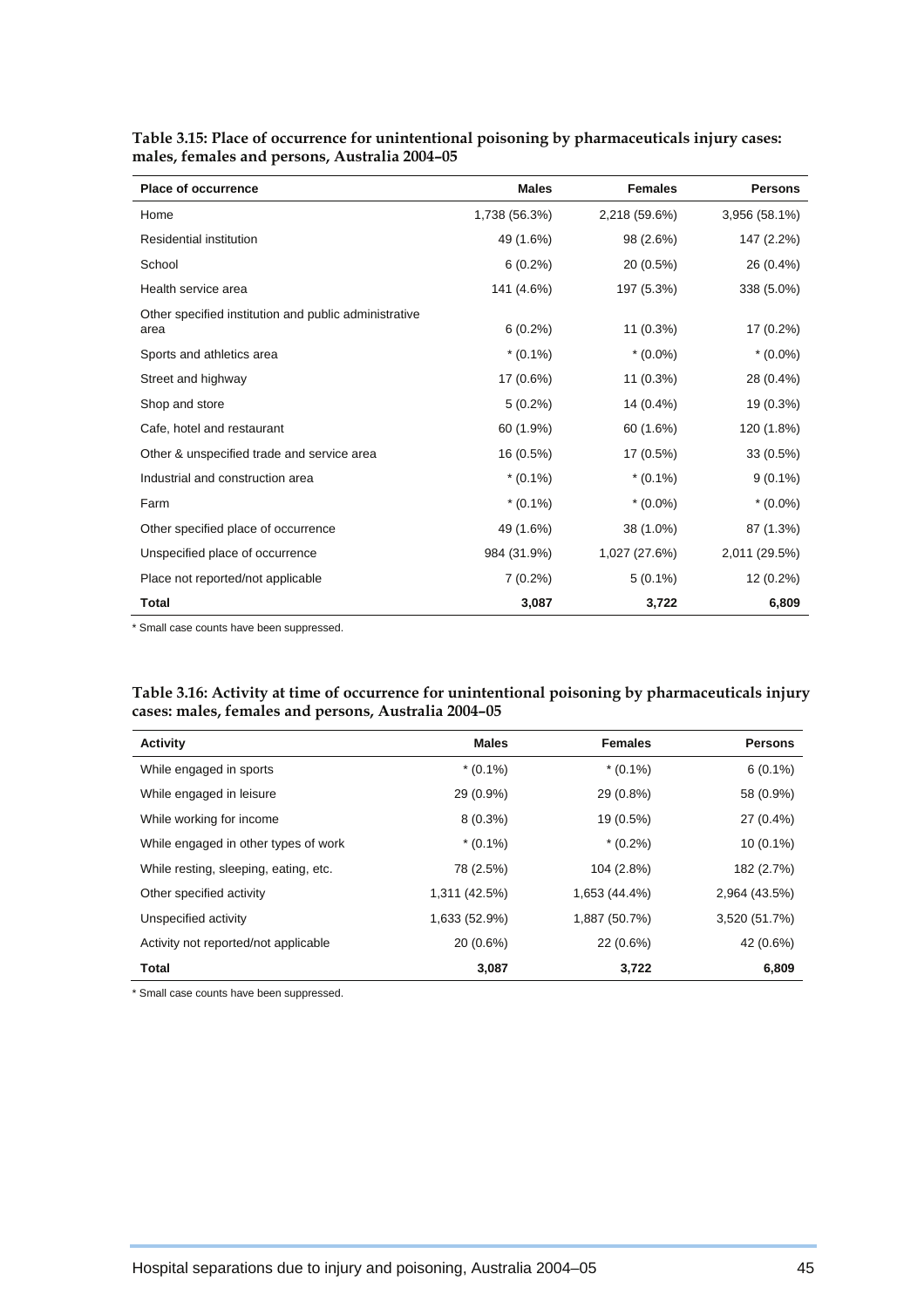**Table 3.15: Place of occurrence for unintentional poisoning by pharmaceuticals injury cases: males, females and persons, Australia 2004–05**

| Place of occurrence | Males | Females | Persons |
|---|---|---|---|
| Home | 1,738 (56.3%) | 2,218 (59.6%) | 3,956 (58.1%) |
| Residential institution | 49 (1.6%) | 98 (2.6%) | 147 (2.2%) |
| School | 6 (0.2%) | 20 (0.5%) | 26 (0.4%) |
| Health service area | 141 (4.6%) | 197 (5.3%) | 338 (5.0%) |
| Other specified institution and public administrative area | 6 (0.2%) | 11 (0.3%) | 17 (0.2%) |
| Sports and athletics area | * (0.1%) | * (0.0%) | * (0.0%) |
| Street and highway | 17 (0.6%) | 11 (0.3%) | 28 (0.4%) |
| Shop and store | 5 (0.2%) | 14 (0.4%) | 19 (0.3%) |
| Cafe, hotel and restaurant | 60 (1.9%) | 60 (1.6%) | 120 (1.8%) |
| Other & unspecified trade and service area | 16 (0.5%) | 17 (0.5%) | 33 (0.5%) |
| Industrial and construction area | * (0.1%) | * (0.1%) | 9 (0.1%) |
| Farm | * (0.1%) | * (0.0%) | * (0.0%) |
| Other specified place of occurrence | 49 (1.6%) | 38 (1.0%) | 87 (1.3%) |
| Unspecified place of occurrence | 984 (31.9%) | 1,027 (27.6%) | 2,011 (29.5%) |
| Place not reported/not applicable | 7 (0.2%) | 5 (0.1%) | 12 (0.2%) |
| **Total** | **3,087** | **3,722** | **6,809** |

* Small case counts have been suppressed.

**Table 3.16: Activity at time of occurrence for unintentional poisoning by pharmaceuticals injury cases: males, females and persons, Australia 2004–05**

| Activity | Males | Females | Persons |
|---|---|---|---|
| While engaged in sports | * (0.1%) | * (0.1%) | 6 (0.1%) |
| While engaged in leisure | 29 (0.9%) | 29 (0.8%) | 58 (0.9%) |
| While working for income | 8 (0.3%) | 19 (0.5%) | 27 (0.4%) |
| While engaged in other types of work | * (0.1%) | * (0.2%) | 10 (0.1%) |
| While resting, sleeping, eating, etc. | 78 (2.5%) | 104 (2.8%) | 182 (2.7%) |
| Other specified activity | 1,311 (42.5%) | 1,653 (44.4%) | 2,964 (43.5%) |
| Unspecified activity | 1,633 (52.9%) | 1,887 (50.7%) | 3,520 (51.7%) |
| Activity not reported/not applicable | 20 (0.6%) | 22 (0.6%) | 42 (0.6%) |
| **Total** | **3,087** | **3,722** | **6,809** |

* Small case counts have been suppressed.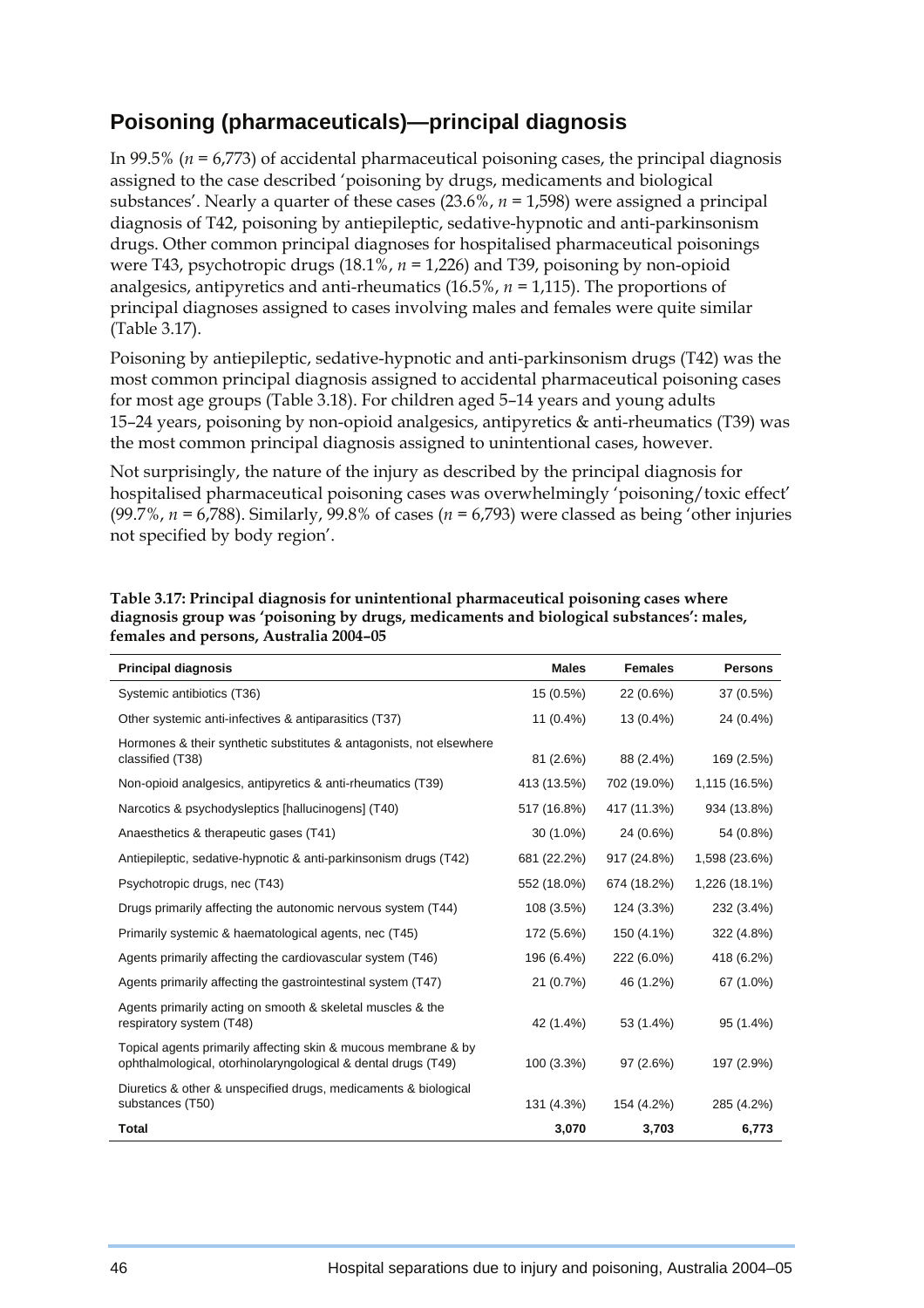## Poisoning (pharmaceuticals)—principal diagnosis

In 99.5% (*n* = 6,773) of accidental pharmaceutical poisoning cases, the principal diagnosis assigned to the case described 'poisoning by drugs, medicaments and biological substances'. Nearly a quarter of these cases (23.6%, *n* = 1,598) were assigned a principal diagnosis of T42, poisoning by antiepileptic, sedative-hypnotic and anti-parkinsonism drugs. Other common principal diagnoses for hospitalised pharmaceutical poisonings were T43, psychotropic drugs (18.1%, *n* = 1,226) and T39, poisoning by non-opioid analgesics, antipyretics and anti-rheumatics (16.5%, *n* = 1,115). The proportions of principal diagnoses assigned to cases involving males and females were quite similar (Table 3.17).

Poisoning by antiepileptic, sedative-hypnotic and anti-parkinsonism drugs (T42) was the most common principal diagnosis assigned to accidental pharmaceutical poisoning cases for most age groups (Table 3.18). For children aged 5–14 years and young adults 15–24 years, poisoning by non-opioid analgesics, antipyretics & anti-rheumatics (T39) was the most common principal diagnosis assigned to unintentional cases, however.

Not surprisingly, the nature of the injury as described by the principal diagnosis for hospitalised pharmaceutical poisoning cases was overwhelmingly 'poisoning/toxic effect' (99.7%, *n* = 6,788). Similarly, 99.8% of cases (*n* = 6,793) were classed as being 'other injuries not specified by body region'.

**Table 3.17: Principal diagnosis for unintentional pharmaceutical poisoning cases where diagnosis group was 'poisoning by drugs, medicaments and biological substances': males, females and persons, Australia 2004–05**

| Principal diagnosis | Males | Females | Persons |
|---|---|---|---|
| Systemic antibiotics (T36) | 15 (0.5%) | 22 (0.6%) | 37 (0.5%) |
| Other systemic anti-infectives & antiparasitics (T37) | 11 (0.4%) | 13 (0.4%) | 24 (0.4%) |
| Hormones & their synthetic substitutes & antagonists, not elsewhere classified (T38) | 81 (2.6%) | 88 (2.4%) | 169 (2.5%) |
| Non-opioid analgesics, antipyretics & anti-rheumatics (T39) | 413 (13.5%) | 702 (19.0%) | 1,115 (16.5%) |
| Narcotics & psychodysleptics [hallucinogens] (T40) | 517 (16.8%) | 417 (11.3%) | 934 (13.8%) |
| Anaesthetics & therapeutic gases (T41) | 30 (1.0%) | 24 (0.6%) | 54 (0.8%) |
| Antiepileptic, sedative-hypnotic & anti-parkinsonism drugs (T42) | 681 (22.2%) | 917 (24.8%) | 1,598 (23.6%) |
| Psychotropic drugs, nec (T43) | 552 (18.0%) | 674 (18.2%) | 1,226 (18.1%) |
| Drugs primarily affecting the autonomic nervous system (T44) | 108 (3.5%) | 124 (3.3%) | 232 (3.4%) |
| Primarily systemic & haematological agents, nec (T45) | 172 (5.6%) | 150 (4.1%) | 322 (4.8%) |
| Agents primarily affecting the cardiovascular system (T46) | 196 (6.4%) | 222 (6.0%) | 418 (6.2%) |
| Agents primarily affecting the gastrointestinal system (T47) | 21 (0.7%) | 46 (1.2%) | 67 (1.0%) |
| Agents primarily acting on smooth & skeletal muscles & the respiratory system (T48) | 42 (1.4%) | 53 (1.4%) | 95 (1.4%) |
| Topical agents primarily affecting skin & mucous membrane & by ophthalmological, otorhinolaryngological & dental drugs (T49) | 100 (3.3%) | 97 (2.6%) | 197 (2.9%) |
| Diuretics & other & unspecified drugs, medicaments & biological substances (T50) | 131 (4.3%) | 154 (4.2%) | 285 (4.2%) |
| **Total** | **3,070** | **3,703** | **6,773** |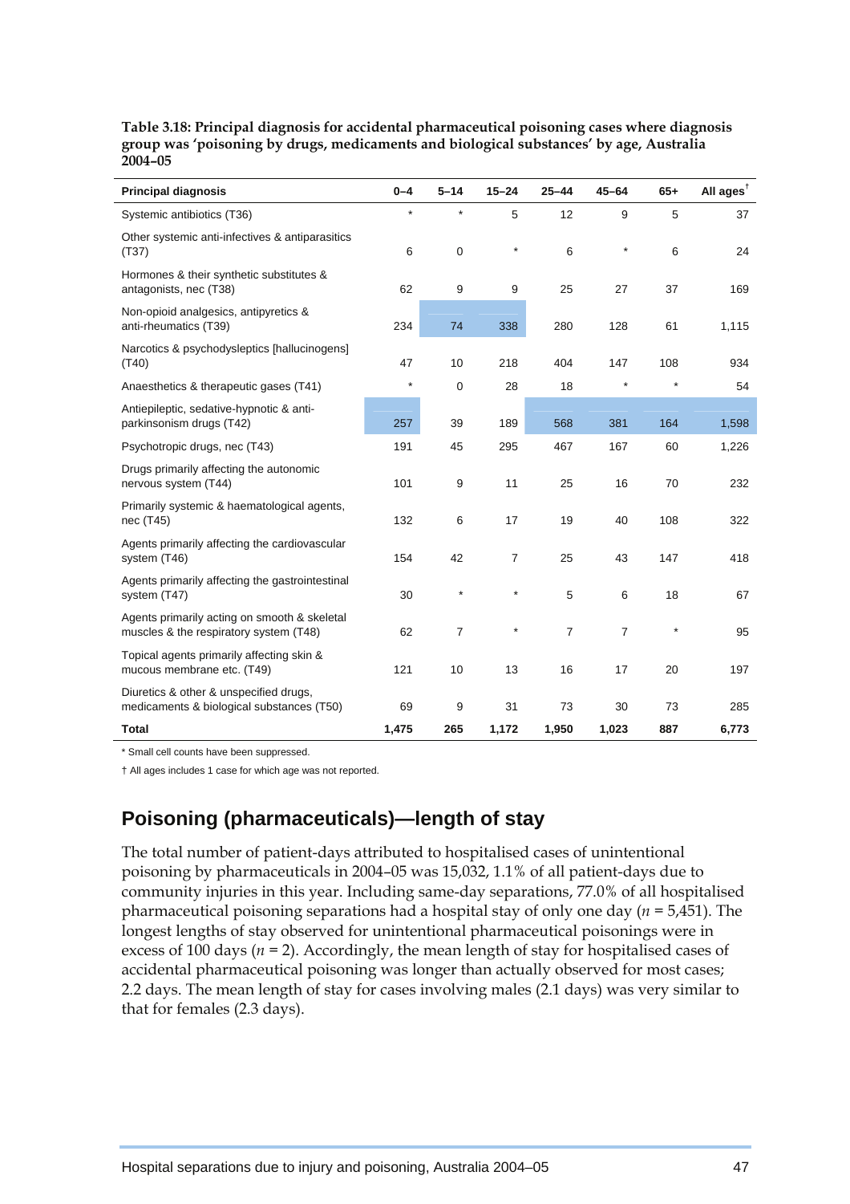**Table 3.18: Principal diagnosis for accidental pharmaceutical poisoning cases where diagnosis group was 'poisoning by drugs, medicaments and biological substances' by age, Australia 2004–05**

| Principal diagnosis | 0–4 | 5–14 | 15–24 | 25–44 | 45–64 | 65+ | All ages† |
|---|---|---|---|---|---|---|---|
| Systemic antibiotics (T36) | * | * | 5 | 12 | 9 | 5 | 37 |
| Other systemic anti-infectives & antiparasitics (T37) | 6 | 0 | * | 6 | * | 6 | 24 |
| Hormones & their synthetic substitutes & antagonists, nec (T38) | 62 | 9 | 9 | 25 | 27 | 37 | 169 |
| Non-opioid analgesics, antipyretics & anti-rheumatics (T39) | 234 | 74 | 338 | 280 | 128 | 61 | 1,115 |
| Narcotics & psychodysleptics [hallucinogens] (T40) | 47 | 10 | 218 | 404 | 147 | 108 | 934 |
| Anaesthetics & therapeutic gases (T41) | * | 0 | 28 | 18 | * | * | 54 |
| Antiepileptic, sedative-hypnotic & anti-parkinsonism drugs (T42) | 257 | 39 | 189 | 568 | 381 | 164 | 1,598 |
| Psychotropic drugs, nec (T43) | 191 | 45 | 295 | 467 | 167 | 60 | 1,226 |
| Drugs primarily affecting the autonomic nervous system (T44) | 101 | 9 | 11 | 25 | 16 | 70 | 232 |
| Primarily systemic & haematological agents, nec (T45) | 132 | 6 | 17 | 19 | 40 | 108 | 322 |
| Agents primarily affecting the cardiovascular system (T46) | 154 | 42 | 7 | 25 | 43 | 147 | 418 |
| Agents primarily affecting the gastrointestinal system (T47) | 30 | * | * | 5 | 6 | 18 | 67 |
| Agents primarily acting on smooth & skeletal muscles & the respiratory system (T48) | 62 | 7 | * | 7 | 7 | * | 95 |
| Topical agents primarily affecting skin & mucous membrane etc. (T49) | 121 | 10 | 13 | 16 | 17 | 20 | 197 |
| Diuretics & other & unspecified drugs, medicaments & biological substances (T50) | 69 | 9 | 31 | 73 | 30 | 73 | 285 |
| **Total** | **1,475** | **265** | **1,172** | **1,950** | **1,023** | **887** | **6,773** |

\* Small cell counts have been suppressed.

† All ages includes 1 case for which age was not reported.

## Poisoning (pharmaceuticals)—length of stay

The total number of patient-days attributed to hospitalised cases of unintentional poisoning by pharmaceuticals in 2004–05 was 15,032, 1.1% of all patient-days due to community injuries in this year. Including same-day separations, 77.0% of all hospitalised pharmaceutical poisoning separations had a hospital stay of only one day ($n$ = 5,451). The longest lengths of stay observed for unintentional pharmaceutical poisonings were in excess of 100 days ($n$ = 2). Accordingly, the mean length of stay for hospitalised cases of accidental pharmaceutical poisoning was longer than actually observed for most cases; 2.2 days. The mean length of stay for cases involving males (2.1 days) was very similar to that for females (2.3 days).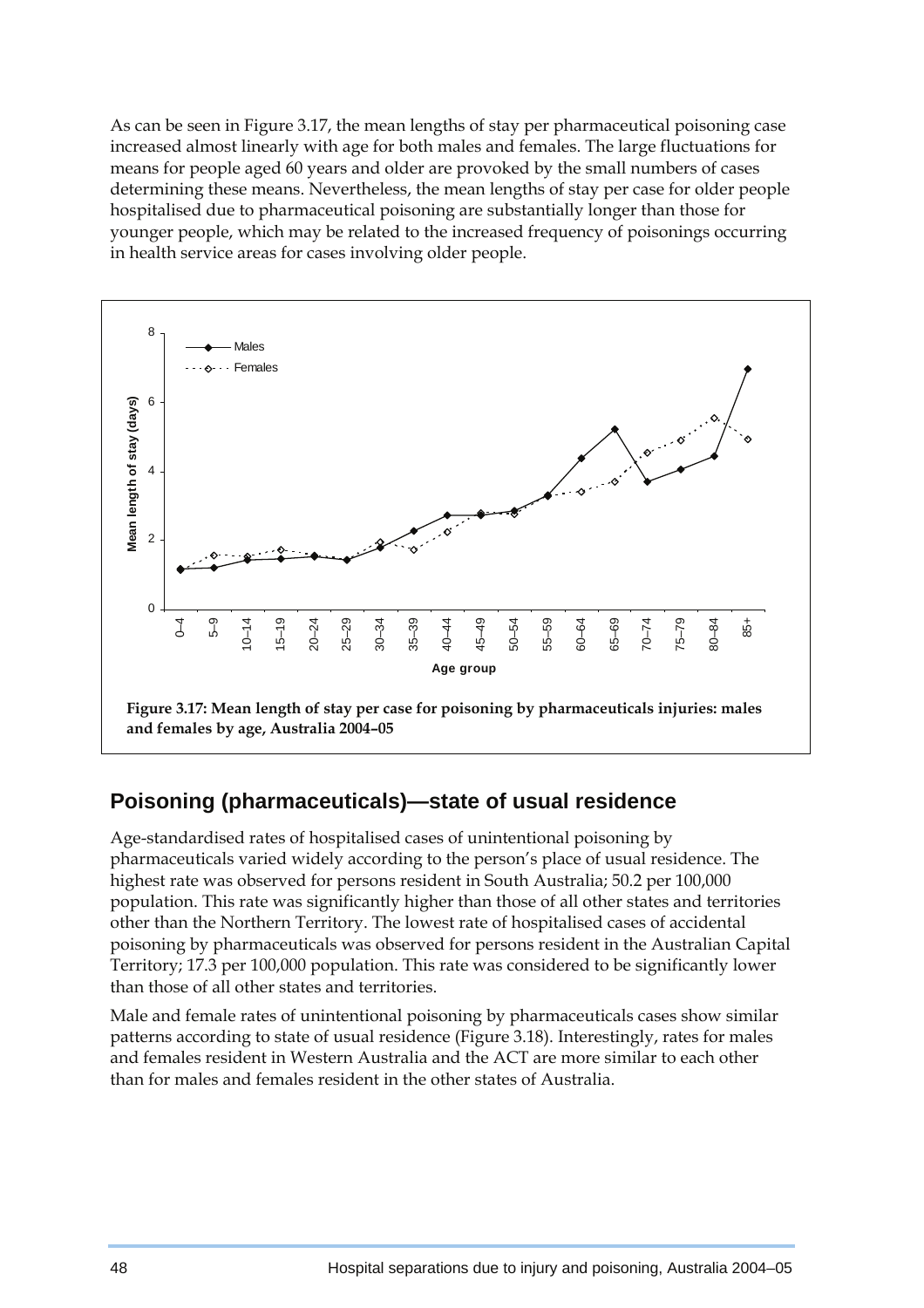As can be seen in Figure 3.17, the mean lengths of stay per pharmaceutical poisoning case increased almost linearly with age for both males and females. The large fluctuations for means for people aged 60 years and older are provoked by the small numbers of cases determining these means. Nevertheless, the mean lengths of stay per case for older people hospitalised due to pharmaceutical poisoning are substantially longer than those for younger people, which may be related to the increased frequency of poisonings occurring in health service areas for cases involving older people.

**Figure 3.17: Mean length of stay per case for poisoning by pharmaceuticals injuries: males and females by age, Australia 2004–05**

## Poisoning (pharmaceuticals)—state of usual residence

Age-standardised rates of hospitalised cases of unintentional poisoning by pharmaceuticals varied widely according to the person's place of usual residence. The highest rate was observed for persons resident in South Australia; 50.2 per 100,000 population. This rate was significantly higher than those of all other states and territories other than the Northern Territory. The lowest rate of hospitalised cases of accidental poisoning by pharmaceuticals was observed for persons resident in the Australian Capital Territory; 17.3 per 100,000 population. This rate was considered to be significantly lower than those of all other states and territories.

Male and female rates of unintentional poisoning by pharmaceuticals cases show similar patterns according to state of usual residence (Figure 3.18). Interestingly, rates for males and females resident in Western Australia and the ACT are more similar to each other than for males and females resident in the other states of Australia.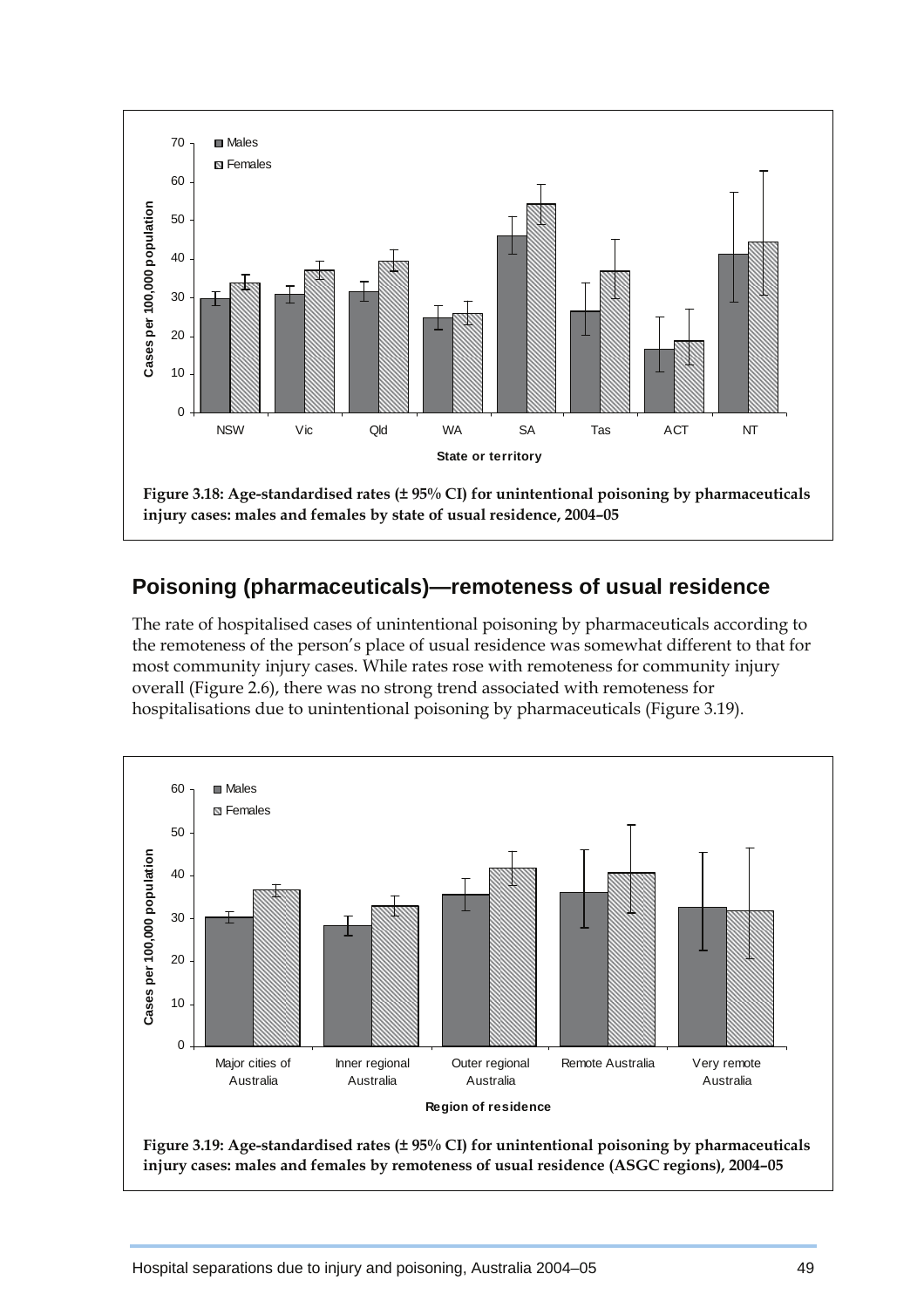Figure 3.18: Age-standardised rates (± 95% CI) for unintentional poisoning by pharmaceuticals injury cases: males and females by state of usual residence, 2004–05

## Poisoning (pharmaceuticals)—remoteness of usual residence

The rate of hospitalised cases of unintentional poisoning by pharmaceuticals according to the remoteness of the person's place of usual residence was somewhat different to that for most community injury cases. While rates rose with remoteness for community injury overall (Figure 2.6), there was no strong trend associated with remoteness for hospitalisations due to unintentional poisoning by pharmaceuticals (Figure 3.19).

Figure 3.19: Age-standardised rates (± 95% CI) for unintentional poisoning by pharmaceuticals injury cases: males and females by remoteness of usual residence (ASGC regions), 2004–05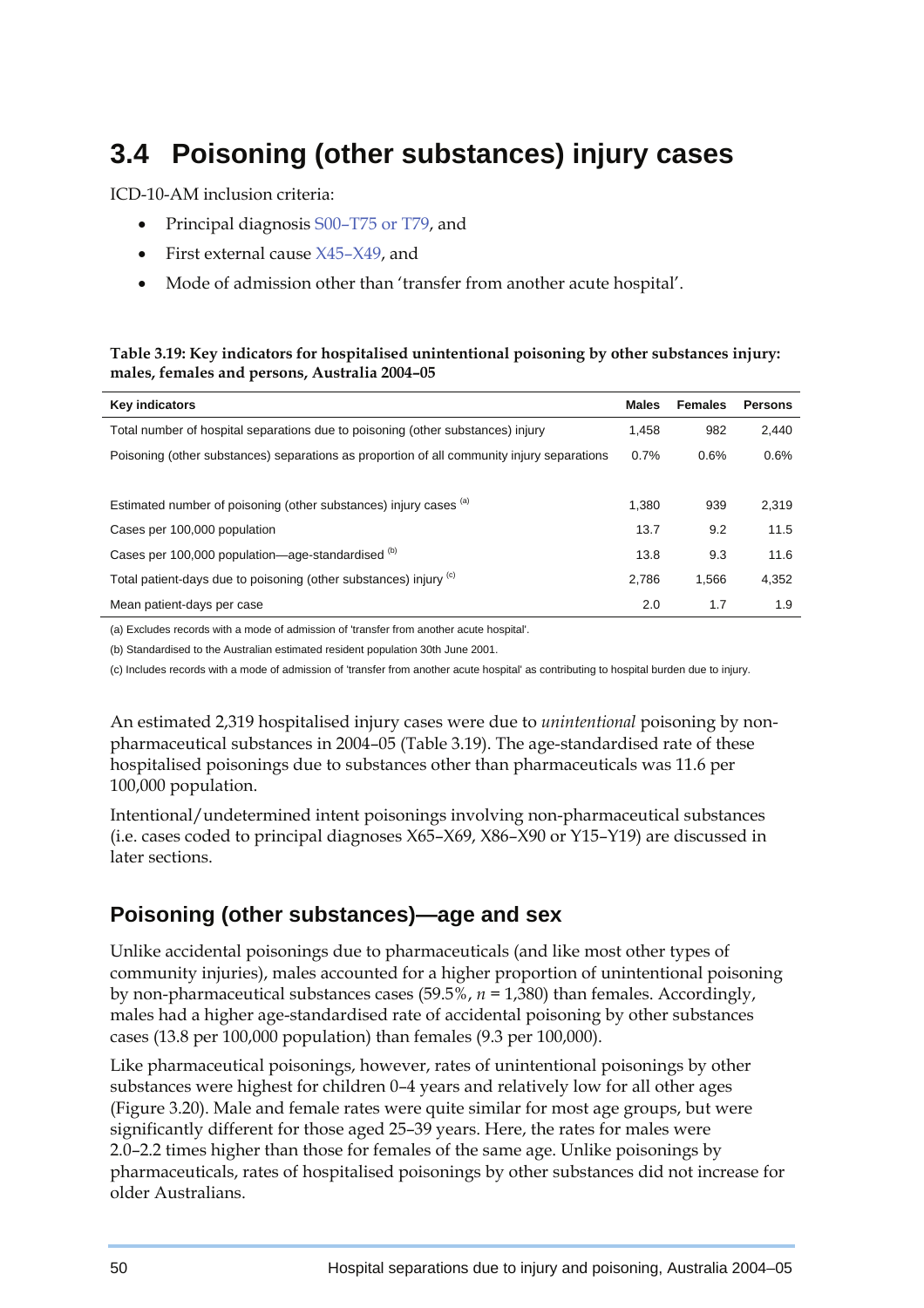# 3.4 Poisoning (other substances) injury cases

ICD-10-AM inclusion criteria:

- Principal diagnosis S00–T75 or T79, and
- First external cause X45–X49, and
- Mode of admission other than 'transfer from another acute hospital'.

**Table 3.19: Key indicators for hospitalised unintentional poisoning by other substances injury: males, females and persons, Australia 2004–05**

| Key indicators | Males | Females | Persons |
|---|---|---|---|
| Total number of hospital separations due to poisoning (other substances) injury | 1,458 | 982 | 2,440 |
| Poisoning (other substances) separations as proportion of all community injury separations | 0.7% | 0.6% | 0.6% |
| Estimated number of poisoning (other substances) injury cases [(a)] | 1,380 | 939 | 2,319 |
| Cases per 100,000 population | 13.7 | 9.2 | 11.5 |
| Cases per 100,000 population—age-standardised [(b)] | 13.8 | 9.3 | 11.6 |
| Total patient-days due to poisoning (other substances) injury [(c)] | 2,786 | 1,566 | 4,352 |
| Mean patient-days per case | 2.0 | 1.7 | 1.9 |

(a) Excludes records with a mode of admission of 'transfer from another acute hospital'.

(b) Standardised to the Australian estimated resident population 30th June 2001.

(c) Includes records with a mode of admission of 'transfer from another acute hospital' as contributing to hospital burden due to injury.

An estimated 2,319 hospitalised injury cases were due to *unintentional* poisoning by non-pharmaceutical substances in 2004–05 (Table 3.19). The age-standardised rate of these hospitalised poisonings due to substances other than pharmaceuticals was 11.6 per 100,000 population.

Intentional/undetermined intent poisonings involving non-pharmaceutical substances (i.e. cases coded to principal diagnoses X65–X69, X86–X90 or Y15–Y19) are discussed in later sections.

## Poisoning (other substances)—age and sex

Unlike accidental poisonings due to pharmaceuticals (and like most other types of community injuries), males accounted for a higher proportion of unintentional poisoning by non-pharmaceutical substances cases (59.5%, *n* = 1,380) than females. Accordingly, males had a higher age-standardised rate of accidental poisoning by other substances cases (13.8 per 100,000 population) than females (9.3 per 100,000).

Like pharmaceutical poisonings, however, rates of unintentional poisonings by other substances were highest for children 0–4 years and relatively low for all other ages (Figure 3.20). Male and female rates were quite similar for most age groups, but were significantly different for those aged 25–39 years. Here, the rates for males were 2.0–2.2 times higher than those for females of the same age. Unlike poisonings by pharmaceuticals, rates of hospitalised poisonings by other substances did not increase for older Australians.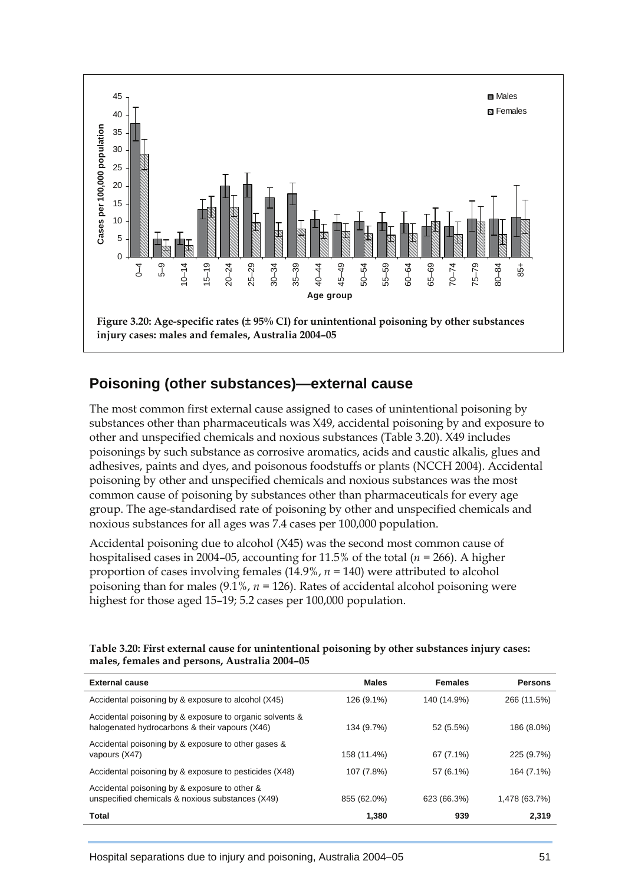Figure 3.20: Age-specific rates (± 95% CI) for unintentional poisoning by other substances injury cases: males and females, Australia 2004–05

## Poisoning (other substances)—external cause

The most common first external cause assigned to cases of unintentional poisoning by substances other than pharmaceuticals was X49, accidental poisoning by and exposure to other and unspecified chemicals and noxious substances (Table 3.20). X49 includes poisonings by such substance as corrosive aromatics, acids and caustic alkalis, glues and adhesives, paints and dyes, and poisonous foodstuffs or plants (NCCH 2004). Accidental poisoning by other and unspecified chemicals and noxious substances was the most common cause of poisoning by substances other than pharmaceuticals for every age group. The age-standardised rate of poisoning by other and unspecified chemicals and noxious substances for all ages was 7.4 cases per 100,000 population.

Accidental poisoning due to alcohol (X45) was the second most common cause of hospitalised cases in 2004–05, accounting for 11.5% of the total (*n* = 266). A higher proportion of cases involving females (14.9%, *n* = 140) were attributed to alcohol poisoning than for males (9.1%, *n* = 126). Rates of accidental alcohol poisoning were highest for those aged 15–19; 5.2 cases per 100,000 population.

**Table 3.20: First external cause for unintentional poisoning by other substances injury cases: males, females and persons, Australia 2004–05**

| External cause | Males | Females | Persons |
|---|---|---|---|
| Accidental poisoning by & exposure to alcohol (X45) | 126 (9.1%) | 140 (14.9%) | 266 (11.5%) |
| Accidental poisoning by & exposure to organic solvents & halogenated hydrocarbons & their vapours (X46) | 134 (9.7%) | 52 (5.5%) | 186 (8.0%) |
| Accidental poisoning by & exposure to other gases & vapours (X47) | 158 (11.4%) | 67 (7.1%) | 225 (9.7%) |
| Accidental poisoning by & exposure to pesticides (X48) | 107 (7.8%) | 57 (6.1%) | 164 (7.1%) |
| Accidental poisoning by & exposure to other & unspecified chemicals & noxious substances (X49) | 855 (62.0%) | 623 (66.3%) | 1,478 (63.7%) |
| **Total** | **1,380** | **939** | **2,319** |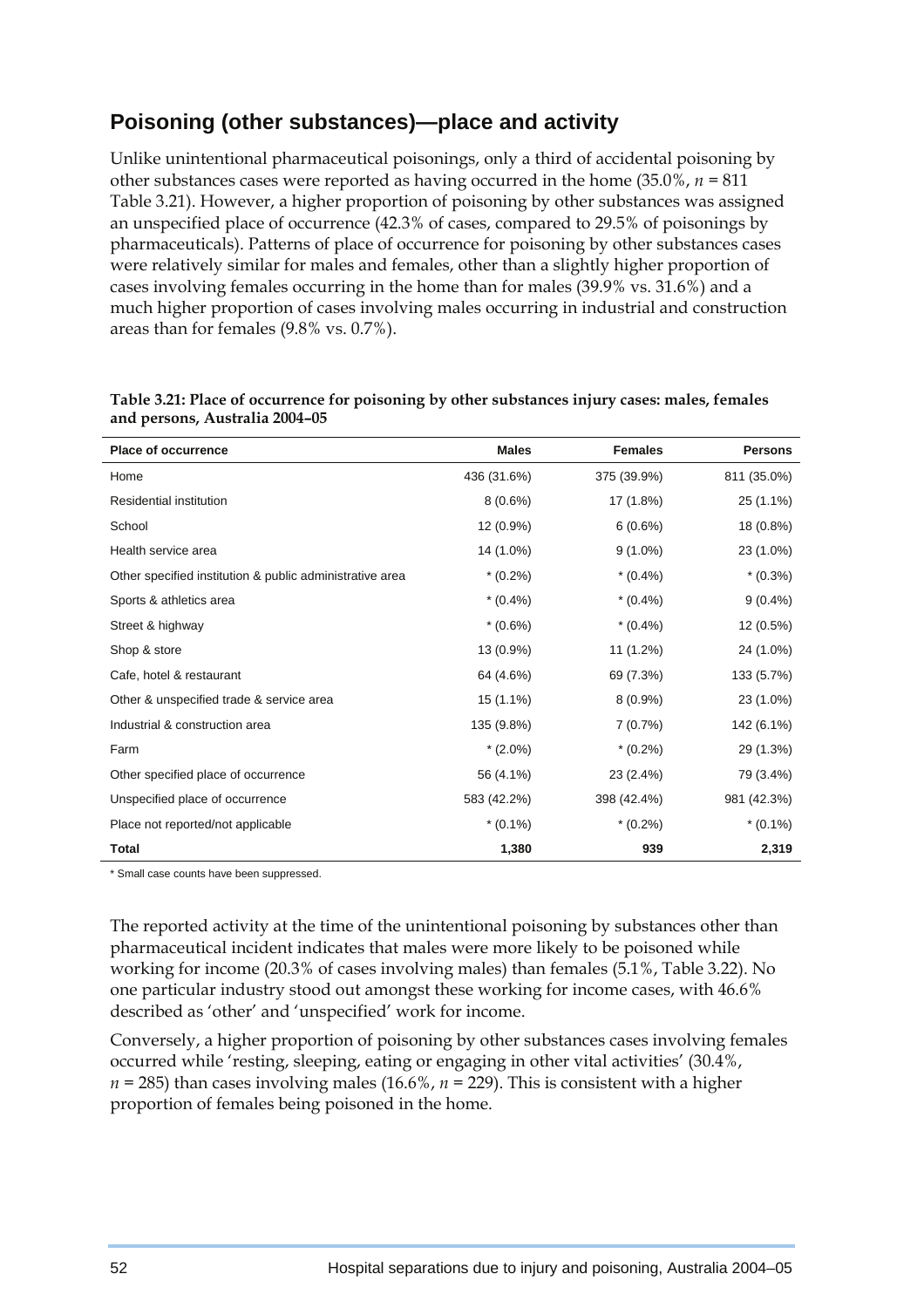## Poisoning (other substances)—place and activity

Unlike unintentional pharmaceutical poisonings, only a third of accidental poisoning by other substances cases were reported as having occurred in the home (35.0%, $n$ = 811 Table 3.21). However, a higher proportion of poisoning by other substances was assigned an unspecified place of occurrence (42.3% of cases, compared to 29.5% of poisonings by pharmaceuticals). Patterns of place of occurrence for poisoning by other substances cases were relatively similar for males and females, other than a slightly higher proportion of cases involving females occurring in the home than for males (39.9% vs. 31.6%) and a much higher proportion of cases involving males occurring in industrial and construction areas than for females (9.8% vs. 0.7%).

**Table 3.21: Place of occurrence for poisoning by other substances injury cases: males, females and persons, Australia 2004–05**

| Place of occurrence | Males | Females | Persons |
|---|---|---|---|
| Home | 436 (31.6%) | 375 (39.9%) | 811 (35.0%) |
| Residential institution | 8 (0.6%) | 17 (1.8%) | 25 (1.1%) |
| School | 12 (0.9%) | 6 (0.6%) | 18 (0.8%) |
| Health service area | 14 (1.0%) | 9 (1.0%) | 23 (1.0%) |
| Other specified institution & public administrative area | * (0.2%) | * (0.4%) | * (0.3%) |
| Sports & athletics area | * (0.4%) | * (0.4%) | 9 (0.4%) |
| Street & highway | * (0.6%) | * (0.4%) | 12 (0.5%) |
| Shop & store | 13 (0.9%) | 11 (1.2%) | 24 (1.0%) |
| Cafe, hotel & restaurant | 64 (4.6%) | 69 (7.3%) | 133 (5.7%) |
| Other & unspecified trade & service area | 15 (1.1%) | 8 (0.9%) | 23 (1.0%) |
| Industrial & construction area | 135 (9.8%) | 7 (0.7%) | 142 (6.1%) |
| Farm | * (2.0%) | * (0.2%) | 29 (1.3%) |
| Other specified place of occurrence | 56 (4.1%) | 23 (2.4%) | 79 (3.4%) |
| Unspecified place of occurrence | 583 (42.2%) | 398 (42.4%) | 981 (42.3%) |
| Place not reported/not applicable | * (0.1%) | * (0.2%) | * (0.1%) |
| **Total** | **1,380** | **939** | **2,319** |

\* Small case counts have been suppressed.

The reported activity at the time of the unintentional poisoning by substances other than pharmaceutical incident indicates that males were more likely to be poisoned while working for income (20.3% of cases involving males) than females (5.1%, Table 3.22). No one particular industry stood out amongst these working for income cases, with 46.6% described as 'other' and 'unspecified' work for income.

Conversely, a higher proportion of poisoning by other substances cases involving females occurred while 'resting, sleeping, eating or engaging in other vital activities' (30.4%, $n$ = 285) than cases involving males (16.6%, $n$ = 229). This is consistent with a higher proportion of females being poisoned in the home.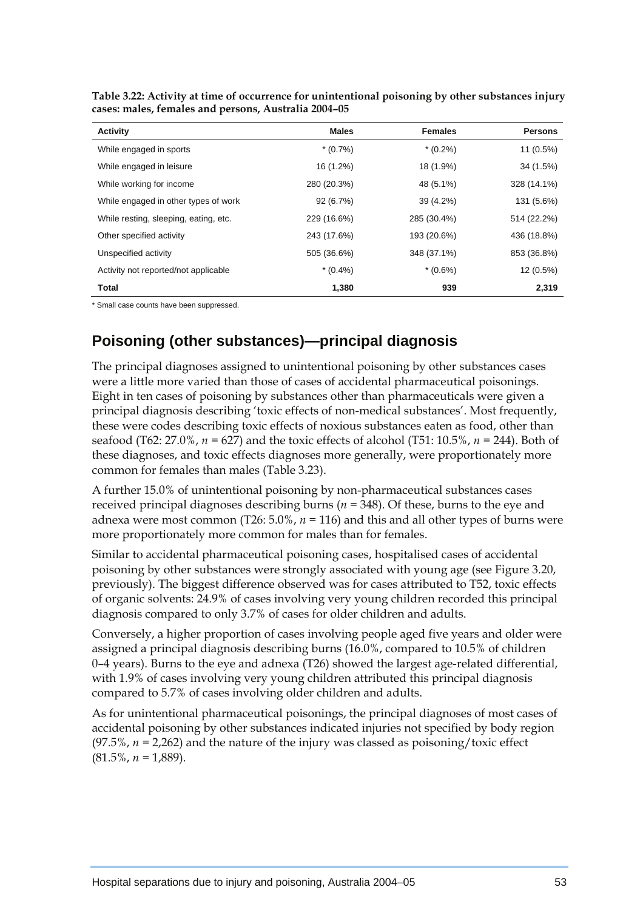**Table 3.22: Activity at time of occurrence for unintentional poisoning by other substances injury cases: males, females and persons, Australia 2004–05**

| Activity | Males | Females | Persons |
|---|---|---|---|
| While engaged in sports | * (0.7%) | * (0.2%) | 11 (0.5%) |
| While engaged in leisure | 16 (1.2%) | 18 (1.9%) | 34 (1.5%) |
| While working for income | 280 (20.3%) | 48 (5.1%) | 328 (14.1%) |
| While engaged in other types of work | 92 (6.7%) | 39 (4.2%) | 131 (5.6%) |
| While resting, sleeping, eating, etc. | 229 (16.6%) | 285 (30.4%) | 514 (22.2%) |
| Other specified activity | 243 (17.6%) | 193 (20.6%) | 436 (18.8%) |
| Unspecified activity | 505 (36.6%) | 348 (37.1%) | 853 (36.8%) |
| Activity not reported/not applicable | * (0.4%) | * (0.6%) | 12 (0.5%) |
| **Total** | **1,380** | **939** | **2,319** |

* Small case counts have been suppressed.

## Poisoning (other substances)—principal diagnosis

The principal diagnoses assigned to unintentional poisoning by other substances cases were a little more varied than those of cases of accidental pharmaceutical poisonings. Eight in ten cases of poisoning by substances other than pharmaceuticals were given a principal diagnosis describing 'toxic effects of non-medical substances'. Most frequently, these were codes describing toxic effects of noxious substances eaten as food, other than seafood (T62: 27.0%, *n* = 627) and the toxic effects of alcohol (T51: 10.5%, *n* = 244). Both of these diagnoses, and toxic effects diagnoses more generally, were proportionately more common for females than males (Table 3.23).

A further 15.0% of unintentional poisoning by non-pharmaceutical substances cases received principal diagnoses describing burns (*n* = 348). Of these, burns to the eye and adnexa were most common (T26: 5.0%, *n* = 116) and this and all other types of burns were more proportionately more common for males than for females.

Similar to accidental pharmaceutical poisoning cases, hospitalised cases of accidental poisoning by other substances were strongly associated with young age (see Figure 3.20, previously). The biggest difference observed was for cases attributed to T52, toxic effects of organic solvents: 24.9% of cases involving very young children recorded this principal diagnosis compared to only 3.7% of cases for older children and adults.

Conversely, a higher proportion of cases involving people aged five years and older were assigned a principal diagnosis describing burns (16.0%, compared to 10.5% of children 0–4 years). Burns to the eye and adnexa (T26) showed the largest age-related differential, with 1.9% of cases involving very young children attributed this principal diagnosis compared to 5.7% of cases involving older children and adults.

As for unintentional pharmaceutical poisonings, the principal diagnoses of most cases of accidental poisoning by other substances indicated injuries not specified by body region (97.5%, *n* = 2,262) and the nature of the injury was classed as poisoning/toxic effect (81.5%, *n* = 1,889).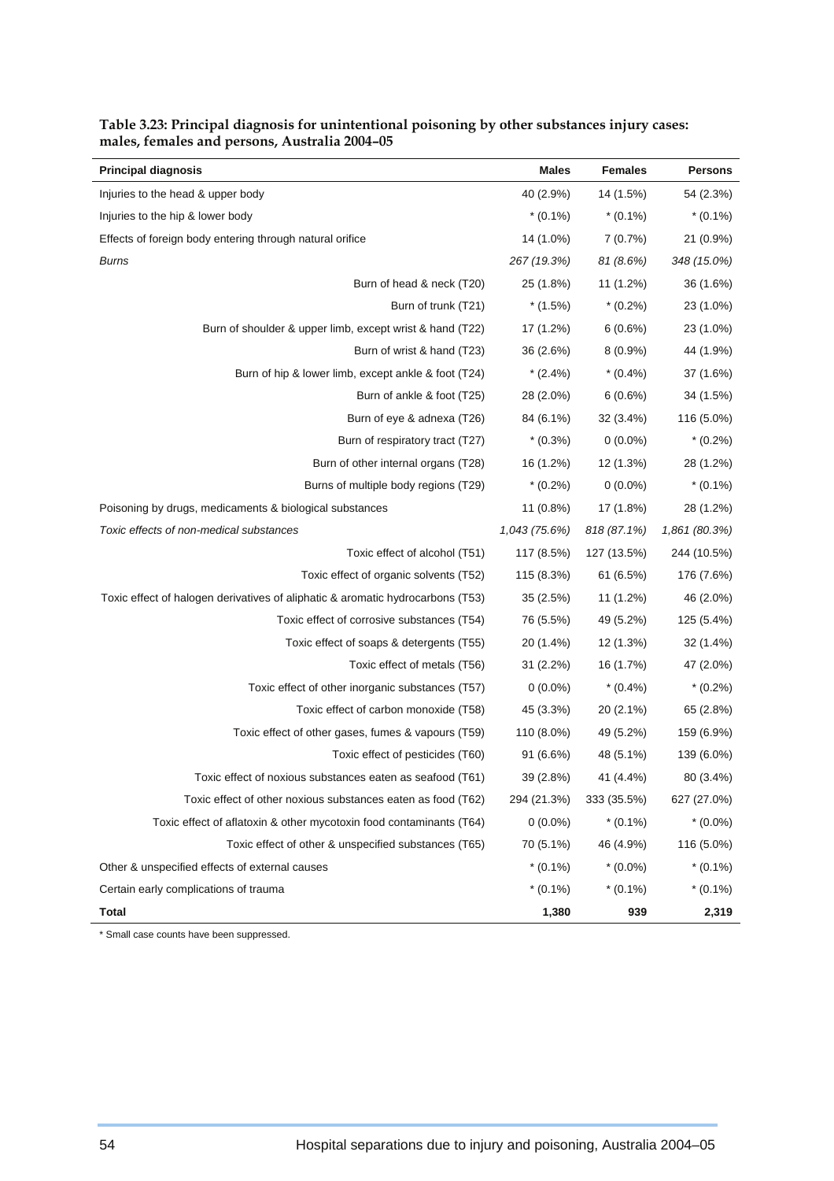**Table 3.23: Principal diagnosis for unintentional poisoning by other substances injury cases: males, females and persons, Australia 2004–05**

| Principal diagnosis | Males | Females | Persons |
|---|---|---|---|
| Injuries to the head & upper body | 40 (2.9%) | 14 (1.5%) | 54 (2.3%) |
| Injuries to the hip & lower body | * (0.1%) | * (0.1%) | * (0.1%) |
| Effects of foreign body entering through natural orifice | 14 (1.0%) | 7 (0.7%) | 21 (0.9%) |
| *Burns* | *267 (19.3%)* | *81 (8.6%)* | *348 (15.0%)* |
| Burn of head & neck (T20) | 25 (1.8%) | 11 (1.2%) | 36 (1.6%) |
| Burn of trunk (T21) | * (1.5%) | * (0.2%) | 23 (1.0%) |
| Burn of shoulder & upper limb, except wrist & hand (T22) | 17 (1.2%) | 6 (0.6%) | 23 (1.0%) |
| Burn of wrist & hand (T23) | 36 (2.6%) | 8 (0.9%) | 44 (1.9%) |
| Burn of hip & lower limb, except ankle & foot (T24) | * (2.4%) | * (0.4%) | 37 (1.6%) |
| Burn of ankle & foot (T25) | 28 (2.0%) | 6 (0.6%) | 34 (1.5%) |
| Burn of eye & adnexa (T26) | 84 (6.1%) | 32 (3.4%) | 116 (5.0%) |
| Burn of respiratory tract (T27) | * (0.3%) | 0 (0.0%) | * (0.2%) |
| Burn of other internal organs (T28) | 16 (1.2%) | 12 (1.3%) | 28 (1.2%) |
| Burns of multiple body regions (T29) | * (0.2%) | 0 (0.0%) | * (0.1%) |
| Poisoning by drugs, medicaments & biological substances | 11 (0.8%) | 17 (1.8%) | 28 (1.2%) |
| *Toxic effects of non-medical substances* | *1,043 (75.6%)* | *818 (87.1%)* | *1,861 (80.3%)* |
| Toxic effect of alcohol (T51) | 117 (8.5%) | 127 (13.5%) | 244 (10.5%) |
| Toxic effect of organic solvents (T52) | 115 (8.3%) | 61 (6.5%) | 176 (7.6%) |
| Toxic effect of halogen derivatives of aliphatic & aromatic hydrocarbons (T53) | 35 (2.5%) | 11 (1.2%) | 46 (2.0%) |
| Toxic effect of corrosive substances (T54) | 76 (5.5%) | 49 (5.2%) | 125 (5.4%) |
| Toxic effect of soaps & detergents (T55) | 20 (1.4%) | 12 (1.3%) | 32 (1.4%) |
| Toxic effect of metals (T56) | 31 (2.2%) | 16 (1.7%) | 47 (2.0%) |
| Toxic effect of other inorganic substances (T57) | 0 (0.0%) | * (0.4%) | * (0.2%) |
| Toxic effect of carbon monoxide (T58) | 45 (3.3%) | 20 (2.1%) | 65 (2.8%) |
| Toxic effect of other gases, fumes & vapours (T59) | 110 (8.0%) | 49 (5.2%) | 159 (6.9%) |
| Toxic effect of pesticides (T60) | 91 (6.6%) | 48 (5.1%) | 139 (6.0%) |
| Toxic effect of noxious substances eaten as seafood (T61) | 39 (2.8%) | 41 (4.4%) | 80 (3.4%) |
| Toxic effect of other noxious substances eaten as food (T62) | 294 (21.3%) | 333 (35.5%) | 627 (27.0%) |
| Toxic effect of aflatoxin & other mycotoxin food contaminants (T64) | 0 (0.0%) | * (0.1%) | * (0.0%) |
| Toxic effect of other & unspecified substances (T65) | 70 (5.1%) | 46 (4.9%) | 116 (5.0%) |
| Other & unspecified effects of external causes | * (0.1%) | * (0.0%) | * (0.1%) |
| Certain early complications of trauma | * (0.1%) | * (0.1%) | * (0.1%) |
| **Total** | **1,380** | **939** | **2,319** |

* Small case counts have been suppressed.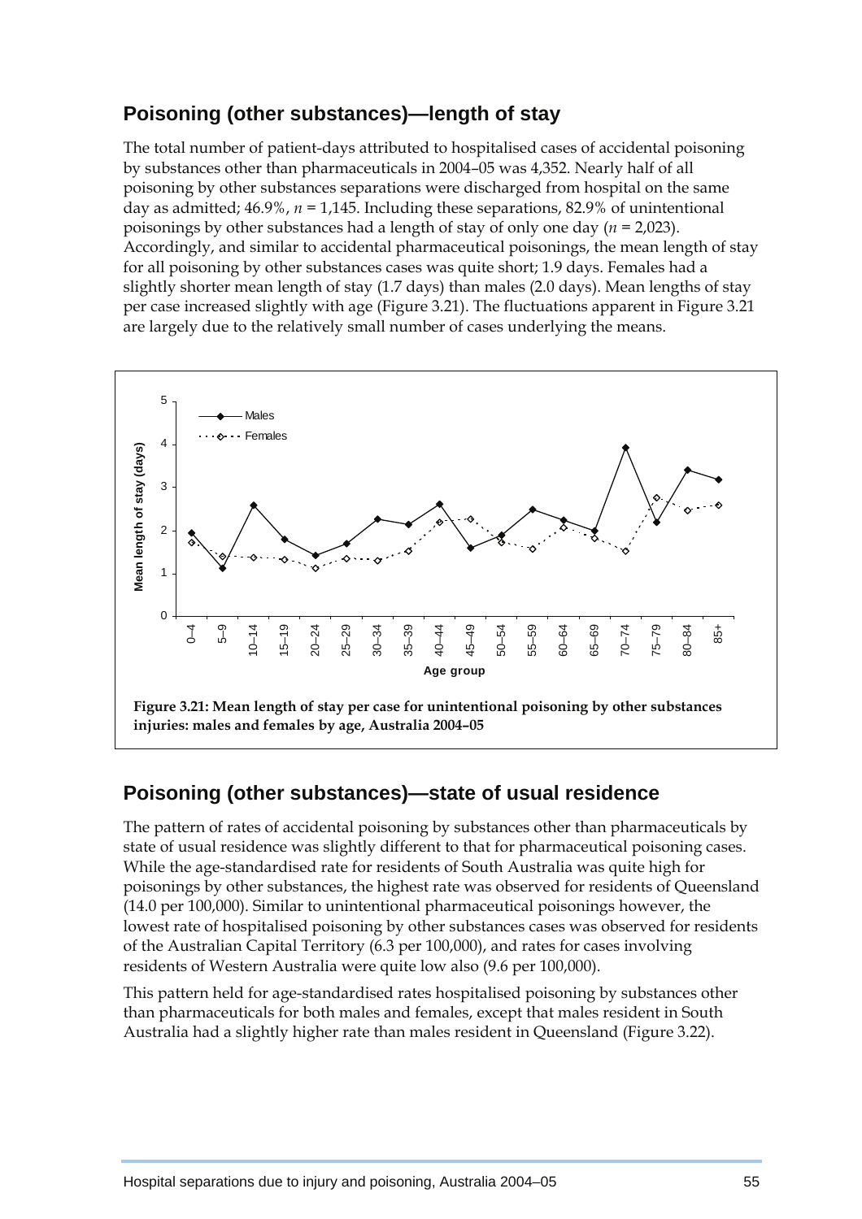## Poisoning (other substances)—length of stay

The total number of patient-days attributed to hospitalised cases of accidental poisoning by substances other than pharmaceuticals in 2004–05 was 4,352. Nearly half of all poisoning by other substances separations were discharged from hospital on the same day as admitted; 46.9%, *n* = 1,145. Including these separations, 82.9% of unintentional poisonings by other substances had a length of stay of only one day (*n* = 2,023). Accordingly, and similar to accidental pharmaceutical poisonings, the mean length of stay for all poisoning by other substances cases was quite short; 1.9 days. Females had a slightly shorter mean length of stay (1.7 days) than males (2.0 days). Mean lengths of stay per case increased slightly with age (Figure 3.21). The fluctuations apparent in Figure 3.21 are largely due to the relatively small number of cases underlying the means.

**Figure 3.21: Mean length of stay per case for unintentional poisoning by other substances injuries: males and females by age, Australia 2004–05**

## Poisoning (other substances)—state of usual residence

The pattern of rates of accidental poisoning by substances other than pharmaceuticals by state of usual residence was slightly different to that for pharmaceutical poisoning cases. While the age-standardised rate for residents of South Australia was quite high for poisonings by other substances, the highest rate was observed for residents of Queensland (14.0 per 100,000). Similar to unintentional pharmaceutical poisonings however, the lowest rate of hospitalised poisoning by other substances cases was observed for residents of the Australian Capital Territory (6.3 per 100,000), and rates for cases involving residents of Western Australia were quite low also (9.6 per 100,000).

This pattern held for age-standardised rates hospitalised poisoning by substances other than pharmaceuticals for both males and females, except that males resident in South Australia had a slightly higher rate than males resident in Queensland (Figure 3.22).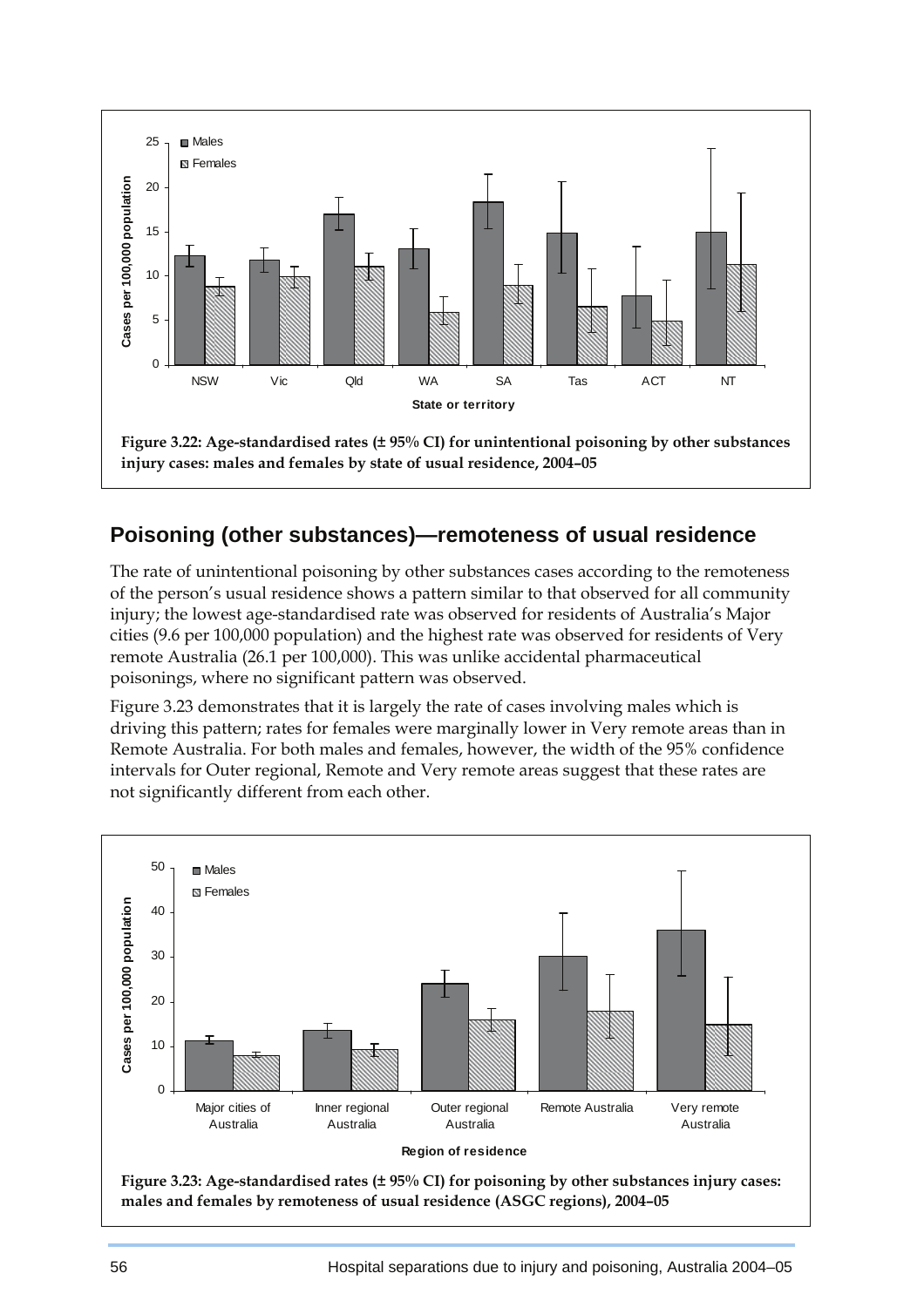Figure 3.22: Age-standardised rates (± 95% CI) for unintentional poisoning by other substances injury cases: males and females by state of usual residence, 2004–05

## Poisoning (other substances)—remoteness of usual residence

The rate of unintentional poisoning by other substances cases according to the remoteness of the person's usual residence shows a pattern similar to that observed for all community injury; the lowest age-standardised rate was observed for residents of Australia's Major cities (9.6 per 100,000 population) and the highest rate was observed for residents of Very remote Australia (26.1 per 100,000). This was unlike accidental pharmaceutical poisonings, where no significant pattern was observed.

Figure 3.23 demonstrates that it is largely the rate of cases involving males which is driving this pattern; rates for females were marginally lower in Very remote areas than in Remote Australia. For both males and females, however, the width of the 95% confidence intervals for Outer regional, Remote and Very remote areas suggest that these rates are not significantly different from each other.

Figure 3.23: Age-standardised rates (± 95% CI) for poisoning by other substances injury cases: males and females by remoteness of usual residence (ASGC regions), 2004–05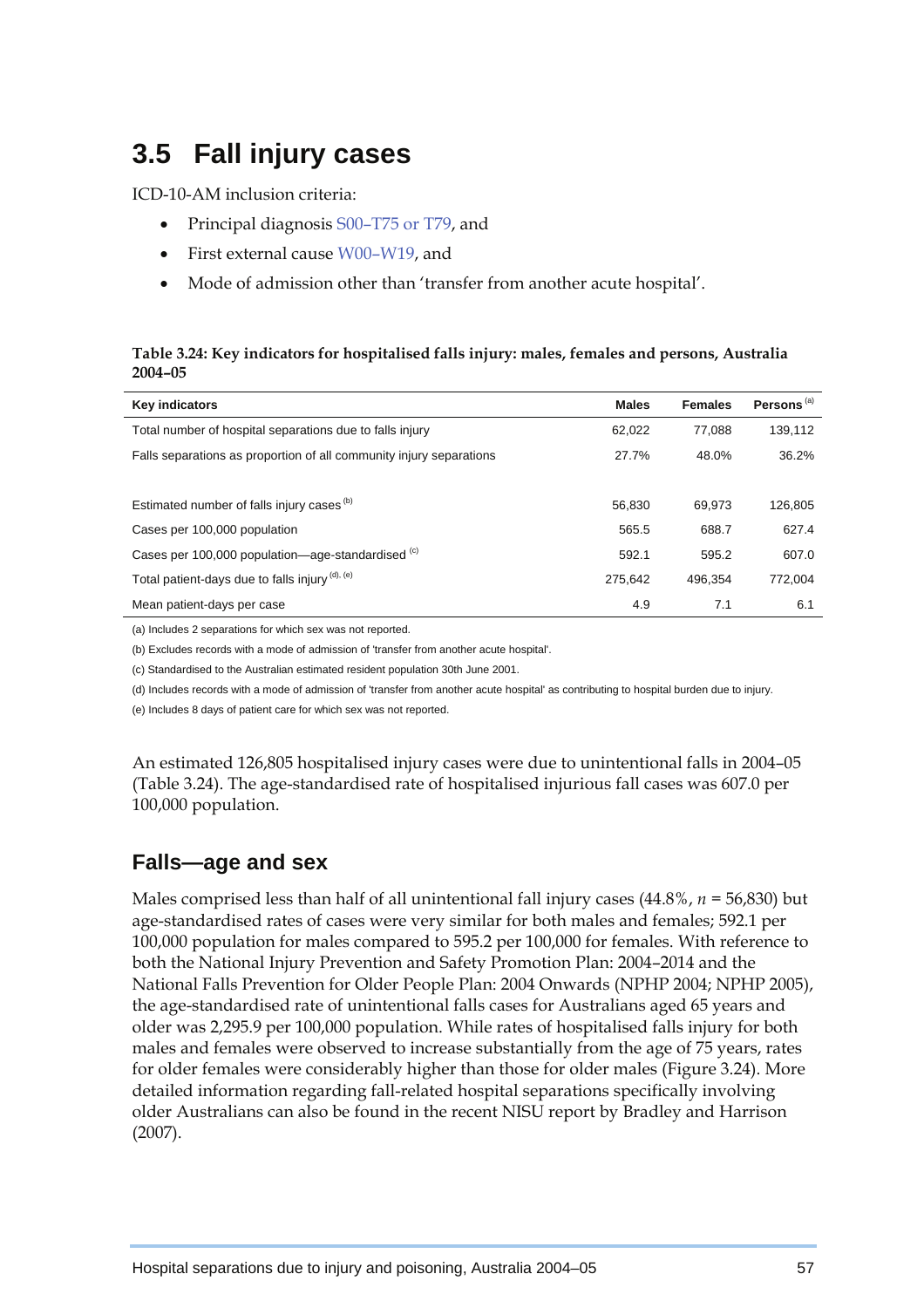# 3.5 Fall injury cases

ICD-10-AM inclusion criteria:

- Principal diagnosis S00–T75 or T79, and
- First external cause W00–W19, and
- Mode of admission other than 'transfer from another acute hospital'.

**Table 3.24: Key indicators for hospitalised falls injury: males, females and persons, Australia 2004–05**

| Key indicators | Males | Females | Persons [(a)] |
|---|---|---|---|
| Total number of hospital separations due to falls injury | 62,022 | 77,088 | 139,112 |
| Falls separations as proportion of all community injury separations | 27.7% | 48.0% | 36.2% |
| | | | |
| Estimated number of falls injury cases [(b)] | 56,830 | 69,973 | 126,805 |
| Cases per 100,000 population | 565.5 | 688.7 | 627.4 |
| Cases per 100,000 population—age-standardised [(c)] | 592.1 | 595.2 | 607.0 |
| Total patient-days due to falls injury [(d), (e)] | 275,642 | 496,354 | 772,004 |
| Mean patient-days per case | 4.9 | 7.1 | 6.1 |

(a) Includes 2 separations for which sex was not reported.

(b) Excludes records with a mode of admission of 'transfer from another acute hospital'.

(c) Standardised to the Australian estimated resident population 30th June 2001.

(d) Includes records with a mode of admission of 'transfer from another acute hospital' as contributing to hospital burden due to injury.

(e) Includes 8 days of patient care for which sex was not reported.

An estimated 126,805 hospitalised injury cases were due to unintentional falls in 2004–05 (Table 3.24). The age-standardised rate of hospitalised injurious fall cases was 607.0 per 100,000 population.

## Falls—age and sex

Males comprised less than half of all unintentional fall injury cases (44.8%, *n* = 56,830) but age-standardised rates of cases were very similar for both males and females; 592.1 per 100,000 population for males compared to 595.2 per 100,000 for females. With reference to both the National Injury Prevention and Safety Promotion Plan: 2004–2014 and the National Falls Prevention for Older People Plan: 2004 Onwards (NPHP 2004; NPHP 2005), the age-standardised rate of unintentional falls cases for Australians aged 65 years and older was 2,295.9 per 100,000 population. While rates of hospitalised falls injury for both males and females were observed to increase substantially from the age of 75 years, rates for older females were considerably higher than those for older males (Figure 3.24). More detailed information regarding fall-related hospital separations specifically involving older Australians can also be found in the recent NISU report by Bradley and Harrison (2007).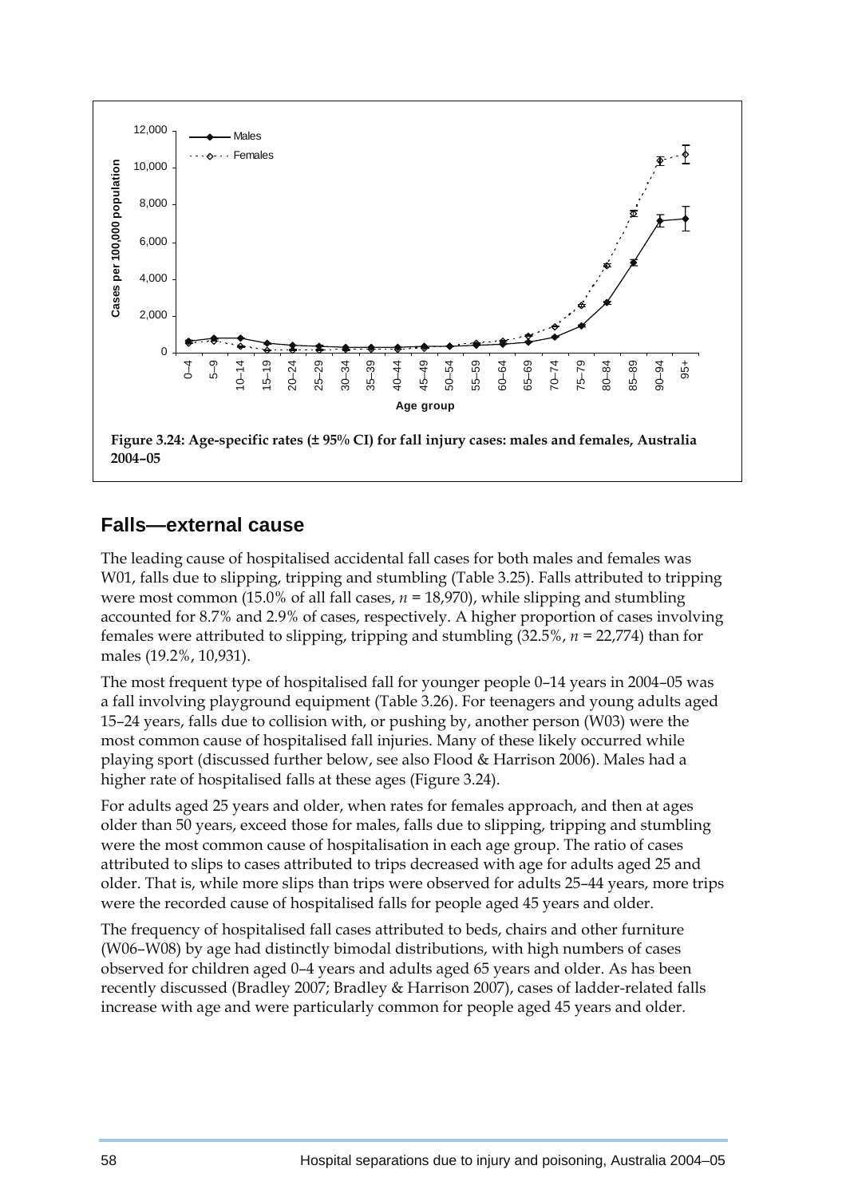Figure 3.24: Age-specific rates (± 95% CI) for fall injury cases: males and females, Australia 2004–05

## Falls—external cause

The leading cause of hospitalised accidental fall cases for both males and females was W01, falls due to slipping, tripping and stumbling (Table 3.25). Falls attributed to tripping were most common (15.0% of all fall cases, $n$ = 18,970), while slipping and stumbling accounted for 8.7% and 2.9% of cases, respectively. A higher proportion of cases involving females were attributed to slipping, tripping and stumbling (32.5%, $n$ = 22,774) than for males (19.2%, 10,931).

The most frequent type of hospitalised fall for younger people 0–14 years in 2004–05 was a fall involving playground equipment (Table 3.26). For teenagers and young adults aged 15–24 years, falls due to collision with, or pushing by, another person (W03) were the most common cause of hospitalised fall injuries. Many of these likely occurred while playing sport (discussed further below, see also Flood & Harrison 2006). Males had a higher rate of hospitalised falls at these ages (Figure 3.24).

For adults aged 25 years and older, when rates for females approach, and then at ages older than 50 years, exceed those for males, falls due to slipping, tripping and stumbling were the most common cause of hospitalisation in each age group. The ratio of cases attributed to slips to cases attributed to trips decreased with age for adults aged 25 and older. That is, while more slips than trips were observed for adults 25–44 years, more trips were the recorded cause of hospitalised falls for people aged 45 years and older.

The frequency of hospitalised fall cases attributed to beds, chairs and other furniture (W06–W08) by age had distinctly bimodal distributions, with high numbers of cases observed for children aged 0–4 years and adults aged 65 years and older. As has been recently discussed (Bradley 2007; Bradley & Harrison 2007), cases of ladder-related falls increase with age and were particularly common for people aged 45 years and older.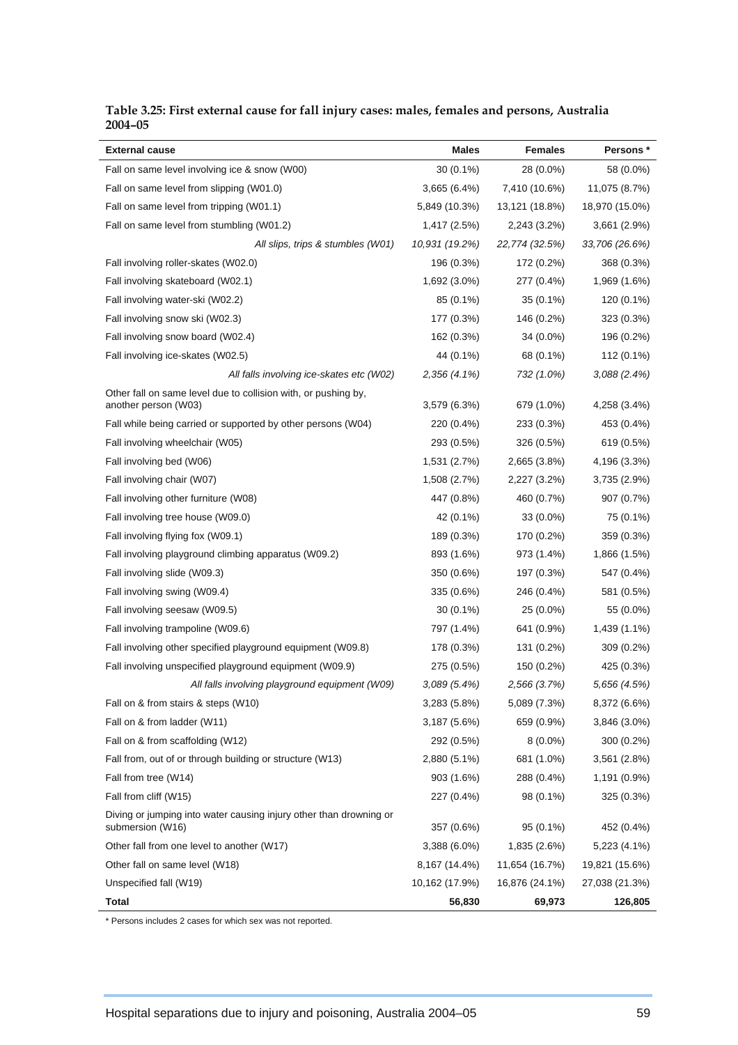**Table 3.25: First external cause for fall injury cases: males, females and persons, Australia 2004–05**

| External cause | Males | Females | Persons * |
|---|---|---|---|
| Fall on same level involving ice & snow (W00) | 30 (0.1%) | 28 (0.0%) | 58 (0.0%) |
| Fall on same level from slipping (W01.0) | 3,665 (6.4%) | 7,410 (10.6%) | 11,075 (8.7%) |
| Fall on same level from tripping (W01.1) | 5,849 (10.3%) | 13,121 (18.8%) | 18,970 (15.0%) |
| Fall on same level from stumbling (W01.2) | 1,417 (2.5%) | 2,243 (3.2%) | 3,661 (2.9%) |
| *All slips, trips & stumbles (W01)* | *10,931 (19.2%)* | *22,774 (32.5%)* | *33,706 (26.6%)* |
| Fall involving roller-skates (W02.0) | 196 (0.3%) | 172 (0.2%) | 368 (0.3%) |
| Fall involving skateboard (W02.1) | 1,692 (3.0%) | 277 (0.4%) | 1,969 (1.6%) |
| Fall involving water-ski (W02.2) | 85 (0.1%) | 35 (0.1%) | 120 (0.1%) |
| Fall involving snow ski (W02.3) | 177 (0.3%) | 146 (0.2%) | 323 (0.3%) |
| Fall involving snow board (W02.4) | 162 (0.3%) | 34 (0.0%) | 196 (0.2%) |
| Fall involving ice-skates (W02.5) | 44 (0.1%) | 68 (0.1%) | 112 (0.1%) |
| *All falls involving ice-skates etc (W02)* | *2,356 (4.1%)* | *732 (1.0%)* | *3,088 (2.4%)* |
| Other fall on same level due to collision with, or pushing by, another person (W03) | 3,579 (6.3%) | 679 (1.0%) | 4,258 (3.4%) |
| Fall while being carried or supported by other persons (W04) | 220 (0.4%) | 233 (0.3%) | 453 (0.4%) |
| Fall involving wheelchair (W05) | 293 (0.5%) | 326 (0.5%) | 619 (0.5%) |
| Fall involving bed (W06) | 1,531 (2.7%) | 2,665 (3.8%) | 4,196 (3.3%) |
| Fall involving chair (W07) | 1,508 (2.7%) | 2,227 (3.2%) | 3,735 (2.9%) |
| Fall involving other furniture (W08) | 447 (0.8%) | 460 (0.7%) | 907 (0.7%) |
| Fall involving tree house (W09.0) | 42 (0.1%) | 33 (0.0%) | 75 (0.1%) |
| Fall involving flying fox (W09.1) | 189 (0.3%) | 170 (0.2%) | 359 (0.3%) |
| Fall involving playground climbing apparatus (W09.2) | 893 (1.6%) | 973 (1.4%) | 1,866 (1.5%) |
| Fall involving slide (W09.3) | 350 (0.6%) | 197 (0.3%) | 547 (0.4%) |
| Fall involving swing (W09.4) | 335 (0.6%) | 246 (0.4%) | 581 (0.5%) |
| Fall involving seesaw (W09.5) | 30 (0.1%) | 25 (0.0%) | 55 (0.0%) |
| Fall involving trampoline (W09.6) | 797 (1.4%) | 641 (0.9%) | 1,439 (1.1%) |
| Fall involving other specified playground equipment (W09.8) | 178 (0.3%) | 131 (0.2%) | 309 (0.2%) |
| Fall involving unspecified playground equipment (W09.9) | 275 (0.5%) | 150 (0.2%) | 425 (0.3%) |
| *All falls involving playground equipment (W09)* | *3,089 (5.4%)* | *2,566 (3.7%)* | *5,656 (4.5%)* |
| Fall on & from stairs & steps (W10) | 3,283 (5.8%) | 5,089 (7.3%) | 8,372 (6.6%) |
| Fall on & from ladder (W11) | 3,187 (5.6%) | 659 (0.9%) | 3,846 (3.0%) |
| Fall on & from scaffolding (W12) | 292 (0.5%) | 8 (0.0%) | 300 (0.2%) |
| Fall from, out of or through building or structure (W13) | 2,880 (5.1%) | 681 (1.0%) | 3,561 (2.8%) |
| Fall from tree (W14) | 903 (1.6%) | 288 (0.4%) | 1,191 (0.9%) |
| Fall from cliff (W15) | 227 (0.4%) | 98 (0.1%) | 325 (0.3%) |
| Diving or jumping into water causing injury other than drowning or submersion (W16) | 357 (0.6%) | 95 (0.1%) | 452 (0.4%) |
| Other fall from one level to another (W17) | 3,388 (6.0%) | 1,835 (2.6%) | 5,223 (4.1%) |
| Other fall on same level (W18) | 8,167 (14.4%) | 11,654 (16.7%) | 19,821 (15.6%) |
| Unspecified fall (W19) | 10,162 (17.9%) | 16,876 (24.1%) | 27,038 (21.3%) |
| **Total** | **56,830** | **69,973** | **126,805** |

\* Persons includes 2 cases for which sex was not reported.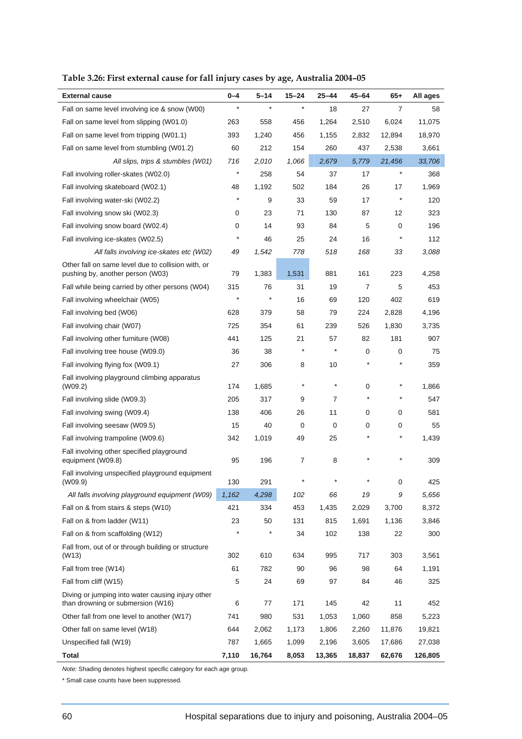**Table 3.26: First external cause for fall injury cases by age, Australia 2004–05**

| External cause | 0–4 | 5–14 | 15–24 | 25–44 | 45–64 | 65+ | All ages |
|---|---|---|---|---|---|---|---|
| Fall on same level involving ice & snow (W00) | * | * | * | 18 | 27 | 7 | 58 |
| Fall on same level from slipping (W01.0) | 263 | 558 | 456 | 1,264 | 2,510 | 6,024 | 11,075 |
| Fall on same level from tripping (W01.1) | 393 | 1,240 | 456 | 1,155 | 2,832 | 12,894 | 18,970 |
| Fall on same level from stumbling (W01.2) | 60 | 212 | 154 | 260 | 437 | 2,538 | 3,661 |
| *All slips, trips & stumbles (W01)* | *716* | *2,010* | *1,066* | *2,679* | *5,779* | *21,456* | *33,706* |
| Fall involving roller-skates (W02.0) | * | 258 | 54 | 37 | 17 | * | 368 |
| Fall involving skateboard (W02.1) | 48 | 1,192 | 502 | 184 | 26 | 17 | 1,969 |
| Fall involving water-ski (W02.2) | * | 9 | 33 | 59 | 17 | * | 120 |
| Fall involving snow ski (W02.3) | 0 | 23 | 71 | 130 | 87 | 12 | 323 |
| Fall involving snow board (W02.4) | 0 | 14 | 93 | 84 | 5 | 0 | 196 |
| Fall involving ice-skates (W02.5) | * | 46 | 25 | 24 | 16 | * | 112 |
| *All falls involving ice-skates etc (W02)* | *49* | *1,542* | *778* | *518* | *168* | *33* | *3,088* |
| Other fall on same level due to collision with, or pushing by, another person (W03) | 79 | 1,383 | 1,531 | 881 | 161 | 223 | 4,258 |
| Fall while being carried by other persons (W04) | 315 | 76 | 31 | 19 | 7 | 5 | 453 |
| Fall involving wheelchair (W05) | * | * | 16 | 69 | 120 | 402 | 619 |
| Fall involving bed (W06) | 628 | 379 | 58 | 79 | 224 | 2,828 | 4,196 |
| Fall involving chair (W07) | 725 | 354 | 61 | 239 | 526 | 1,830 | 3,735 |
| Fall involving other furniture (W08) | 441 | 125 | 21 | 57 | 82 | 181 | 907 |
| Fall involving tree house (W09.0) | 36 | 38 | * | * | 0 | 0 | 75 |
| Fall involving flying fox (W09.1) | 27 | 306 | 8 | 10 | * | * | 359 |
| Fall involving playground climbing apparatus (W09.2) | 174 | 1,685 | * | * | 0 | * | 1,866 |
| Fall involving slide (W09.3) | 205 | 317 | 9 | 7 | * | * | 547 |
| Fall involving swing (W09.4) | 138 | 406 | 26 | 11 | 0 | 0 | 581 |
| Fall involving seesaw (W09.5) | 15 | 40 | 0 | 0 | 0 | 0 | 55 |
| Fall involving trampoline (W09.6) | 342 | 1,019 | 49 | 25 | * | * | 1,439 |
| Fall involving other specified playground equipment (W09.8) | 95 | 196 | 7 | 8 | * | * | 309 |
| Fall involving unspecified playground equipment (W09.9) | 130 | 291 | * | * | * | 0 | 425 |
| *All falls involving playground equipment (W09)* | *1,162* | *4,298* | *102* | *66* | *19* | *9* | *5,656* |
| Fall on & from stairs & steps (W10) | 421 | 334 | 453 | 1,435 | 2,029 | 3,700 | 8,372 |
| Fall on & from ladder (W11) | 23 | 50 | 131 | 815 | 1,691 | 1,136 | 3,846 |
| Fall on & from scaffolding (W12) | * | * | 34 | 102 | 138 | 22 | 300 |
| Fall from, out of or through building or structure (W13) | 302 | 610 | 634 | 995 | 717 | 303 | 3,561 |
| Fall from tree (W14) | 61 | 782 | 90 | 96 | 98 | 64 | 1,191 |
| Fall from cliff (W15) | 5 | 24 | 69 | 97 | 84 | 46 | 325 |
| Diving or jumping into water causing injury other than drowning or submersion (W16) | 6 | 77 | 171 | 145 | 42 | 11 | 452 |
| Other fall from one level to another (W17) | 741 | 980 | 531 | 1,053 | 1,060 | 858 | 5,223 |
| Other fall on same level (W18) | 644 | 2,062 | 1,173 | 1,806 | 2,260 | 11,876 | 19,821 |
| Unspecified fall (W19) | 787 | 1,665 | 1,099 | 2,196 | 3,605 | 17,686 | 27,038 |
| **Total** | **7,110** | **16,764** | **8,053** | **13,365** | **18,837** | **62,676** | **126,805** |

*Note:* Shading denotes highest specific category for each age group.

\* Small case counts have been suppressed.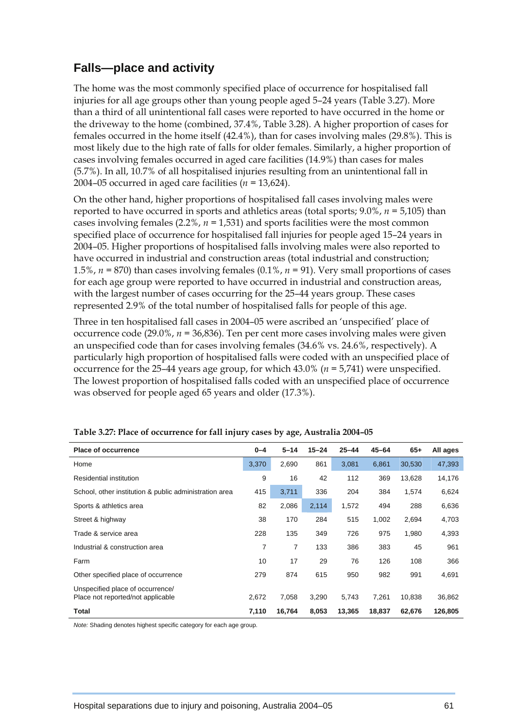## Falls—place and activity

The home was the most commonly specified place of occurrence for hospitalised fall injuries for all age groups other than young people aged 5–24 years (Table 3.27). More than a third of all unintentional fall cases were reported to have occurred in the home or the driveway to the home (combined, 37.4%, Table 3.28). A higher proportion of cases for females occurred in the home itself (42.4%), than for cases involving males (29.8%). This is most likely due to the high rate of falls for older females. Similarly, a higher proportion of cases involving females occurred in aged care facilities (14.9%) than cases for males (5.7%). In all, 10.7% of all hospitalised injuries resulting from an unintentional fall in 2004–05 occurred in aged care facilities ($n$ = 13,624).

On the other hand, higher proportions of hospitalised fall cases involving males were reported to have occurred in sports and athletics areas (total sports; 9.0%, $n$ = 5,105) than cases involving females (2.2%, $n$ = 1,531) and sports facilities were the most common specified place of occurrence for hospitalised fall injuries for people aged 15–24 years in 2004–05. Higher proportions of hospitalised falls involving males were also reported to have occurred in industrial and construction areas (total industrial and construction; 1.5%, $n$ = 870) than cases involving females (0.1%, $n$ = 91). Very small proportions of cases for each age group were reported to have occurred in industrial and construction areas, with the largest number of cases occurring for the 25–44 years group. These cases represented 2.9% of the total number of hospitalised falls for people of this age.

Three in ten hospitalised fall cases in 2004–05 were ascribed an 'unspecified' place of occurrence code (29.0%, $n$ = 36,836). Ten per cent more cases involving males were given an unspecified code than for cases involving females (34.6% vs. 24.6%, respectively). A particularly high proportion of hospitalised falls were coded with an unspecified place of occurrence for the 25–44 years age group, for which 43.0% ($n$ = 5,741) were unspecified. The lowest proportion of hospitalised falls coded with an unspecified place of occurrence was observed for people aged 65 years and older (17.3%).

**Table 3.27: Place of occurrence for fall injury cases by age, Australia 2004–05**

| Place of occurrence | 0–4 | 5–14 | 15–24 | 25–44 | 45–64 | 65+ | All ages |
|---|---|---|---|---|---|---|---|
| Home | 3,370 | 2,690 | 861 | 3,081 | 6,861 | 30,530 | 47,393 |
| Residential institution | 9 | 16 | 42 | 112 | 369 | 13,628 | 14,176 |
| School, other institution & public administration area | 415 | 3,711 | 336 | 204 | 384 | 1,574 | 6,624 |
| Sports & athletics area | 82 | 2,086 | 2,114 | 1,572 | 494 | 288 | 6,636 |
| Street & highway | 38 | 170 | 284 | 515 | 1,002 | 2,694 | 4,703 |
| Trade & service area | 228 | 135 | 349 | 726 | 975 | 1,980 | 4,393 |
| Industrial & construction area | 7 | 7 | 133 | 386 | 383 | 45 | 961 |
| Farm | 10 | 17 | 29 | 76 | 126 | 108 | 366 |
| Other specified place of occurrence | 279 | 874 | 615 | 950 | 982 | 991 | 4,691 |
| Unspecified place of occurrence/ Place not reported/not applicable | 2,672 | 7,058 | 3,290 | 5,743 | 7,261 | 10,838 | 36,862 |
| **Total** | **7,110** | **16,764** | **8,053** | **13,365** | **18,837** | **62,676** | **126,805** |

*Note:* Shading denotes highest specific category for each age group.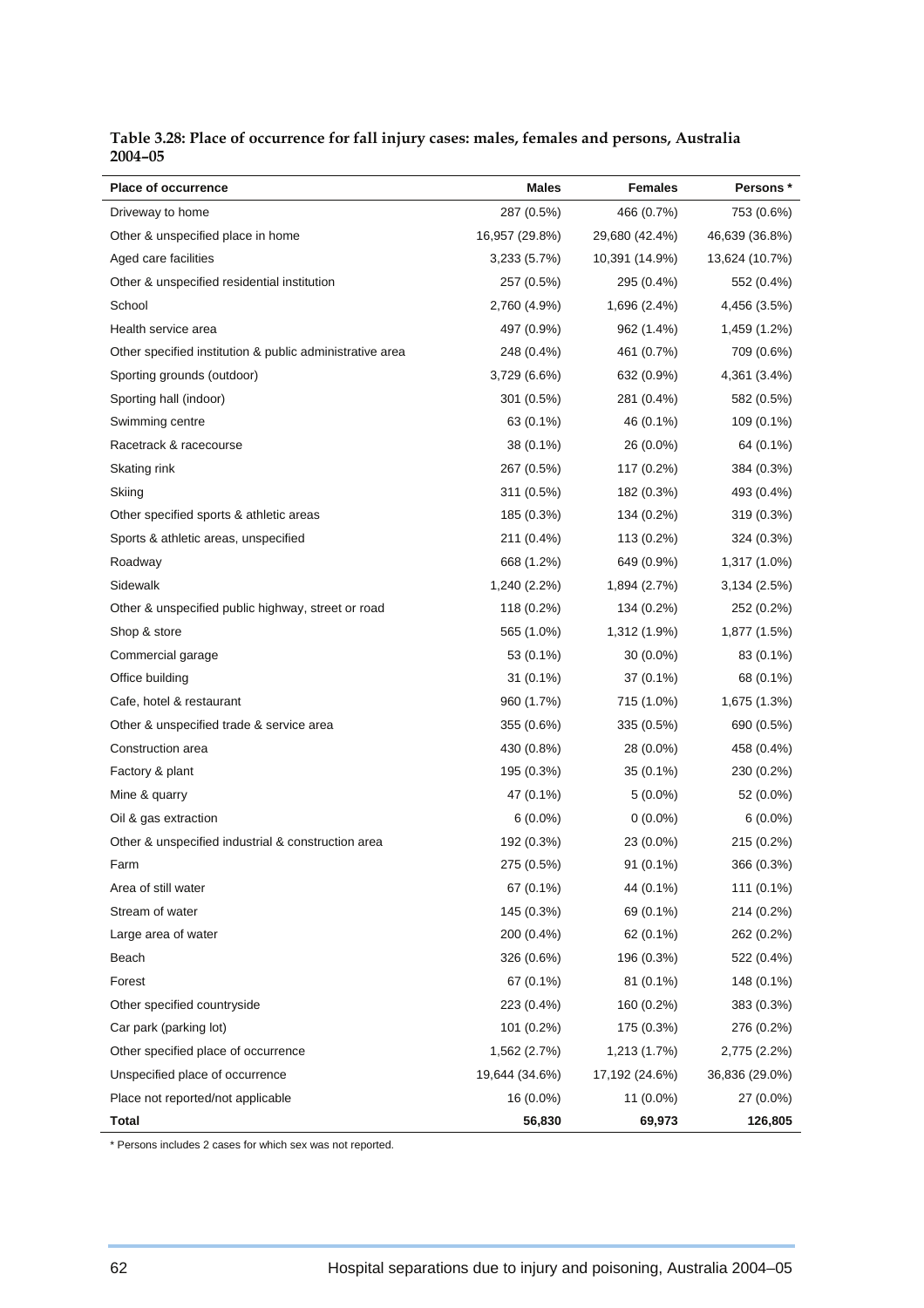**Table 3.28: Place of occurrence for fall injury cases: males, females and persons, Australia 2004–05**

| Place of occurrence | Males | Females | Persons * |
|---|---|---|---|
| Driveway to home | 287 (0.5%) | 466 (0.7%) | 753 (0.6%) |
| Other & unspecified place in home | 16,957 (29.8%) | 29,680 (42.4%) | 46,639 (36.8%) |
| Aged care facilities | 3,233 (5.7%) | 10,391 (14.9%) | 13,624 (10.7%) |
| Other & unspecified residential institution | 257 (0.5%) | 295 (0.4%) | 552 (0.4%) |
| School | 2,760 (4.9%) | 1,696 (2.4%) | 4,456 (3.5%) |
| Health service area | 497 (0.9%) | 962 (1.4%) | 1,459 (1.2%) |
| Other specified institution & public administrative area | 248 (0.4%) | 461 (0.7%) | 709 (0.6%) |
| Sporting grounds (outdoor) | 3,729 (6.6%) | 632 (0.9%) | 4,361 (3.4%) |
| Sporting hall (indoor) | 301 (0.5%) | 281 (0.4%) | 582 (0.5%) |
| Swimming centre | 63 (0.1%) | 46 (0.1%) | 109 (0.1%) |
| Racetrack & racecourse | 38 (0.1%) | 26 (0.0%) | 64 (0.1%) |
| Skating rink | 267 (0.5%) | 117 (0.2%) | 384 (0.3%) |
| Skiing | 311 (0.5%) | 182 (0.3%) | 493 (0.4%) |
| Other specified sports & athletic areas | 185 (0.3%) | 134 (0.2%) | 319 (0.3%) |
| Sports & athletic areas, unspecified | 211 (0.4%) | 113 (0.2%) | 324 (0.3%) |
| Roadway | 668 (1.2%) | 649 (0.9%) | 1,317 (1.0%) |
| Sidewalk | 1,240 (2.2%) | 1,894 (2.7%) | 3,134 (2.5%) |
| Other & unspecified public highway, street or road | 118 (0.2%) | 134 (0.2%) | 252 (0.2%) |
| Shop & store | 565 (1.0%) | 1,312 (1.9%) | 1,877 (1.5%) |
| Commercial garage | 53 (0.1%) | 30 (0.0%) | 83 (0.1%) |
| Office building | 31 (0.1%) | 37 (0.1%) | 68 (0.1%) |
| Cafe, hotel & restaurant | 960 (1.7%) | 715 (1.0%) | 1,675 (1.3%) |
| Other & unspecified trade & service area | 355 (0.6%) | 335 (0.5%) | 690 (0.5%) |
| Construction area | 430 (0.8%) | 28 (0.0%) | 458 (0.4%) |
| Factory & plant | 195 (0.3%) | 35 (0.1%) | 230 (0.2%) |
| Mine & quarry | 47 (0.1%) | 5 (0.0%) | 52 (0.0%) |
| Oil & gas extraction | 6 (0.0%) | 0 (0.0%) | 6 (0.0%) |
| Other & unspecified industrial & construction area | 192 (0.3%) | 23 (0.0%) | 215 (0.2%) |
| Farm | 275 (0.5%) | 91 (0.1%) | 366 (0.3%) |
| Area of still water | 67 (0.1%) | 44 (0.1%) | 111 (0.1%) |
| Stream of water | 145 (0.3%) | 69 (0.1%) | 214 (0.2%) |
| Large area of water | 200 (0.4%) | 62 (0.1%) | 262 (0.2%) |
| Beach | 326 (0.6%) | 196 (0.3%) | 522 (0.4%) |
| Forest | 67 (0.1%) | 81 (0.1%) | 148 (0.1%) |
| Other specified countryside | 223 (0.4%) | 160 (0.2%) | 383 (0.3%) |
| Car park (parking lot) | 101 (0.2%) | 175 (0.3%) | 276 (0.2%) |
| Other specified place of occurrence | 1,562 (2.7%) | 1,213 (1.7%) | 2,775 (2.2%) |
| Unspecified place of occurrence | 19,644 (34.6%) | 17,192 (24.6%) | 36,836 (29.0%) |
| Place not reported/not applicable | 16 (0.0%) | 11 (0.0%) | 27 (0.0%) |
| **Total** | **56,830** | **69,973** | **126,805** |

* Persons includes 2 cases for which sex was not reported.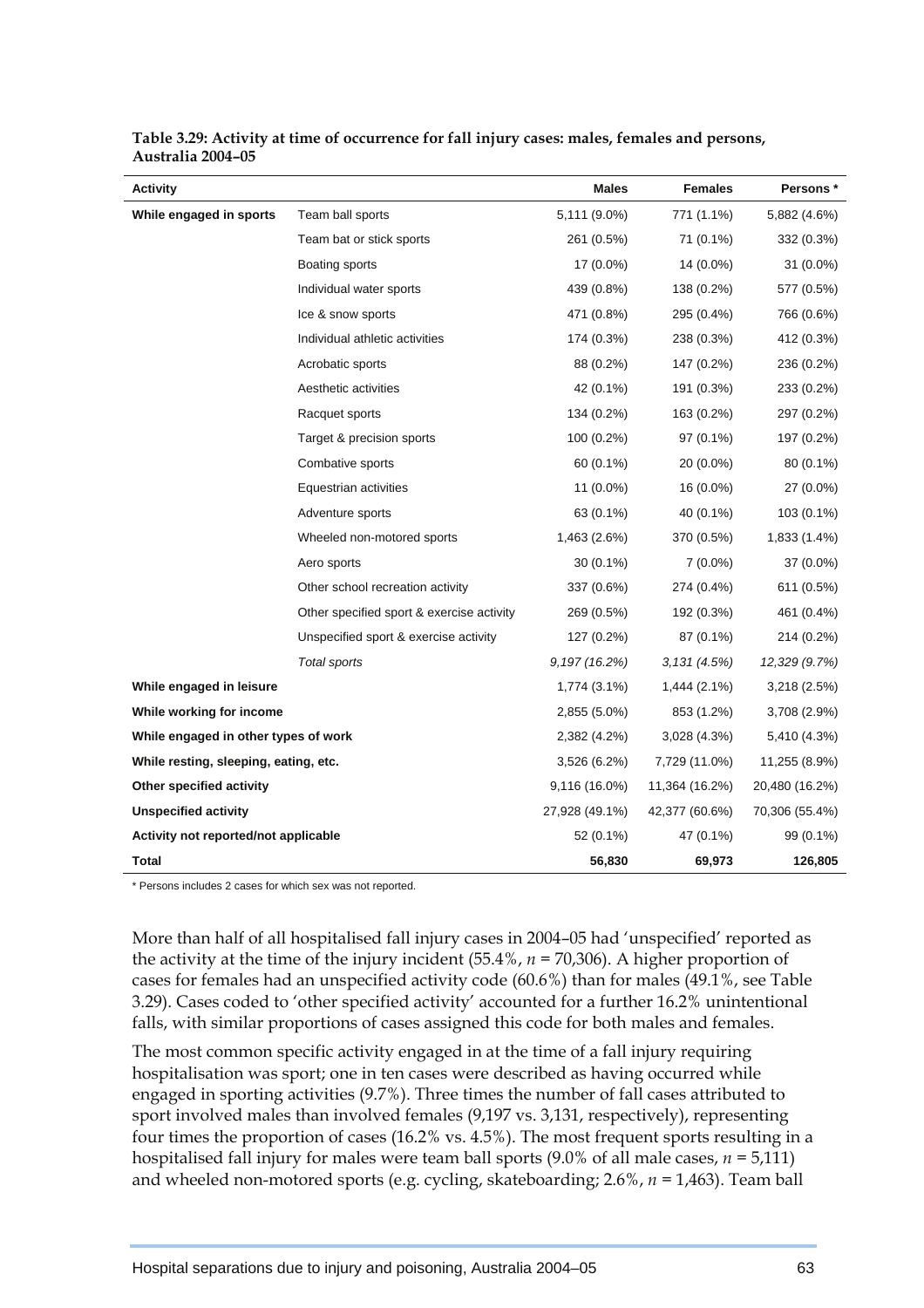**Table 3.29: Activity at time of occurrence for fall injury cases: males, females and persons, Australia 2004–05**

| Activity | | Males | Females | Persons * |
|---|---|---|---|---|
| **While engaged in sports** | Team ball sports | 5,111 (9.0%) | 771 (1.1%) | 5,882 (4.6%) |
| | Team bat or stick sports | 261 (0.5%) | 71 (0.1%) | 332 (0.3%) |
| | Boating sports | 17 (0.0%) | 14 (0.0%) | 31 (0.0%) |
| | Individual water sports | 439 (0.8%) | 138 (0.2%) | 577 (0.5%) |
| | Ice & snow sports | 471 (0.8%) | 295 (0.4%) | 766 (0.6%) |
| | Individual athletic activities | 174 (0.3%) | 238 (0.3%) | 412 (0.3%) |
| | Acrobatic sports | 88 (0.2%) | 147 (0.2%) | 236 (0.2%) |
| | Aesthetic activities | 42 (0.1%) | 191 (0.3%) | 233 (0.2%) |
| | Racquet sports | 134 (0.2%) | 163 (0.2%) | 297 (0.2%) |
| | Target & precision sports | 100 (0.2%) | 97 (0.1%) | 197 (0.2%) |
| | Combative sports | 60 (0.1%) | 20 (0.0%) | 80 (0.1%) |
| | Equestrian activities | 11 (0.0%) | 16 (0.0%) | 27 (0.0%) |
| | Adventure sports | 63 (0.1%) | 40 (0.1%) | 103 (0.1%) |
| | Wheeled non-motored sports | 1,463 (2.6%) | 370 (0.5%) | 1,833 (1.4%) |
| | Aero sports | 30 (0.1%) | 7 (0.0%) | 37 (0.0%) |
| | Other school recreation activity | 337 (0.6%) | 274 (0.4%) | 611 (0.5%) |
| | Other specified sport & exercise activity | 269 (0.5%) | 192 (0.3%) | 461 (0.4%) |
| | Unspecified sport & exercise activity | 127 (0.2%) | 87 (0.1%) | 214 (0.2%) |
| | *Total sports* | *9,197 (16.2%)* | *3,131 (4.5%)* | *12,329 (9.7%)* |
| **While engaged in leisure** | | 1,774 (3.1%) | 1,444 (2.1%) | 3,218 (2.5%) |
| **While working for income** | | 2,855 (5.0%) | 853 (1.2%) | 3,708 (2.9%) |
| **While engaged in other types of work** | | 2,382 (4.2%) | 3,028 (4.3%) | 5,410 (4.3%) |
| **While resting, sleeping, eating, etc.** | | 3,526 (6.2%) | 7,729 (11.0%) | 11,255 (8.9%) |
| **Other specified activity** | | 9,116 (16.0%) | 11,364 (16.2%) | 20,480 (16.2%) |
| **Unspecified activity** | | 27,928 (49.1%) | 42,377 (60.6%) | 70,306 (55.4%) |
| **Activity not reported/not applicable** | | 52 (0.1%) | 47 (0.1%) | 99 (0.1%) |
| **Total** | | **56,830** | **69,973** | **126,805** |

\* Persons includes 2 cases for which sex was not reported.

More than half of all hospitalised fall injury cases in 2004–05 had 'unspecified' reported as the activity at the time of the injury incident (55.4%, $n$ = 70,306). A higher proportion of cases for females had an unspecified activity code (60.6%) than for males (49.1%, see Table 3.29). Cases coded to 'other specified activity' accounted for a further 16.2% unintentional falls, with similar proportions of cases assigned this code for both males and females.

The most common specific activity engaged in at the time of a fall injury requiring hospitalisation was sport; one in ten cases were described as having occurred while engaged in sporting activities (9.7%). Three times the number of fall cases attributed to sport involved males than involved females (9,197 vs. 3,131, respectively), representing four times the proportion of cases (16.2% vs. 4.5%). The most frequent sports resulting in a hospitalised fall injury for males were team ball sports (9.0% of all male cases, $n$ = 5,111) and wheeled non-motored sports (e.g. cycling, skateboarding; 2.6%, $n$ = 1,463). Team ball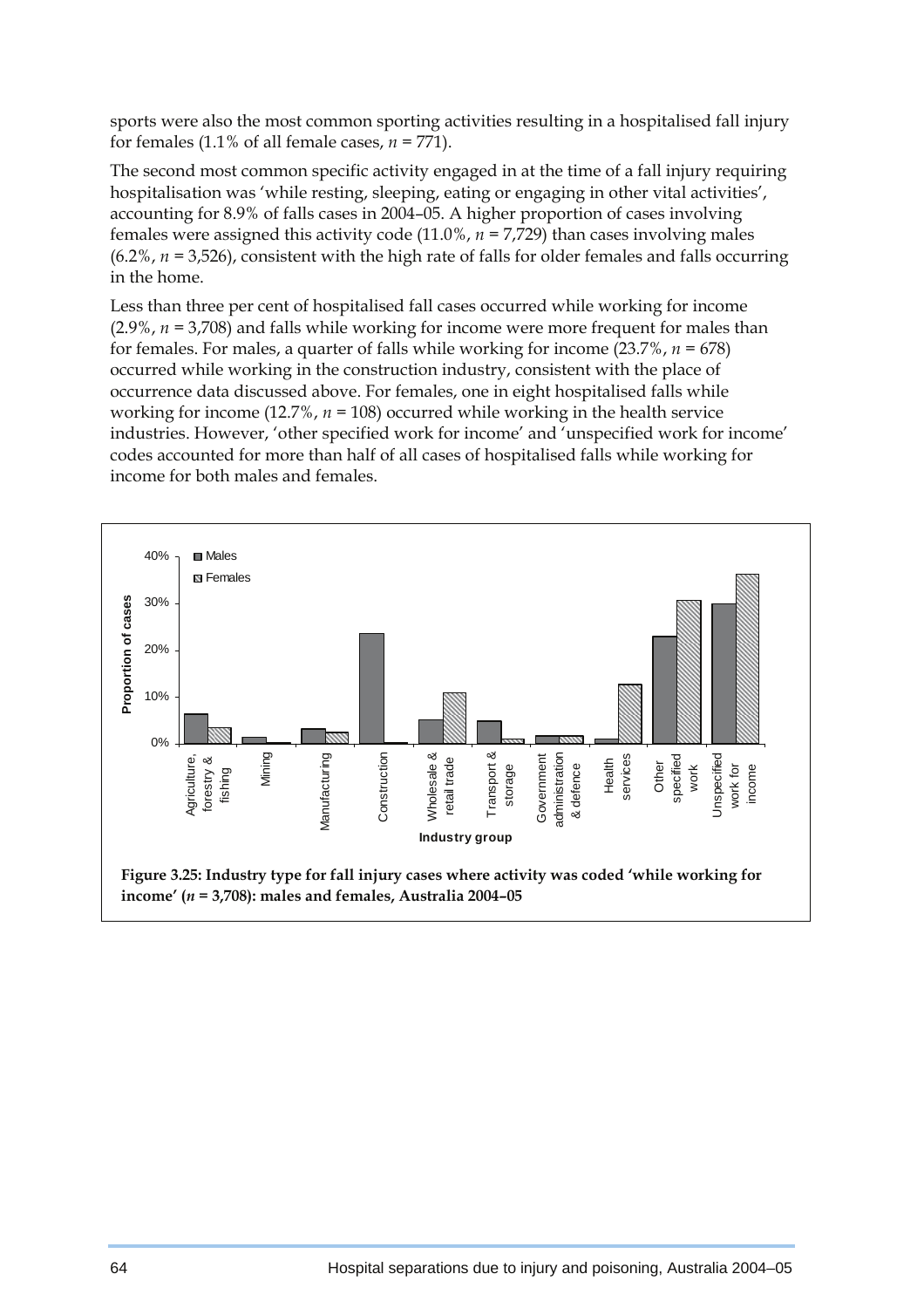sports were also the most common sporting activities resulting in a hospitalised fall injury for females (1.1% of all female cases, *n* = 771).

The second most common specific activity engaged in at the time of a fall injury requiring hospitalisation was 'while resting, sleeping, eating or engaging in other vital activities', accounting for 8.9% of falls cases in 2004–05. A higher proportion of cases involving females were assigned this activity code (11.0%, *n* = 7,729) than cases involving males (6.2%, *n* = 3,526), consistent with the high rate of falls for older females and falls occurring in the home.

Less than three per cent of hospitalised fall cases occurred while working for income (2.9%, *n* = 3,708) and falls while working for income were more frequent for males than for females. For males, a quarter of falls while working for income (23.7%, *n* = 678) occurred while working in the construction industry, consistent with the place of occurrence data discussed above. For females, one in eight hospitalised falls while working for income (12.7%, *n* = 108) occurred while working in the health service industries. However, 'other specified work for income' and 'unspecified work for income' codes accounted for more than half of all cases of hospitalised falls while working for income for both males and females.

**Figure 3.25: Industry type for fall injury cases where activity was coded 'while working for income' (*n* = 3,708): males and females, Australia 2004–05**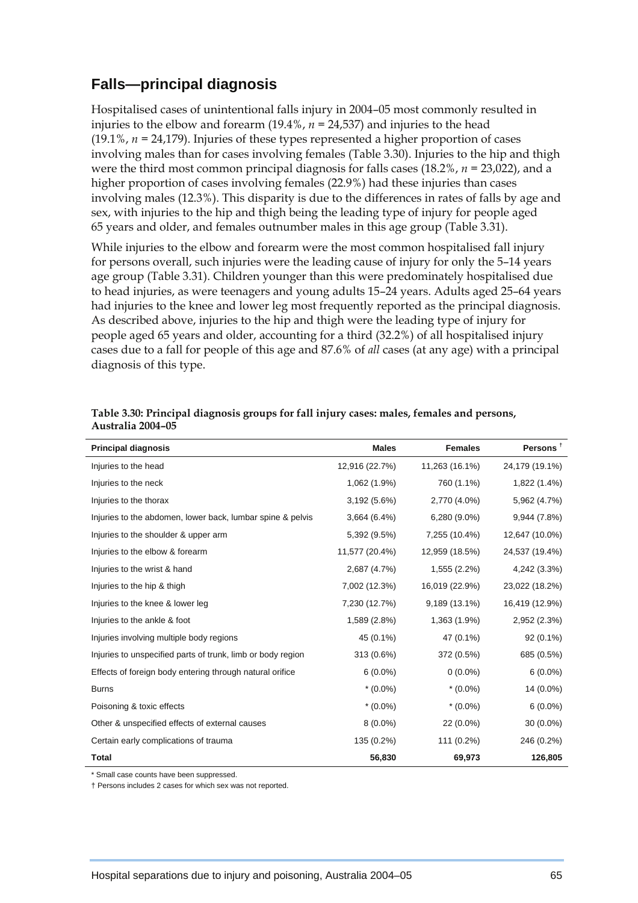## Falls—principal diagnosis

Hospitalised cases of unintentional falls injury in 2004–05 most commonly resulted in injuries to the elbow and forearm (19.4%, $n$ = 24,537) and injuries to the head (19.1%, $n$ = 24,179). Injuries of these types represented a higher proportion of cases involving males than for cases involving females (Table 3.30). Injuries to the hip and thigh were the third most common principal diagnosis for falls cases (18.2%, $n$ = 23,022), and a higher proportion of cases involving females (22.9%) had these injuries than cases involving males (12.3%). This disparity is due to the differences in rates of falls by age and sex, with injuries to the hip and thigh being the leading type of injury for people aged 65 years and older, and females outnumber males in this age group (Table 3.31).

While injuries to the elbow and forearm were the most common hospitalised fall injury for persons overall, such injuries were the leading cause of injury for only the 5–14 years age group (Table 3.31). Children younger than this were predominately hospitalised due to head injuries, as were teenagers and young adults 15–24 years. Adults aged 25–64 years had injuries to the knee and lower leg most frequently reported as the principal diagnosis. As described above, injuries to the hip and thigh were the leading type of injury for people aged 65 years and older, accounting for a third (32.2%) of all hospitalised injury cases due to a fall for people of this age and 87.6% of *all* cases (at any age) with a principal diagnosis of this type.

**Table 3.30: Principal diagnosis groups for fall injury cases: males, females and persons, Australia 2004–05**

| Principal diagnosis | Males | Females | Persons † |
|---|---|---|---|
| Injuries to the head | 12,916 (22.7%) | 11,263 (16.1%) | 24,179 (19.1%) |
| Injuries to the neck | 1,062 (1.9%) | 760 (1.1%) | 1,822 (1.4%) |
| Injuries to the thorax | 3,192 (5.6%) | 2,770 (4.0%) | 5,962 (4.7%) |
| Injuries to the abdomen, lower back, lumbar spine & pelvis | 3,664 (6.4%) | 6,280 (9.0%) | 9,944 (7.8%) |
| Injuries to the shoulder & upper arm | 5,392 (9.5%) | 7,255 (10.4%) | 12,647 (10.0%) |
| Injuries to the elbow & forearm | 11,577 (20.4%) | 12,959 (18.5%) | 24,537 (19.4%) |
| Injuries to the wrist & hand | 2,687 (4.7%) | 1,555 (2.2%) | 4,242 (3.3%) |
| Injuries to the hip & thigh | 7,002 (12.3%) | 16,019 (22.9%) | 23,022 (18.2%) |
| Injuries to the knee & lower leg | 7,230 (12.7%) | 9,189 (13.1%) | 16,419 (12.9%) |
| Injuries to the ankle & foot | 1,589 (2.8%) | 1,363 (1.9%) | 2,952 (2.3%) |
| Injuries involving multiple body regions | 45 (0.1%) | 47 (0.1%) | 92 (0.1%) |
| Injuries to unspecified parts of trunk, limb or body region | 313 (0.6%) | 372 (0.5%) | 685 (0.5%) |
| Effects of foreign body entering through natural orifice | 6 (0.0%) | 0 (0.0%) | 6 (0.0%) |
| Burns | * (0.0%) | * (0.0%) | 14 (0.0%) |
| Poisoning & toxic effects | * (0.0%) | * (0.0%) | 6 (0.0%) |
| Other & unspecified effects of external causes | 8 (0.0%) | 22 (0.0%) | 30 (0.0%) |
| Certain early complications of trauma | 135 (0.2%) | 111 (0.2%) | 246 (0.2%) |
| **Total** | **56,830** | **69,973** | **126,805** |

\* Small case counts have been suppressed.

† Persons includes 2 cases for which sex was not reported.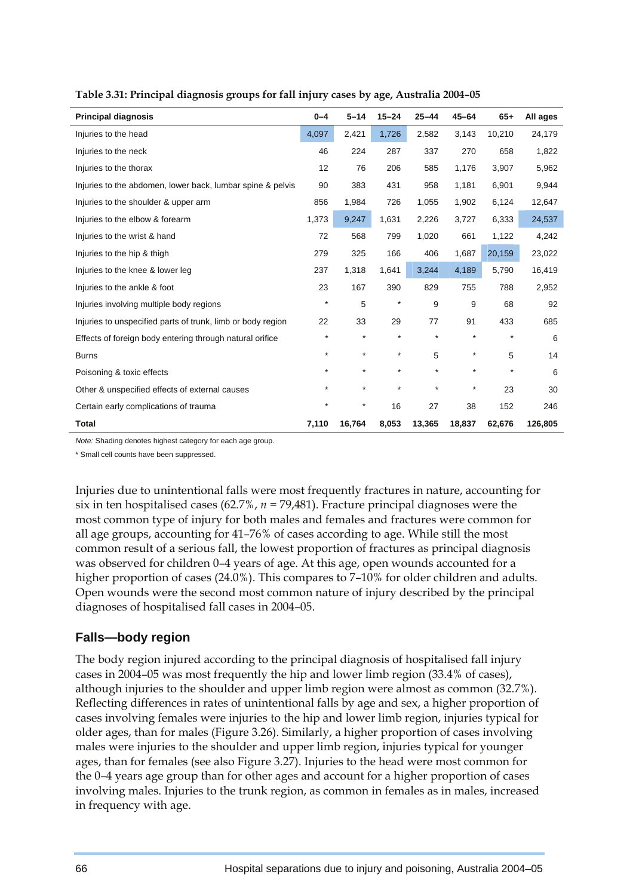**Table 3.31: Principal diagnosis groups for fall injury cases by age, Australia 2004–05**

| Principal diagnosis | 0–4 | 5–14 | 15–24 | 25–44 | 45–64 | 65+ | All ages |
|---|---|---|---|---|---|---|---|
| Injuries to the head | 4,097 | 2,421 | 1,726 | 2,582 | 3,143 | 10,210 | 24,179 |
| Injuries to the neck | 46 | 224 | 287 | 337 | 270 | 658 | 1,822 |
| Injuries to the thorax | 12 | 76 | 206 | 585 | 1,176 | 3,907 | 5,962 |
| Injuries to the abdomen, lower back, lumbar spine & pelvis | 90 | 383 | 431 | 958 | 1,181 | 6,901 | 9,944 |
| Injuries to the shoulder & upper arm | 856 | 1,984 | 726 | 1,055 | 1,902 | 6,124 | 12,647 |
| Injuries to the elbow & forearm | 1,373 | 9,247 | 1,631 | 2,226 | 3,727 | 6,333 | 24,537 |
| Injuries to the wrist & hand | 72 | 568 | 799 | 1,020 | 661 | 1,122 | 4,242 |
| Injuries to the hip & thigh | 279 | 325 | 166 | 406 | 1,687 | 20,159 | 23,022 |
| Injuries to the knee & lower leg | 237 | 1,318 | 1,641 | 3,244 | 4,189 | 5,790 | 16,419 |
| Injuries to the ankle & foot | 23 | 167 | 390 | 829 | 755 | 788 | 2,952 |
| Injuries involving multiple body regions | * | 5 | * | 9 | 9 | 68 | 92 |
| Injuries to unspecified parts of trunk, limb or body region | 22 | 33 | 29 | 77 | 91 | 433 | 685 |
| Effects of foreign body entering through natural orifice | * | * | * | * | * | * | 6 |
| Burns | * | * | * | 5 | * | 5 | 14 |
| Poisoning & toxic effects | * | * | * | * | * | * | 6 |
| Other & unspecified effects of external causes | * | * | * | * | * | 23 | 30 |
| Certain early complications of trauma | * | * | 16 | 27 | 38 | 152 | 246 |
| **Total** | **7,110** | **16,764** | **8,053** | **13,365** | **18,837** | **62,676** | **126,805** |

*Note:* Shading denotes highest category for each age group.

* Small cell counts have been suppressed.

Injuries due to unintentional falls were most frequently fractures in nature, accounting for six in ten hospitalised cases (62.7%, *n* = 79,481). Fracture principal diagnoses were the most common type of injury for both males and females and fractures were common for all age groups, accounting for 41–76% of cases according to age. While still the most common result of a serious fall, the lowest proportion of fractures as principal diagnosis was observed for children 0–4 years of age. At this age, open wounds accounted for a higher proportion of cases (24.0%). This compares to 7–10% for older children and adults. Open wounds were the second most common nature of injury described by the principal diagnoses of hospitalised fall cases in 2004–05.

## Falls—body region

The body region injured according to the principal diagnosis of hospitalised fall injury cases in 2004–05 was most frequently the hip and lower limb region (33.4% of cases), although injuries to the shoulder and upper limb region were almost as common (32.7%). Reflecting differences in rates of unintentional falls by age and sex, a higher proportion of cases involving females were injuries to the hip and lower limb region, injuries typical for older ages, than for males (Figure 3.26). Similarly, a higher proportion of cases involving males were injuries to the shoulder and upper limb region, injuries typical for younger ages, than for females (see also Figure 3.27). Injuries to the head were most common for the 0–4 years age group than for other ages and account for a higher proportion of cases involving males. Injuries to the trunk region, as common in females as in males, increased in frequency with age.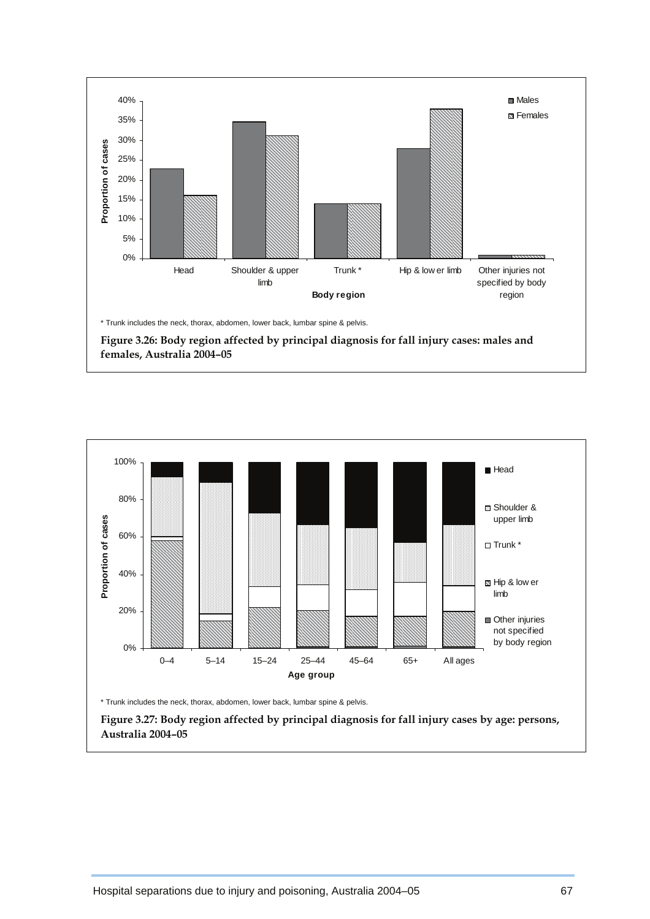* Trunk includes the neck, thorax, abdomen, lower back, lumbar spine & pelvis.

**Figure 3.26: Body region affected by principal diagnosis for fall injury cases: males and females, Australia 2004–05**

* Trunk includes the neck, thorax, abdomen, lower back, lumbar spine & pelvis.

**Figure 3.27: Body region affected by principal diagnosis for fall injury cases by age: persons, Australia 2004–05**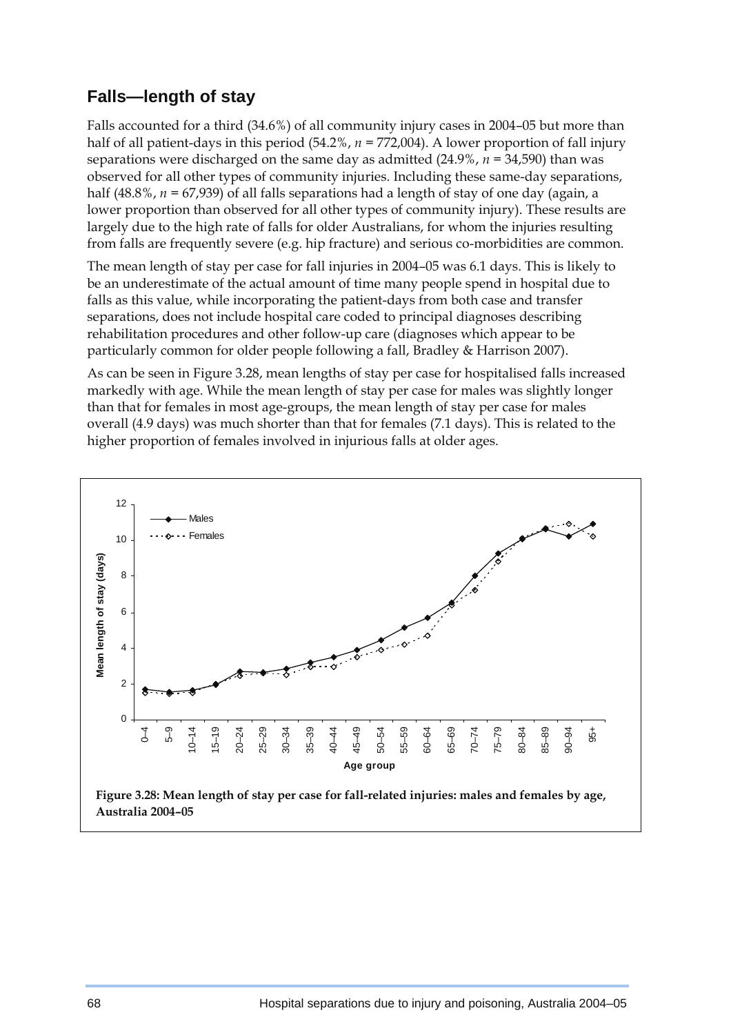## Falls—length of stay

Falls accounted for a third (34.6%) of all community injury cases in 2004–05 but more than half of all patient-days in this period (54.2%, *n* = 772,004). A lower proportion of fall injury separations were discharged on the same day as admitted (24.9%, *n* = 34,590) than was observed for all other types of community injuries. Including these same-day separations, half (48.8%, *n* = 67,939) of all falls separations had a length of stay of one day (again, a lower proportion than observed for all other types of community injury). These results are largely due to the high rate of falls for older Australians, for whom the injuries resulting from falls are frequently severe (e.g. hip fracture) and serious co-morbidities are common.

The mean length of stay per case for fall injuries in 2004–05 was 6.1 days. This is likely to be an underestimate of the actual amount of time many people spend in hospital due to falls as this value, while incorporating the patient-days from both case and transfer separations, does not include hospital care coded to principal diagnoses describing rehabilitation procedures and other follow-up care (diagnoses which appear to be particularly common for older people following a fall, Bradley & Harrison 2007).

As can be seen in Figure 3.28, mean lengths of stay per case for hospitalised falls increased markedly with age. While the mean length of stay per case for males was slightly longer than that for females in most age-groups, the mean length of stay per case for males overall (4.9 days) was much shorter than that for females (7.1 days). This is related to the higher proportion of females involved in injurious falls at older ages.

**Figure 3.28: Mean length of stay per case for fall-related injuries: males and females by age, Australia 2004–05**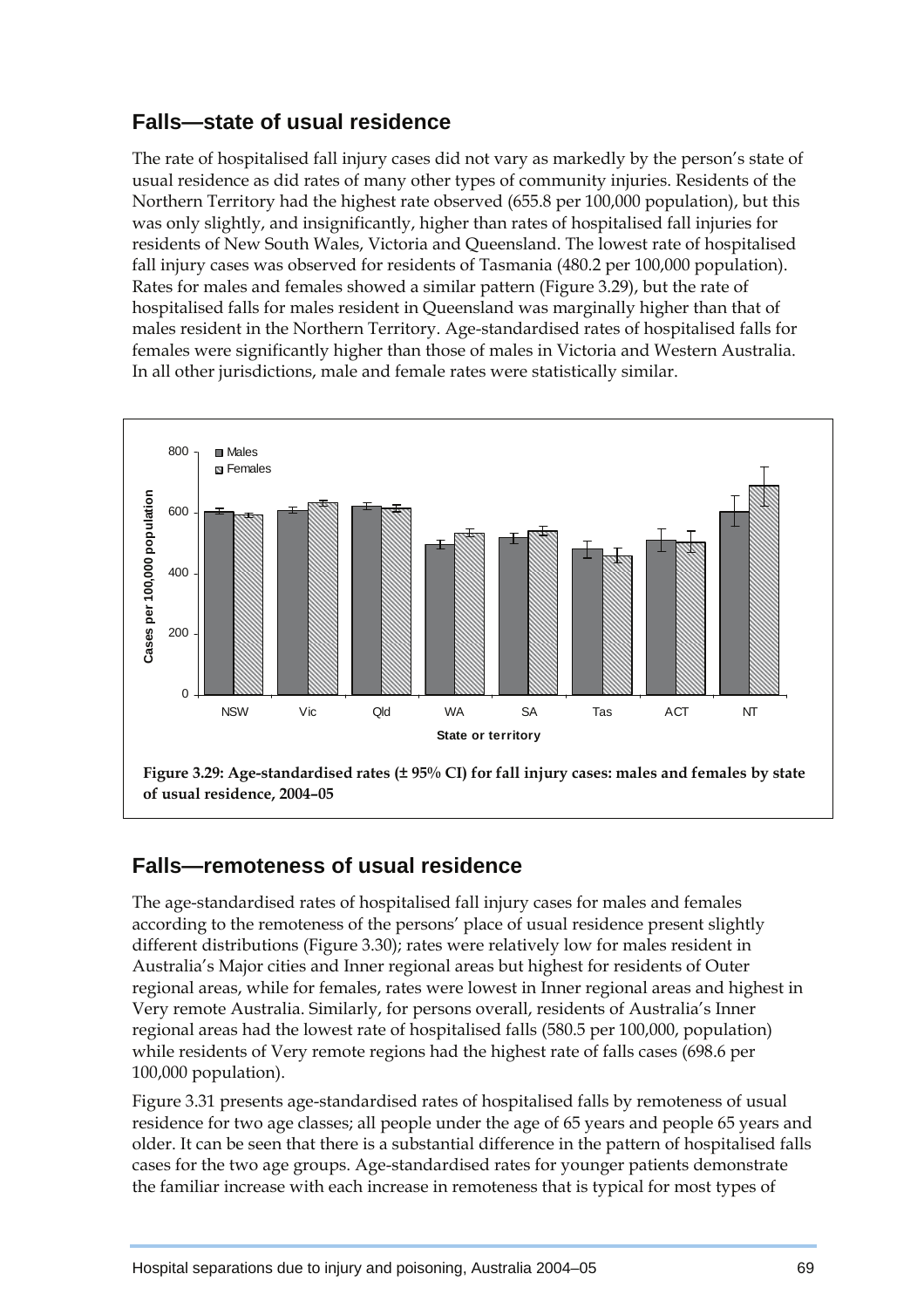## Falls—state of usual residence

The rate of hospitalised fall injury cases did not vary as markedly by the person's state of usual residence as did rates of many other types of community injuries. Residents of the Northern Territory had the highest rate observed (655.8 per 100,000 population), but this was only slightly, and insignificantly, higher than rates of hospitalised fall injuries for residents of New South Wales, Victoria and Queensland. The lowest rate of hospitalised fall injury cases was observed for residents of Tasmania (480.2 per 100,000 population). Rates for males and females showed a similar pattern (Figure 3.29), but the rate of hospitalised falls for males resident in Queensland was marginally higher than that of males resident in the Northern Territory. Age-standardised rates of hospitalised falls for females were significantly higher than those of males in Victoria and Western Australia. In all other jurisdictions, male and female rates were statistically similar.

**Figure 3.29: Age-standardised rates (± 95% CI) for fall injury cases: males and females by state of usual residence, 2004–05**

## Falls—remoteness of usual residence

The age-standardised rates of hospitalised fall injury cases for males and females according to the remoteness of the persons' place of usual residence present slightly different distributions (Figure 3.30); rates were relatively low for males resident in Australia's Major cities and Inner regional areas but highest for residents of Outer regional areas, while for females, rates were lowest in Inner regional areas and highest in Very remote Australia. Similarly, for persons overall, residents of Australia's Inner regional areas had the lowest rate of hospitalised falls (580.5 per 100,000, population) while residents of Very remote regions had the highest rate of falls cases (698.6 per 100,000 population).

Figure 3.31 presents age-standardised rates of hospitalised falls by remoteness of usual residence for two age classes; all people under the age of 65 years and people 65 years and older. It can be seen that there is a substantial difference in the pattern of hospitalised falls cases for the two age groups. Age-standardised rates for younger patients demonstrate the familiar increase with each increase in remoteness that is typical for most types of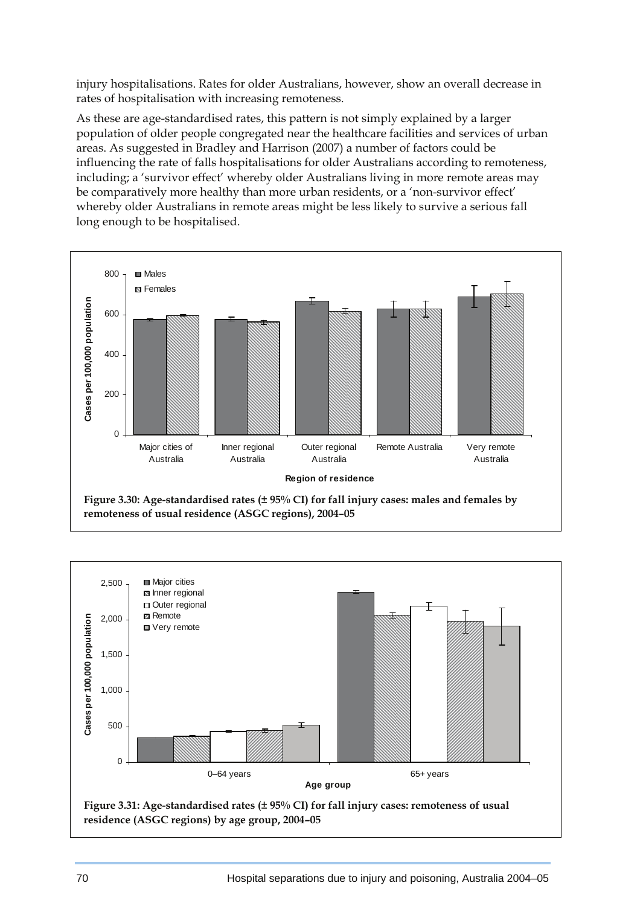injury hospitalisations. Rates for older Australians, however, show an overall decrease in rates of hospitalisation with increasing remoteness.

As these are age-standardised rates, this pattern is not simply explained by a larger population of older people congregated near the healthcare facilities and services of urban areas. As suggested in Bradley and Harrison (2007) a number of factors could be influencing the rate of falls hospitalisations for older Australians according to remoteness, including; a 'survivor effect' whereby older Australians living in more remote areas may be comparatively more healthy than more urban residents, or a 'non-survivor effect' whereby older Australians in remote areas might be less likely to survive a serious fall long enough to be hospitalised.

**Figure 3.30: Age-standardised rates (± 95% CI) for fall injury cases: males and females by remoteness of usual residence (ASGC regions), 2004–05**

**Figure 3.31: Age-standardised rates (± 95% CI) for fall injury cases: remoteness of usual residence (ASGC regions) by age group, 2004–05**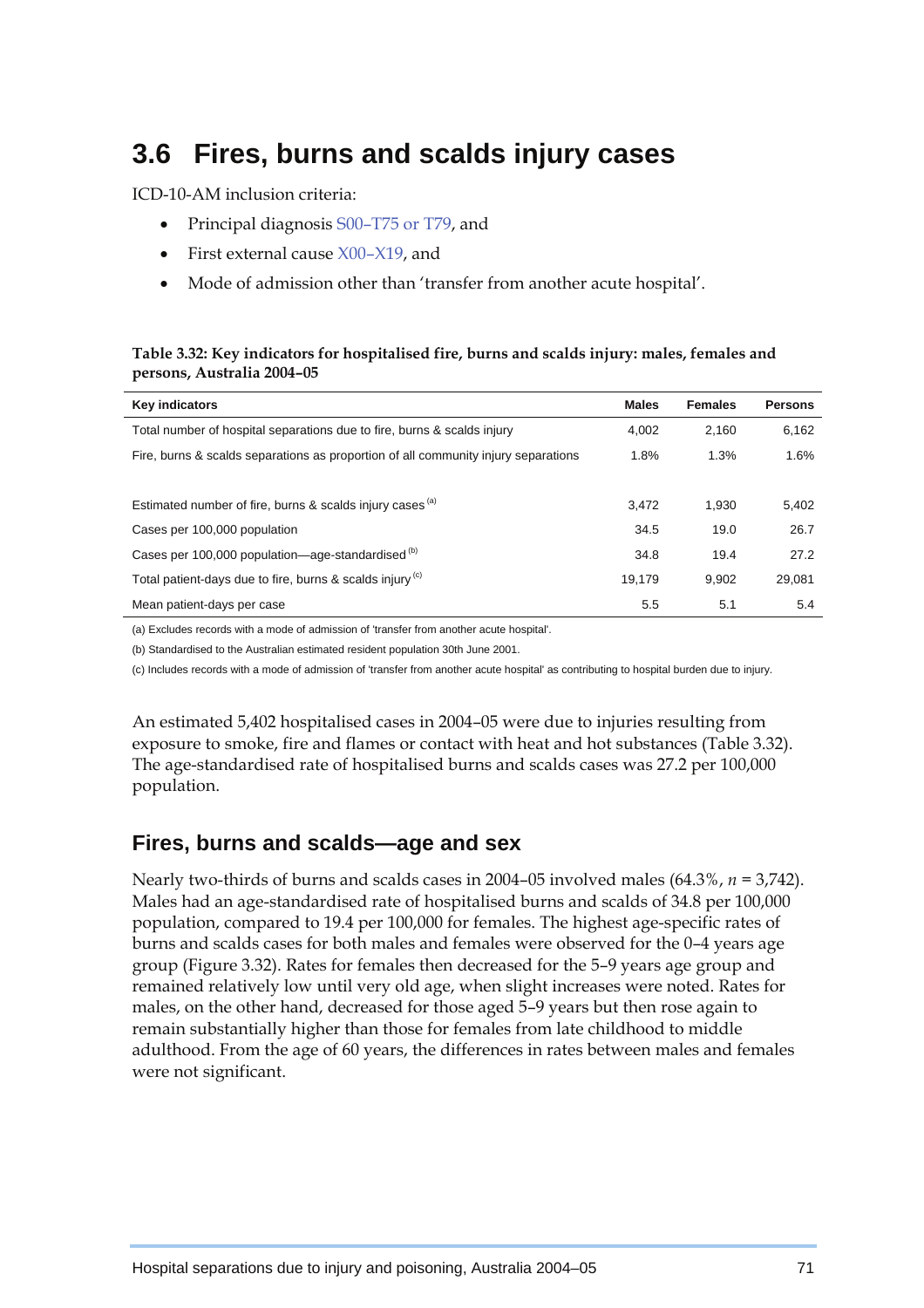# 3.6 Fires, burns and scalds injury cases

ICD-10-AM inclusion criteria:

- Principal diagnosis S00–T75 or T79, and
- First external cause X00–X19, and
- Mode of admission other than 'transfer from another acute hospital'.

**Table 3.32: Key indicators for hospitalised fire, burns and scalds injury: males, females and persons, Australia 2004–05**

| Key indicators | Males | Females | Persons |
|---|---|---|---|
| Total number of hospital separations due to fire, burns & scalds injury | 4,002 | 2,160 | 6,162 |
| Fire, burns & scalds separations as proportion of all community injury separations | 1.8% | 1.3% | 1.6% |
| Estimated number of fire, burns & scalds injury cases [(a)] | 3,472 | 1,930 | 5,402 |
| Cases per 100,000 population | 34.5 | 19.0 | 26.7 |
| Cases per 100,000 population—age-standardised [(b)] | 34.8 | 19.4 | 27.2 |
| Total patient-days due to fire, burns & scalds injury [(c)] | 19,179 | 9,902 | 29,081 |
| Mean patient-days per case | 5.5 | 5.1 | 5.4 |

(a) Excludes records with a mode of admission of 'transfer from another acute hospital'.

(b) Standardised to the Australian estimated resident population 30th June 2001.

(c) Includes records with a mode of admission of 'transfer from another acute hospital' as contributing to hospital burden due to injury.

An estimated 5,402 hospitalised cases in 2004–05 were due to injuries resulting from exposure to smoke, fire and flames or contact with heat and hot substances (Table 3.32). The age-standardised rate of hospitalised burns and scalds cases was 27.2 per 100,000 population.

## Fires, burns and scalds—age and sex

Nearly two-thirds of burns and scalds cases in 2004–05 involved males (64.3%, $n$ = 3,742). Males had an age-standardised rate of hospitalised burns and scalds of 34.8 per 100,000 population, compared to 19.4 per 100,000 for females. The highest age-specific rates of burns and scalds cases for both males and females were observed for the 0–4 years age group (Figure 3.32). Rates for females then decreased for the 5–9 years age group and remained relatively low until very old age, when slight increases were noted. Rates for males, on the other hand, decreased for those aged 5–9 years but then rose again to remain substantially higher than those for females from late childhood to middle adulthood. From the age of 60 years, the differences in rates between males and females were not significant.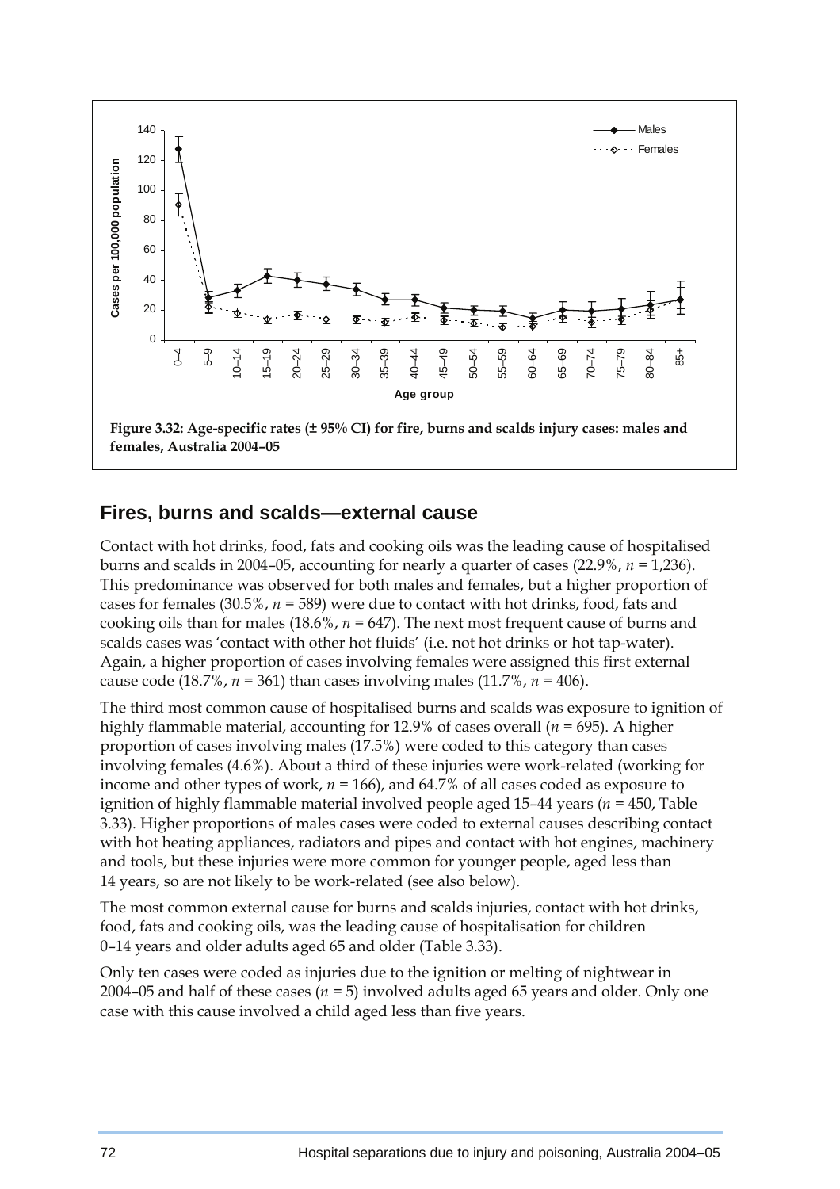Figure 3.32: Age-specific rates (± 95% CI) for fire, burns and scalds injury cases: males and females, Australia 2004–05

## Fires, burns and scalds—external cause

Contact with hot drinks, food, fats and cooking oils was the leading cause of hospitalised burns and scalds in 2004–05, accounting for nearly a quarter of cases (22.9%, *n* = 1,236). This predominance was observed for both males and females, but a higher proportion of cases for females (30.5%, *n* = 589) were due to contact with hot drinks, food, fats and cooking oils than for males (18.6%, *n* = 647). The next most frequent cause of burns and scalds cases was 'contact with other hot fluids' (i.e. not hot drinks or hot tap-water). Again, a higher proportion of cases involving females were assigned this first external cause code (18.7%, *n* = 361) than cases involving males (11.7%, *n* = 406).

The third most common cause of hospitalised burns and scalds was exposure to ignition of highly flammable material, accounting for 12.9% of cases overall (*n* = 695). A higher proportion of cases involving males (17.5%) were coded to this category than cases involving females (4.6%). About a third of these injuries were work-related (working for income and other types of work, *n* = 166), and 64.7% of all cases coded as exposure to ignition of highly flammable material involved people aged 15–44 years (*n* = 450, Table 3.33). Higher proportions of males cases were coded to external causes describing contact with hot heating appliances, radiators and pipes and contact with hot engines, machinery and tools, but these injuries were more common for younger people, aged less than 14 years, so are not likely to be work-related (see also below).

The most common external cause for burns and scalds injuries, contact with hot drinks, food, fats and cooking oils, was the leading cause of hospitalisation for children 0–14 years and older adults aged 65 and older (Table 3.33).

Only ten cases were coded as injuries due to the ignition or melting of nightwear in 2004–05 and half of these cases (*n* = 5) involved adults aged 65 years and older. Only one case with this cause involved a child aged less than five years.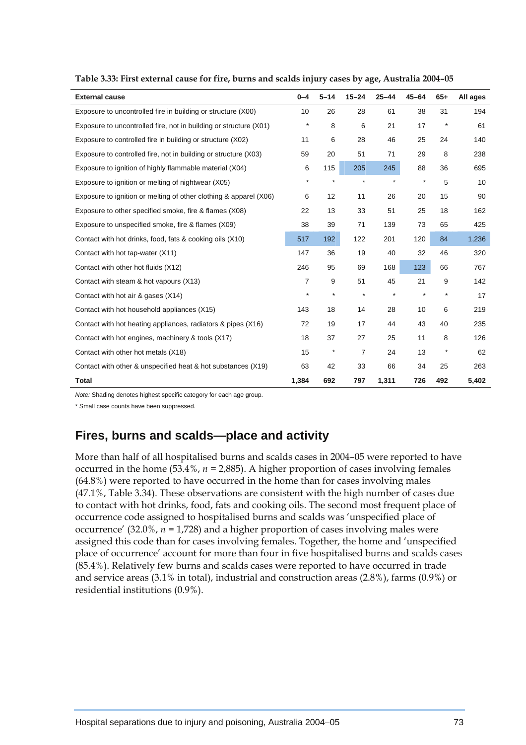**Table 3.33: First external cause for fire, burns and scalds injury cases by age, Australia 2004–05**

| External cause | 0–4 | 5–14 | 15–24 | 25–44 | 45–64 | 65+ | All ages |
|---|---|---|---|---|---|---|---|
| Exposure to uncontrolled fire in building or structure (X00) | 10 | 26 | 28 | 61 | 38 | 31 | 194 |
| Exposure to uncontrolled fire, not in building or structure (X01) | * | 8 | 6 | 21 | 17 | * | 61 |
| Exposure to controlled fire in building or structure (X02) | 11 | 6 | 28 | 46 | 25 | 24 | 140 |
| Exposure to controlled fire, not in building or structure (X03) | 59 | 20 | 51 | 71 | 29 | 8 | 238 |
| Exposure to ignition of highly flammable material (X04) | 6 | 115 | 205 | 245 | 88 | 36 | 695 |
| Exposure to ignition or melting of nightwear (X05) | * | * | * | * | * | 5 | 10 |
| Exposure to ignition or melting of other clothing & apparel (X06) | 6 | 12 | 11 | 26 | 20 | 15 | 90 |
| Exposure to other specified smoke, fire & flames (X08) | 22 | 13 | 33 | 51 | 25 | 18 | 162 |
| Exposure to unspecified smoke, fire & flames (X09) | 38 | 39 | 71 | 139 | 73 | 65 | 425 |
| Contact with hot drinks, food, fats & cooking oils (X10) | 517 | 192 | 122 | 201 | 120 | 84 | 1,236 |
| Contact with hot tap-water (X11) | 147 | 36 | 19 | 40 | 32 | 46 | 320 |
| Contact with other hot fluids (X12) | 246 | 95 | 69 | 168 | 123 | 66 | 767 |
| Contact with steam & hot vapours (X13) | 7 | 9 | 51 | 45 | 21 | 9 | 142 |
| Contact with hot air & gases (X14) | * | * | * | * | * | * | 17 |
| Contact with hot household appliances (X15) | 143 | 18 | 14 | 28 | 10 | 6 | 219 |
| Contact with hot heating appliances, radiators & pipes (X16) | 72 | 19 | 17 | 44 | 43 | 40 | 235 |
| Contact with hot engines, machinery & tools (X17) | 18 | 37 | 27 | 25 | 11 | 8 | 126 |
| Contact with other hot metals (X18) | 15 | * | 7 | 24 | 13 | * | 62 |
| Contact with other & unspecified heat & hot substances (X19) | 63 | 42 | 33 | 66 | 34 | 25 | 263 |
| **Total** | **1,384** | **692** | **797** | **1,311** | **726** | **492** | **5,402** |

*Note:* Shading denotes highest specific category for each age group.

* Small case counts have been suppressed.

## Fires, burns and scalds—place and activity

More than half of all hospitalised burns and scalds cases in 2004–05 were reported to have occurred in the home (53.4%, *n* = 2,885). A higher proportion of cases involving females (64.8%) were reported to have occurred in the home than for cases involving males (47.1%, Table 3.34). These observations are consistent with the high number of cases due to contact with hot drinks, food, fats and cooking oils. The second most frequent place of occurrence code assigned to hospitalised burns and scalds was 'unspecified place of occurrence' (32.0%, *n* = 1,728) and a higher proportion of cases involving males were assigned this code than for cases involving females. Together, the home and 'unspecified place of occurrence' account for more than four in five hospitalised burns and scalds cases (85.4%). Relatively few burns and scalds cases were reported to have occurred in trade and service areas (3.1% in total), industrial and construction areas (2.8%), farms (0.9%) or residential institutions (0.9%).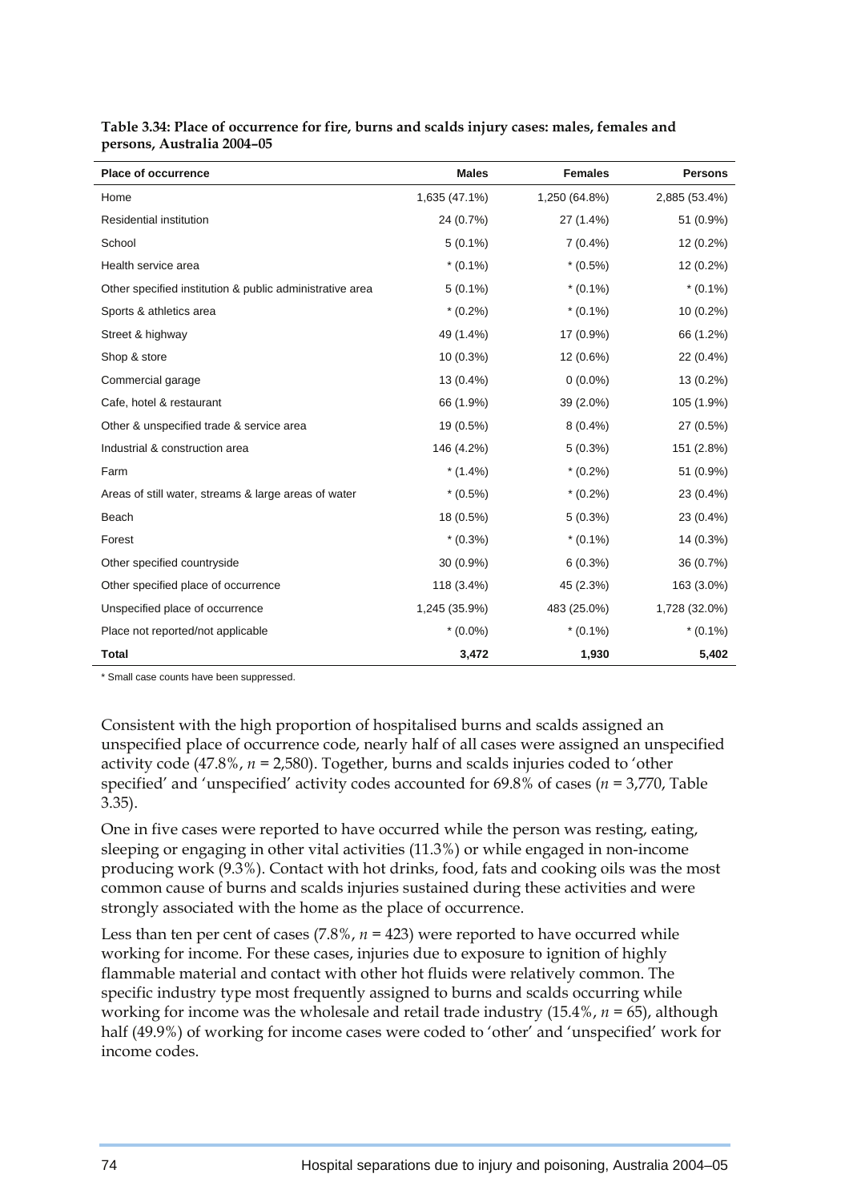**Table 3.34: Place of occurrence for fire, burns and scalds injury cases: males, females and persons, Australia 2004–05**

| Place of occurrence | Males | Females | Persons |
|---|---|---|---|
| Home | 1,635 (47.1%) | 1,250 (64.8%) | 2,885 (53.4%) |
| Residential institution | 24 (0.7%) | 27 (1.4%) | 51 (0.9%) |
| School | 5 (0.1%) | 7 (0.4%) | 12 (0.2%) |
| Health service area | * (0.1%) | * (0.5%) | 12 (0.2%) |
| Other specified institution & public administrative area | 5 (0.1%) | * (0.1%) | * (0.1%) |
| Sports & athletics area | * (0.2%) | * (0.1%) | 10 (0.2%) |
| Street & highway | 49 (1.4%) | 17 (0.9%) | 66 (1.2%) |
| Shop & store | 10 (0.3%) | 12 (0.6%) | 22 (0.4%) |
| Commercial garage | 13 (0.4%) | 0 (0.0%) | 13 (0.2%) |
| Cafe, hotel & restaurant | 66 (1.9%) | 39 (2.0%) | 105 (1.9%) |
| Other & unspecified trade & service area | 19 (0.5%) | 8 (0.4%) | 27 (0.5%) |
| Industrial & construction area | 146 (4.2%) | 5 (0.3%) | 151 (2.8%) |
| Farm | * (1.4%) | * (0.2%) | 51 (0.9%) |
| Areas of still water, streams & large areas of water | * (0.5%) | * (0.2%) | 23 (0.4%) |
| Beach | 18 (0.5%) | 5 (0.3%) | 23 (0.4%) |
| Forest | * (0.3%) | * (0.1%) | 14 (0.3%) |
| Other specified countryside | 30 (0.9%) | 6 (0.3%) | 36 (0.7%) |
| Other specified place of occurrence | 118 (3.4%) | 45 (2.3%) | 163 (3.0%) |
| Unspecified place of occurrence | 1,245 (35.9%) | 483 (25.0%) | 1,728 (32.0%) |
| Place not reported/not applicable | * (0.0%) | * (0.1%) | * (0.1%) |
| **Total** | **3,472** | **1,930** | **5,402** |

* Small case counts have been suppressed.

Consistent with the high proportion of hospitalised burns and scalds assigned an unspecified place of occurrence code, nearly half of all cases were assigned an unspecified activity code (47.8%, *n* = 2,580). Together, burns and scalds injuries coded to 'other specified' and 'unspecified' activity codes accounted for 69.8% of cases (*n* = 3,770, Table 3.35).

One in five cases were reported to have occurred while the person was resting, eating, sleeping or engaging in other vital activities (11.3%) or while engaged in non-income producing work (9.3%). Contact with hot drinks, food, fats and cooking oils was the most common cause of burns and scalds injuries sustained during these activities and were strongly associated with the home as the place of occurrence.

Less than ten per cent of cases (7.8%, *n* = 423) were reported to have occurred while working for income. For these cases, injuries due to exposure to ignition of highly flammable material and contact with other hot fluids were relatively common. The specific industry type most frequently assigned to burns and scalds occurring while working for income was the wholesale and retail trade industry (15.4%, *n* = 65), although half (49.9%) of working for income cases were coded to 'other' and 'unspecified' work for income codes.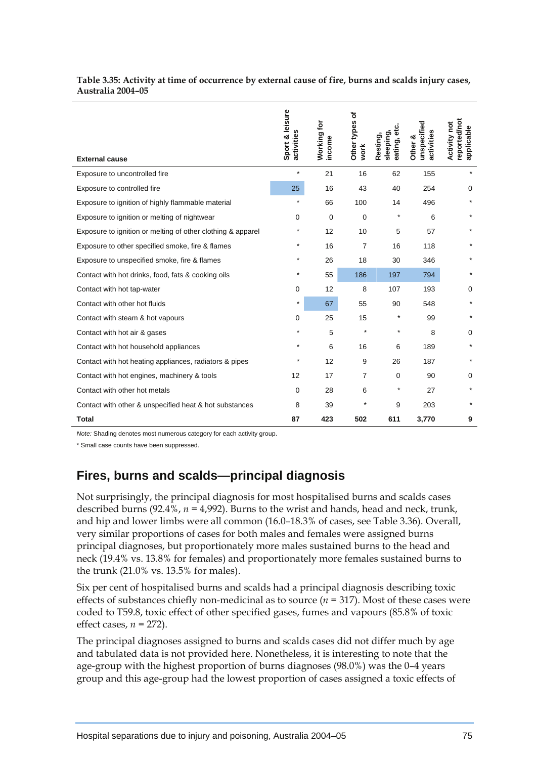**Table 3.35: Activity at time of occurrence by external cause of fire, burns and scalds injury cases, Australia 2004–05**

| External cause | Sport & leisure activities | Working for income | Other types of work | Resting, sleeping, eating, etc. | Other & unspecified activities | Activity not reported/not applicable |
|---|---|---|---|---|---|---|
| Exposure to uncontrolled fire | * | 21 | 16 | 62 | 155 | * |
| Exposure to controlled fire | 25 | 16 | 43 | 40 | 254 | 0 |
| Exposure to ignition of highly flammable material | * | 66 | 100 | 14 | 496 | * |
| Exposure to ignition or melting of nightwear | 0 | 0 | 0 | * | 6 | * |
| Exposure to ignition or melting of other clothing & apparel | * | 12 | 10 | 5 | 57 | * |
| Exposure to other specified smoke, fire & flames | * | 16 | 7 | 16 | 118 | * |
| Exposure to unspecified smoke, fire & flames | * | 26 | 18 | 30 | 346 | * |
| Contact with hot drinks, food, fats & cooking oils | * | 55 | 186 | 197 | 794 | * |
| Contact with hot tap-water | 0 | 12 | 8 | 107 | 193 | 0 |
| Contact with other hot fluids | * | 67 | 55 | 90 | 548 | * |
| Contact with steam & hot vapours | 0 | 25 | 15 | * | 99 | * |
| Contact with hot air & gases | * | 5 | * | * | 8 | 0 |
| Contact with hot household appliances | * | 6 | 16 | 6 | 189 | * |
| Contact with hot heating appliances, radiators & pipes | * | 12 | 9 | 26 | 187 | * |
| Contact with hot engines, machinery & tools | 12 | 17 | 7 | 0 | 90 | 0 |
| Contact with other hot metals | 0 | 28 | 6 | * | 27 | * |
| Contact with other & unspecified heat & hot substances | 8 | 39 | * | 9 | 203 | * |
| **Total** | **87** | **423** | **502** | **611** | **3,770** | **9** |

*Note:* Shading denotes most numerous category for each activity group.

* Small case counts have been suppressed.

## Fires, burns and scalds—principal diagnosis

Not surprisingly, the principal diagnosis for most hospitalised burns and scalds cases described burns (92.4%, $n$ = 4,992). Burns to the wrist and hands, head and neck, trunk, and hip and lower limbs were all common (16.0–18.3% of cases, see Table 3.36). Overall, very similar proportions of cases for both males and females were assigned burns principal diagnoses, but proportionately more males sustained burns to the head and neck (19.4% vs. 13.8% for females) and proportionately more females sustained burns to the trunk (21.0% vs. 13.5% for males).

Six per cent of hospitalised burns and scalds had a principal diagnosis describing toxic effects of substances chiefly non-medicinal as to source ($n$ = 317). Most of these cases were coded to T59.8, toxic effect of other specified gases, fumes and vapours (85.8% of toxic effect cases, $n$ = 272).

The principal diagnoses assigned to burns and scalds cases did not differ much by age and tabulated data is not provided here. Nonetheless, it is interesting to note that the age-group with the highest proportion of burns diagnoses (98.0%) was the 0–4 years group and this age-group had the lowest proportion of cases assigned a toxic effects of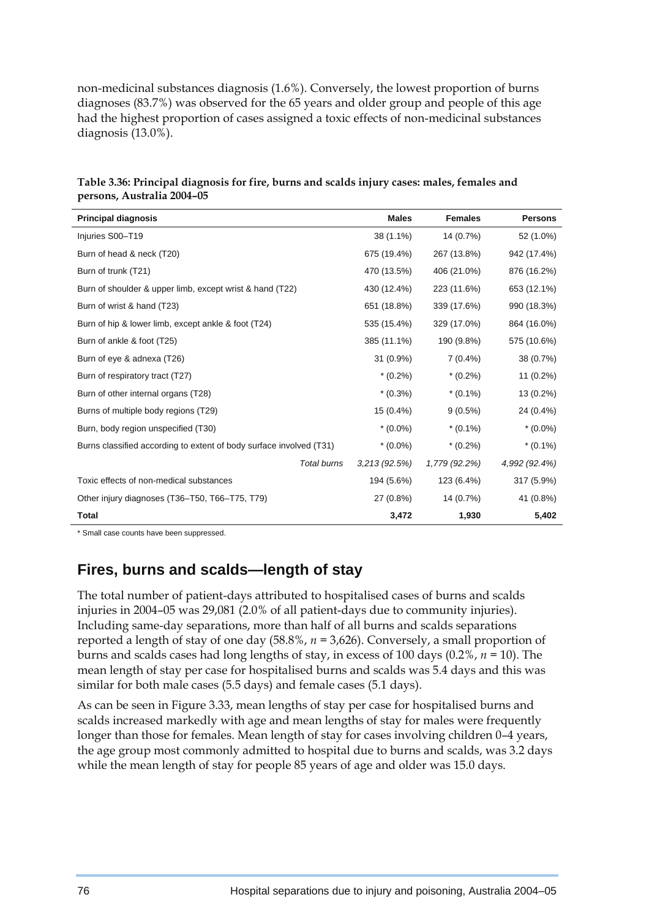non-medicinal substances diagnosis (1.6%). Conversely, the lowest proportion of burns diagnoses (83.7%) was observed for the 65 years and older group and people of this age had the highest proportion of cases assigned a toxic effects of non-medicinal substances diagnosis (13.0%).

**Table 3.36: Principal diagnosis for fire, burns and scalds injury cases: males, females and persons, Australia 2004–05**

| Principal diagnosis | Males | Females | Persons |
|---|---|---|---|
| Injuries S00–T19 | 38 (1.1%) | 14 (0.7%) | 52 (1.0%) |
| Burn of head & neck (T20) | 675 (19.4%) | 267 (13.8%) | 942 (17.4%) |
| Burn of trunk (T21) | 470 (13.5%) | 406 (21.0%) | 876 (16.2%) |
| Burn of shoulder & upper limb, except wrist & hand (T22) | 430 (12.4%) | 223 (11.6%) | 653 (12.1%) |
| Burn of wrist & hand (T23) | 651 (18.8%) | 339 (17.6%) | 990 (18.3%) |
| Burn of hip & lower limb, except ankle & foot (T24) | 535 (15.4%) | 329 (17.0%) | 864 (16.0%) |
| Burn of ankle & foot (T25) | 385 (11.1%) | 190 (9.8%) | 575 (10.6%) |
| Burn of eye & adnexa (T26) | 31 (0.9%) | 7 (0.4%) | 38 (0.7%) |
| Burn of respiratory tract (T27) | * (0.2%) | * (0.2%) | 11 (0.2%) |
| Burn of other internal organs (T28) | * (0.3%) | * (0.1%) | 13 (0.2%) |
| Burns of multiple body regions (T29) | 15 (0.4%) | 9 (0.5%) | 24 (0.4%) |
| Burn, body region unspecified (T30) | * (0.0%) | * (0.1%) | * (0.0%) |
| Burns classified according to extent of body surface involved (T31) | * (0.0%) | * (0.2%) | * (0.1%) |
| *Total burns* | *3,213 (92.5%)* | *1,779 (92.2%)* | *4,992 (92.4%)* |
| Toxic effects of non-medical substances | 194 (5.6%) | 123 (6.4%) | 317 (5.9%) |
| Other injury diagnoses (T36–T50, T66–T75, T79) | 27 (0.8%) | 14 (0.7%) | 41 (0.8%) |
| **Total** | **3,472** | **1,930** | **5,402** |

* Small case counts have been suppressed.

## Fires, burns and scalds—length of stay

The total number of patient-days attributed to hospitalised cases of burns and scalds injuries in 2004–05 was 29,081 (2.0% of all patient-days due to community injuries). Including same-day separations, more than half of all burns and scalds separations reported a length of stay of one day (58.8%, $n$ = 3,626). Conversely, a small proportion of burns and scalds cases had long lengths of stay, in excess of 100 days (0.2%, $n$ = 10). The mean length of stay per case for hospitalised burns and scalds was 5.4 days and this was similar for both male cases (5.5 days) and female cases (5.1 days).

As can be seen in Figure 3.33, mean lengths of stay per case for hospitalised burns and scalds increased markedly with age and mean lengths of stay for males were frequently longer than those for females. Mean length of stay for cases involving children 0–4 years, the age group most commonly admitted to hospital due to burns and scalds, was 3.2 days while the mean length of stay for people 85 years of age and older was 15.0 days.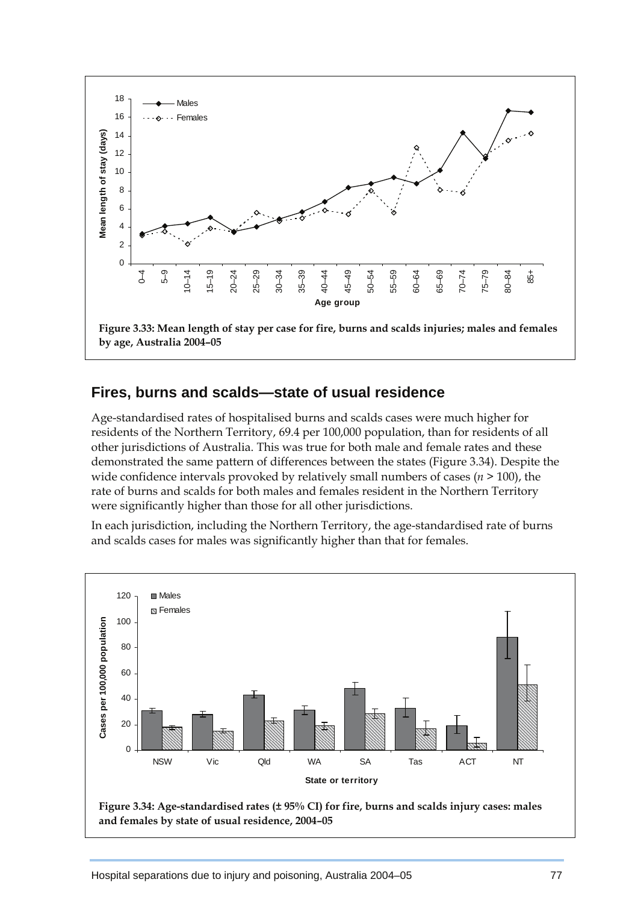Figure 3.33: Mean length of stay per case for fire, burns and scalds injuries; males and females by age, Australia 2004–05

## Fires, burns and scalds—state of usual residence

Age-standardised rates of hospitalised burns and scalds cases were much higher for residents of the Northern Territory, 69.4 per 100,000 population, than for residents of all other jurisdictions of Australia. This was true for both male and female rates and these demonstrated the same pattern of differences between the states (Figure 3.34). Despite the wide confidence intervals provoked by relatively small numbers of cases ($n > 100$), the rate of burns and scalds for both males and females resident in the Northern Territory were significantly higher than those for all other jurisdictions.

In each jurisdiction, including the Northern Territory, the age-standardised rate of burns and scalds cases for males was significantly higher than that for females.

Figure 3.34: Age-standardised rates (± 95% CI) for fire, burns and scalds injury cases: males and females by state of usual residence, 2004–05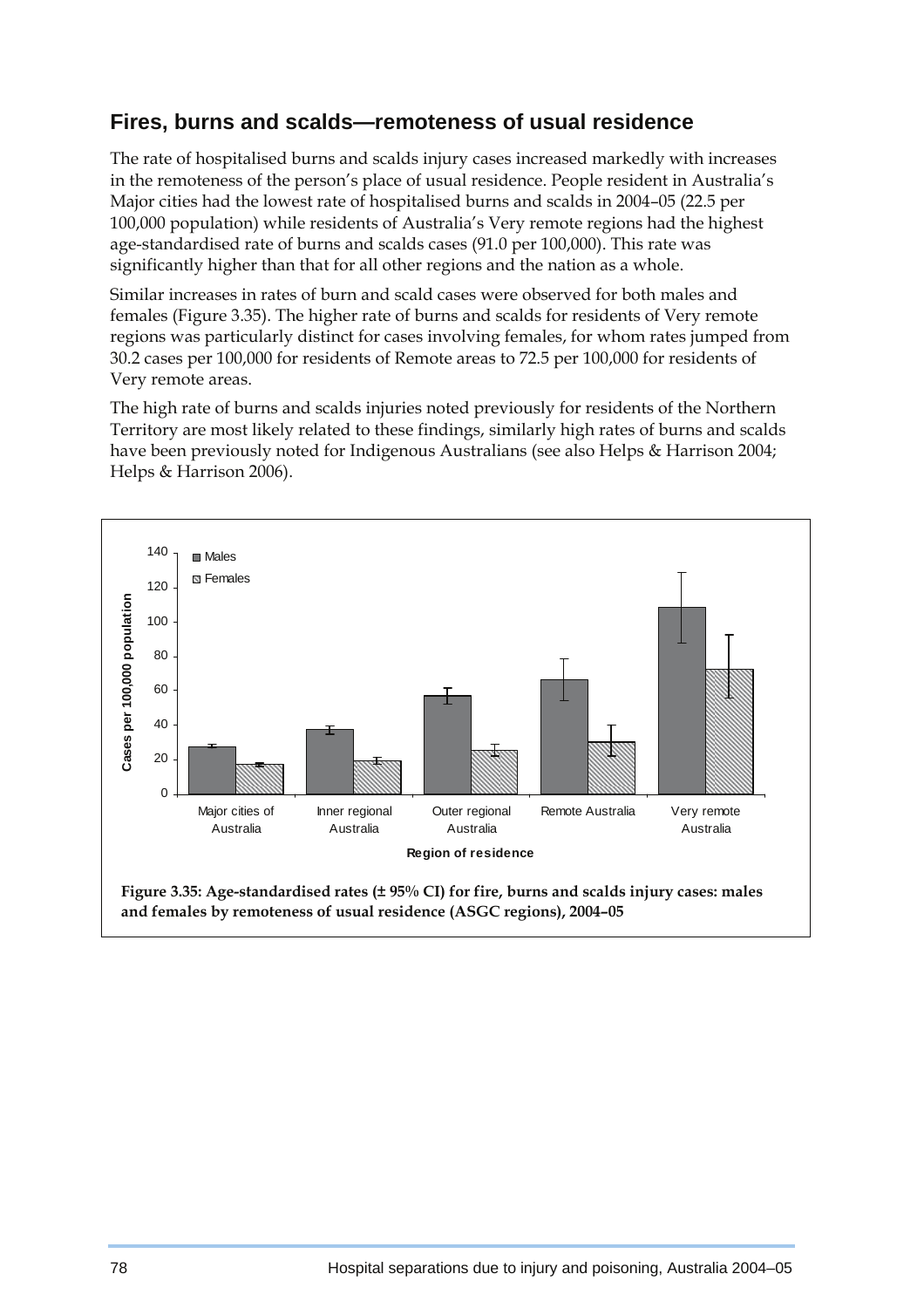## Fires, burns and scalds—remoteness of usual residence

The rate of hospitalised burns and scalds injury cases increased markedly with increases in the remoteness of the person's place of usual residence. People resident in Australia's Major cities had the lowest rate of hospitalised burns and scalds in 2004–05 (22.5 per 100,000 population) while residents of Australia's Very remote regions had the highest age-standardised rate of burns and scalds cases (91.0 per 100,000). This rate was significantly higher than that for all other regions and the nation as a whole.

Similar increases in rates of burn and scald cases were observed for both males and females (Figure 3.35). The higher rate of burns and scalds for residents of Very remote regions was particularly distinct for cases involving females, for whom rates jumped from 30.2 cases per 100,000 for residents of Remote areas to 72.5 per 100,000 for residents of Very remote areas.

The high rate of burns and scalds injuries noted previously for residents of the Northern Territory are most likely related to these findings, similarly high rates of burns and scalds have been previously noted for Indigenous Australians (see also Helps & Harrison 2004; Helps & Harrison 2006).

**Figure 3.35: Age-standardised rates (± 95% CI) for fire, burns and scalds injury cases: males and females by remoteness of usual residence (ASGC regions), 2004–05**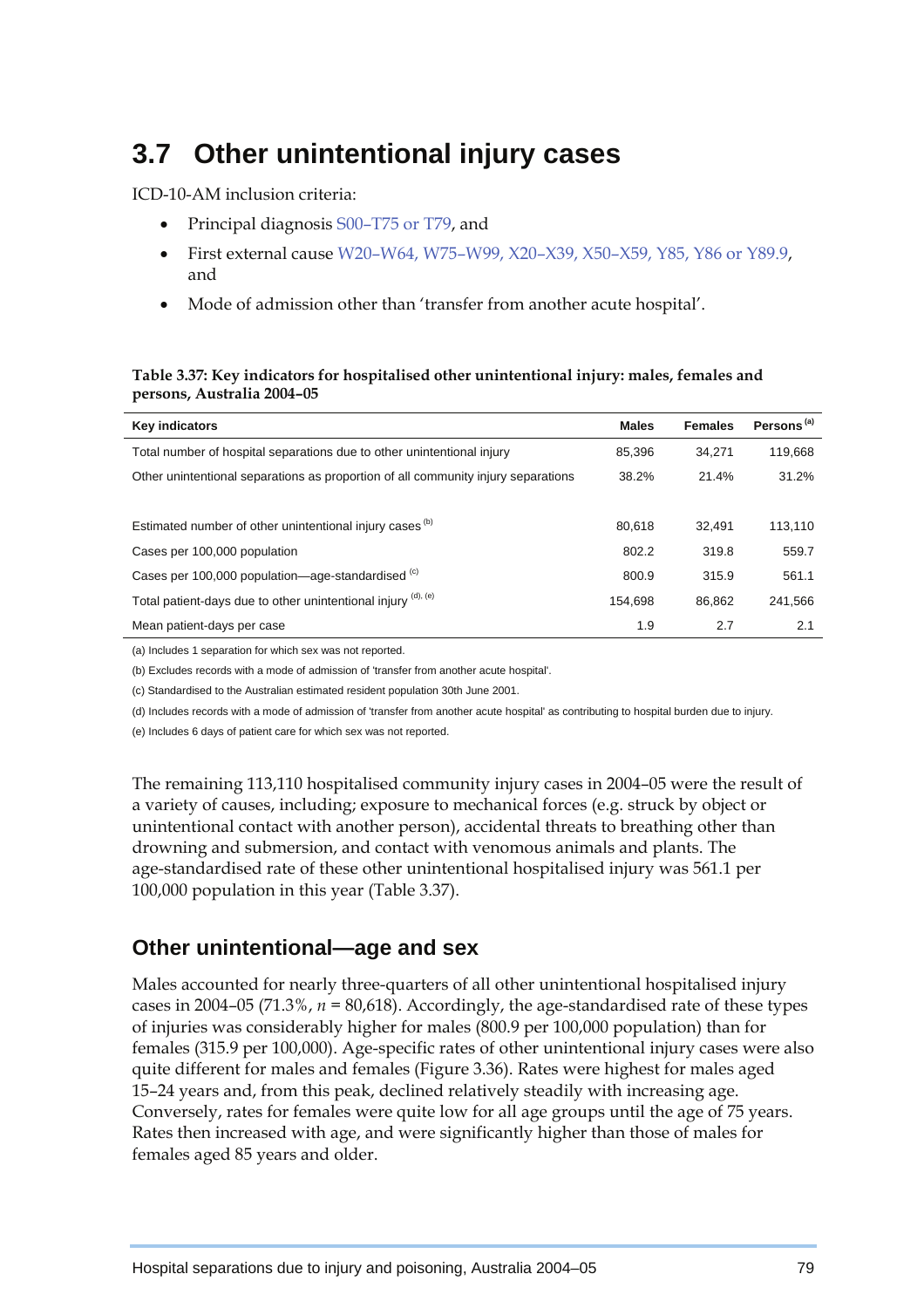# 3.7 Other unintentional injury cases

ICD-10-AM inclusion criteria:

- Principal diagnosis S00–T75 or T79, and
- First external cause W20–W64, W75–W99, X20–X39, X50–X59, Y85, Y86 or Y89.9, and
- Mode of admission other than 'transfer from another acute hospital'.

**Table 3.37: Key indicators for hospitalised other unintentional injury: males, females and persons, Australia 2004–05**

| Key indicators | Males | Females | Persons [(a)] |
|---|---|---|---|
| Total number of hospital separations due to other unintentional injury | 85,396 | 34,271 | 119,668 |
| Other unintentional separations as proportion of all community injury separations | 38.2% | 21.4% | 31.2% |
| | | | |
| Estimated number of other unintentional injury cases [(b)] | 80,618 | 32,491 | 113,110 |
| Cases per 100,000 population | 802.2 | 319.8 | 559.7 |
| Cases per 100,000 population—age-standardised [(c)] | 800.9 | 315.9 | 561.1 |
| Total patient-days due to other unintentional injury [(d), (e)] | 154,698 | 86,862 | 241,566 |
| Mean patient-days per case | 1.9 | 2.7 | 2.1 |

(a) Includes 1 separation for which sex was not reported.

(b) Excludes records with a mode of admission of 'transfer from another acute hospital'.

(c) Standardised to the Australian estimated resident population 30th June 2001.

(d) Includes records with a mode of admission of 'transfer from another acute hospital' as contributing to hospital burden due to injury.

(e) Includes 6 days of patient care for which sex was not reported.

The remaining 113,110 hospitalised community injury cases in 2004–05 were the result of a variety of causes, including; exposure to mechanical forces (e.g. struck by object or unintentional contact with another person), accidental threats to breathing other than drowning and submersion, and contact with venomous animals and plants. The age-standardised rate of these other unintentional hospitalised injury was 561.1 per 100,000 population in this year (Table 3.37).

## Other unintentional—age and sex

Males accounted for nearly three-quarters of all other unintentional hospitalised injury cases in 2004–05 (71.3%, $n$ = 80,618). Accordingly, the age-standardised rate of these types of injuries was considerably higher for males (800.9 per 100,000 population) than for females (315.9 per 100,000). Age-specific rates of other unintentional injury cases were also quite different for males and females (Figure 3.36). Rates were highest for males aged 15–24 years and, from this peak, declined relatively steadily with increasing age. Conversely, rates for females were quite low for all age groups until the age of 75 years. Rates then increased with age, and were significantly higher than those of males for females aged 85 years and older.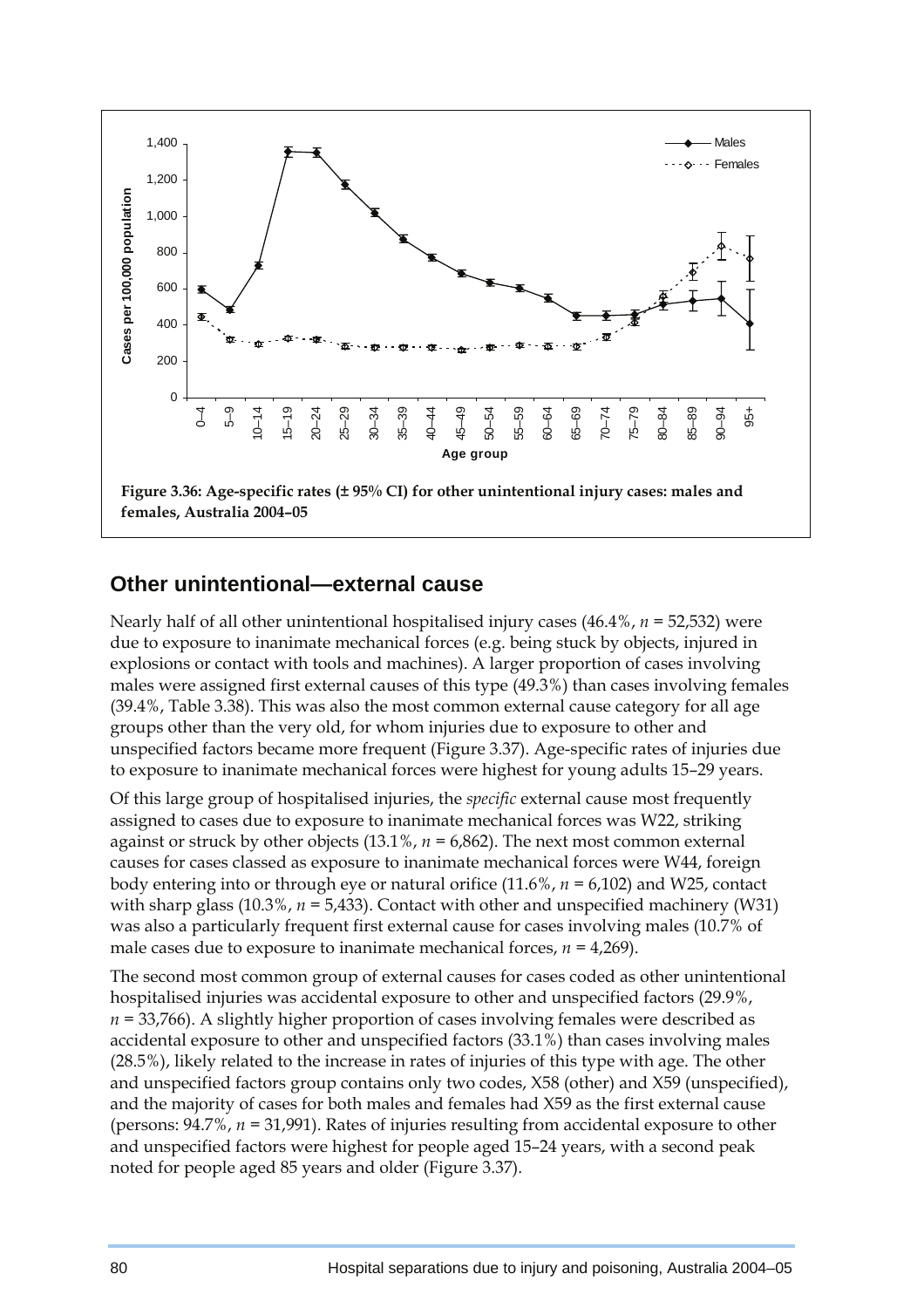**Figure 3.36: Age-specific rates (± 95% CI) for other unintentional injury cases: males and females, Australia 2004–05**

## Other unintentional—external cause

Nearly half of all other unintentional hospitalised injury cases (46.4%, *n* = 52,532) were due to exposure to inanimate mechanical forces (e.g. being stuck by objects, injured in explosions or contact with tools and machines). A larger proportion of cases involving males were assigned first external causes of this type (49.3%) than cases involving females (39.4%, Table 3.38). This was also the most common external cause category for all age groups other than the very old, for whom injuries due to exposure to other and unspecified factors became more frequent (Figure 3.37). Age-specific rates of injuries due to exposure to inanimate mechanical forces were highest for young adults 15–29 years.

Of this large group of hospitalised injuries, the *specific* external cause most frequently assigned to cases due to exposure to inanimate mechanical forces was W22, striking against or struck by other objects (13.1%, *n* = 6,862). The next most common external causes for cases classed as exposure to inanimate mechanical forces were W44, foreign body entering into or through eye or natural orifice (11.6%, *n* = 6,102) and W25, contact with sharp glass (10.3%, *n* = 5,433). Contact with other and unspecified machinery (W31) was also a particularly frequent first external cause for cases involving males (10.7% of male cases due to exposure to inanimate mechanical forces, *n* = 4,269).

The second most common group of external causes for cases coded as other unintentional hospitalised injuries was accidental exposure to other and unspecified factors (29.9%, *n* = 33,766). A slightly higher proportion of cases involving females were described as accidental exposure to other and unspecified factors (33.1%) than cases involving males (28.5%), likely related to the increase in rates of injuries of this type with age. The other and unspecified factors group contains only two codes, X58 (other) and X59 (unspecified), and the majority of cases for both males and females had X59 as the first external cause (persons: 94.7%, *n* = 31,991). Rates of injuries resulting from accidental exposure to other and unspecified factors were highest for people aged 15–24 years, with a second peak noted for people aged 85 years and older (Figure 3.37).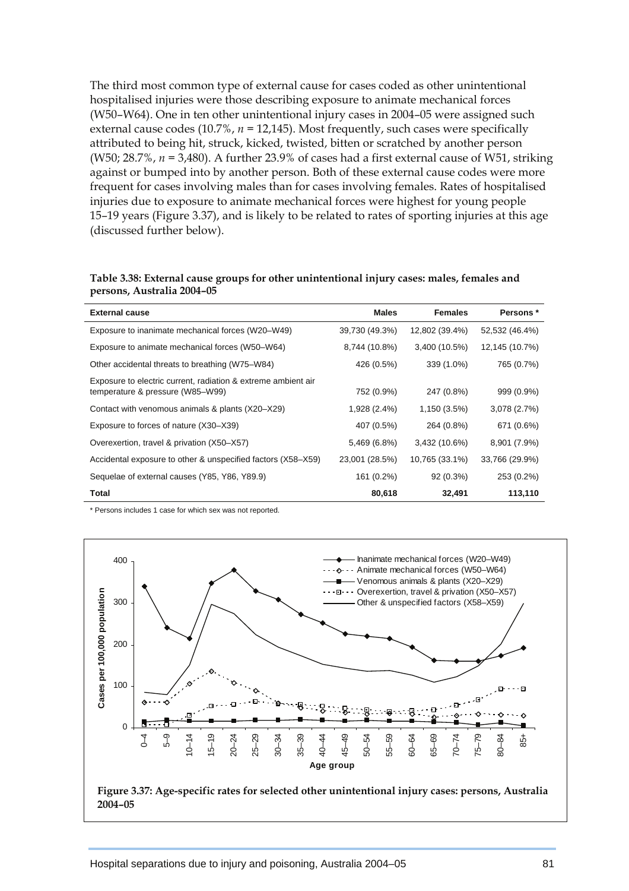The third most common type of external cause for cases coded as other unintentional hospitalised injuries were those describing exposure to animate mechanical forces (W50–W64). One in ten other unintentional injury cases in 2004–05 were assigned such external cause codes (10.7%, $n$ = 12,145). Most frequently, such cases were specifically attributed to being hit, struck, kicked, twisted, bitten or scratched by another person (W50; 28.7%, $n$ = 3,480). A further 23.9% of cases had a first external cause of W51, striking against or bumped into by another person. Both of these external cause codes were more frequent for cases involving males than for cases involving females. Rates of hospitalised injuries due to exposure to animate mechanical forces were highest for young people 15–19 years (Figure 3.37), and is likely to be related to rates of sporting injuries at this age (discussed further below).

**Table 3.38: External cause groups for other unintentional injury cases: males, females and persons, Australia 2004–05**

| External cause | Males | Females | Persons * |
|---|---|---|---|
| Exposure to inanimate mechanical forces (W20–W49) | 39,730 (49.3%) | 12,802 (39.4%) | 52,532 (46.4%) |
| Exposure to animate mechanical forces (W50–W64) | 8,744 (10.8%) | 3,400 (10.5%) | 12,145 (10.7%) |
| Other accidental threats to breathing (W75–W84) | 426 (0.5%) | 339 (1.0%) | 765 (0.7%) |
| Exposure to electric current, radiation & extreme ambient air temperature & pressure (W85–W99) | 752 (0.9%) | 247 (0.8%) | 999 (0.9%) |
| Contact with venomous animals & plants (X20–X29) | 1,928 (2.4%) | 1,150 (3.5%) | 3,078 (2.7%) |
| Exposure to forces of nature (X30–X39) | 407 (0.5%) | 264 (0.8%) | 671 (0.6%) |
| Overexertion, travel & privation (X50–X57) | 5,469 (6.8%) | 3,432 (10.6%) | 8,901 (7.9%) |
| Accidental exposure to other & unspecified factors (X58–X59) | 23,001 (28.5%) | 10,765 (33.1%) | 33,766 (29.9%) |
| Sequelae of external causes (Y85, Y86, Y89.9) | 161 (0.2%) | 92 (0.3%) | 253 (0.2%) |
| **Total** | **80,618** | **32,491** | **113,110** |

\* Persons includes 1 case for which sex was not reported.

**Figure 3.37: Age-specific rates for selected other unintentional injury cases: persons, Australia 2004–05**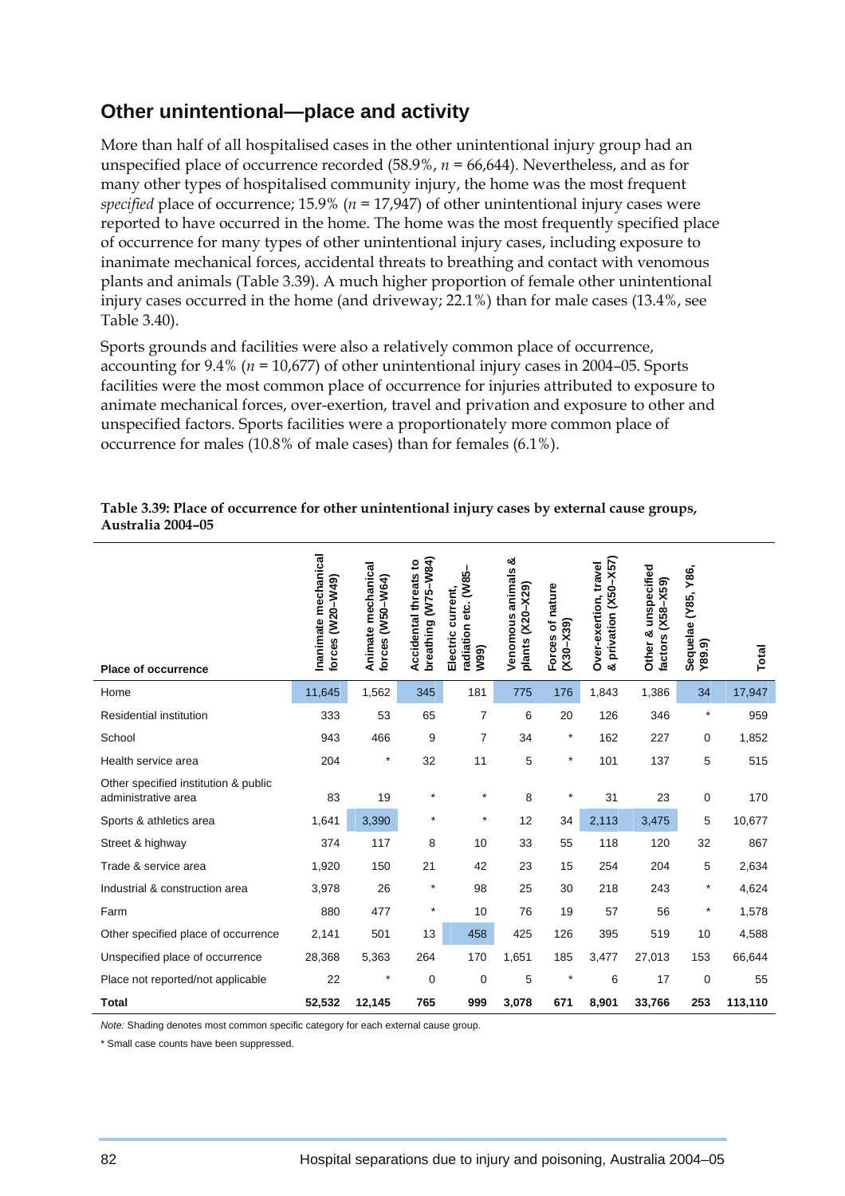## Other unintentional—place and activity

More than half of all hospitalised cases in the other unintentional injury group had an unspecified place of occurrence recorded (58.9%, *n* = 66,644). Nevertheless, and as for many other types of hospitalised community injury, the home was the most frequent *specified* place of occurrence; 15.9% (*n* = 17,947) of other unintentional injury cases were reported to have occurred in the home. The home was the most frequently specified place of occurrence for many types of other unintentional injury cases, including exposure to inanimate mechanical forces, accidental threats to breathing and contact with venomous plants and animals (Table 3.39). A much higher proportion of female other unintentional injury cases occurred in the home (and driveway; 22.1%) than for male cases (13.4%, see Table 3.40).

Sports grounds and facilities were also a relatively common place of occurrence, accounting for 9.4% (*n* = 10,677) of other unintentional injury cases in 2004–05. Sports facilities were the most common place of occurrence for injuries attributed to exposure to animate mechanical forces, over-exertion, travel and privation and exposure to other and unspecified factors. Sports facilities were a proportionately more common place of occurrence for males (10.8% of male cases) than for females (6.1%).

**Table 3.39: Place of occurrence for other unintentional injury cases by external cause groups, Australia 2004–05**

| Place of occurrence | Inanimate mechanical forces (W20–W49) | Animate mechanical forces (W50–W64) | Accidental threats to breathing (W75–W84) | Electric current, radiation etc. (W85–W99) | Venomous animals & plants (X20–X29) | Forces of nature (X30–X39) | Over-exertion, travel & privation (X50–X57) | Other & unspecified factors (X58–X59) | Sequelae (Y85, Y86, Y89.9) | Total |
|---|---|---|---|---|---|---|---|---|---|---|
| Home | 11,645 | 1,562 | 345 | 181 | 775 | 176 | 1,843 | 1,386 | 34 | 17,947 |
| Residential institution | 333 | 53 | 65 | 7 | 6 | 20 | 126 | 346 | * | 959 |
| School | 943 | 466 | 9 | 7 | 34 | * | 162 | 227 | 0 | 1,852 |
| Health service area | 204 | * | 32 | 11 | 5 | * | 101 | 137 | 5 | 515 |
| Other specified institution & public administrative area | 83 | 19 | * | * | 8 | * | 31 | 23 | 0 | 170 |
| Sports & athletics area | 1,641 | 3,390 | * | * | 12 | 34 | 2,113 | 3,475 | 5 | 10,677 |
| Street & highway | 374 | 117 | 8 | 10 | 33 | 55 | 118 | 120 | 32 | 867 |
| Trade & service area | 1,920 | 150 | 21 | 42 | 23 | 15 | 254 | 204 | 5 | 2,634 |
| Industrial & construction area | 3,978 | 26 | * | 98 | 25 | 30 | 218 | 243 | * | 4,624 |
| Farm | 880 | 477 | * | 10 | 76 | 19 | 57 | 56 | * | 1,578 |
| Other specified place of occurrence | 2,141 | 501 | 13 | 458 | 425 | 126 | 395 | 519 | 10 | 4,588 |
| Unspecified place of occurrence | 28,368 | 5,363 | 264 | 170 | 1,651 | 185 | 3,477 | 27,013 | 153 | 66,644 |
| Place not reported/not applicable | 22 | * | 0 | 0 | 5 | * | 6 | 17 | 0 | 55 |
| **Total** | **52,532** | **12,145** | **765** | **999** | **3,078** | **671** | **8,901** | **33,766** | **253** | **113,110** |

*Note:* Shading denotes most common specific category for each external cause group.

* Small case counts have been suppressed.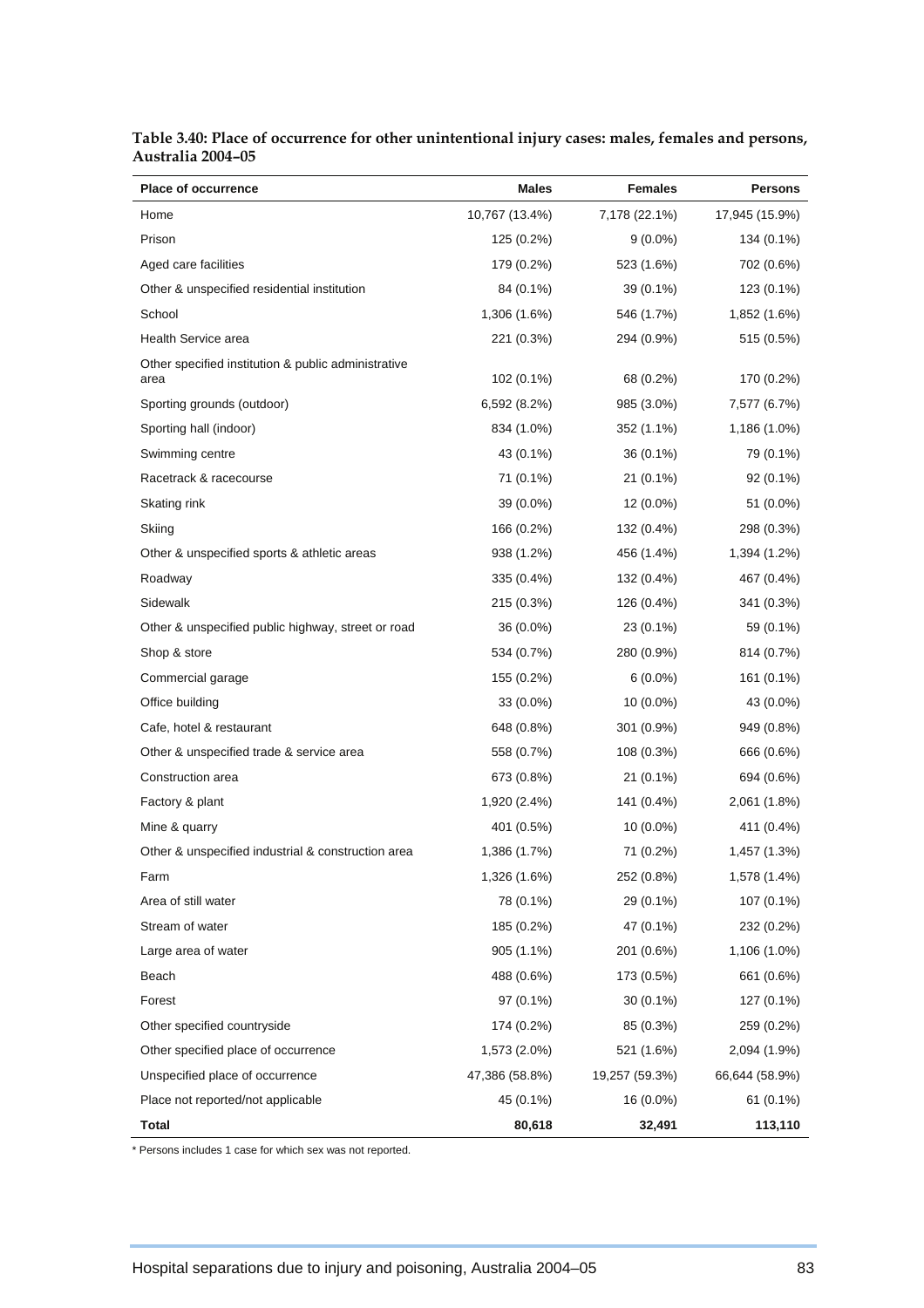**Table 3.40: Place of occurrence for other unintentional injury cases: males, females and persons, Australia 2004–05**

| Place of occurrence | Males | Females | Persons |
|---|---|---|---|
| Home | 10,767 (13.4%) | 7,178 (22.1%) | 17,945 (15.9%) |
| Prison | 125 (0.2%) | 9 (0.0%) | 134 (0.1%) |
| Aged care facilities | 179 (0.2%) | 523 (1.6%) | 702 (0.6%) |
| Other & unspecified residential institution | 84 (0.1%) | 39 (0.1%) | 123 (0.1%) |
| School | 1,306 (1.6%) | 546 (1.7%) | 1,852 (1.6%) |
| Health Service area | 221 (0.3%) | 294 (0.9%) | 515 (0.5%) |
| Other specified institution & public administrative area | 102 (0.1%) | 68 (0.2%) | 170 (0.2%) |
| Sporting grounds (outdoor) | 6,592 (8.2%) | 985 (3.0%) | 7,577 (6.7%) |
| Sporting hall (indoor) | 834 (1.0%) | 352 (1.1%) | 1,186 (1.0%) |
| Swimming centre | 43 (0.1%) | 36 (0.1%) | 79 (0.1%) |
| Racetrack & racecourse | 71 (0.1%) | 21 (0.1%) | 92 (0.1%) |
| Skating rink | 39 (0.0%) | 12 (0.0%) | 51 (0.0%) |
| Skiing | 166 (0.2%) | 132 (0.4%) | 298 (0.3%) |
| Other & unspecified sports & athletic areas | 938 (1.2%) | 456 (1.4%) | 1,394 (1.2%) |
| Roadway | 335 (0.4%) | 132 (0.4%) | 467 (0.4%) |
| Sidewalk | 215 (0.3%) | 126 (0.4%) | 341 (0.3%) |
| Other & unspecified public highway, street or road | 36 (0.0%) | 23 (0.1%) | 59 (0.1%) |
| Shop & store | 534 (0.7%) | 280 (0.9%) | 814 (0.7%) |
| Commercial garage | 155 (0.2%) | 6 (0.0%) | 161 (0.1%) |
| Office building | 33 (0.0%) | 10 (0.0%) | 43 (0.0%) |
| Cafe, hotel & restaurant | 648 (0.8%) | 301 (0.9%) | 949 (0.8%) |
| Other & unspecified trade & service area | 558 (0.7%) | 108 (0.3%) | 666 (0.6%) |
| Construction area | 673 (0.8%) | 21 (0.1%) | 694 (0.6%) |
| Factory & plant | 1,920 (2.4%) | 141 (0.4%) | 2,061 (1.8%) |
| Mine & quarry | 401 (0.5%) | 10 (0.0%) | 411 (0.4%) |
| Other & unspecified industrial & construction area | 1,386 (1.7%) | 71 (0.2%) | 1,457 (1.3%) |
| Farm | 1,326 (1.6%) | 252 (0.8%) | 1,578 (1.4%) |
| Area of still water | 78 (0.1%) | 29 (0.1%) | 107 (0.1%) |
| Stream of water | 185 (0.2%) | 47 (0.1%) | 232 (0.2%) |
| Large area of water | 905 (1.1%) | 201 (0.6%) | 1,106 (1.0%) |
| Beach | 488 (0.6%) | 173 (0.5%) | 661 (0.6%) |
| Forest | 97 (0.1%) | 30 (0.1%) | 127 (0.1%) |
| Other specified countryside | 174 (0.2%) | 85 (0.3%) | 259 (0.2%) |
| Other specified place of occurrence | 1,573 (2.0%) | 521 (1.6%) | 2,094 (1.9%) |
| Unspecified place of occurrence | 47,386 (58.8%) | 19,257 (59.3%) | 66,644 (58.9%) |
| Place not reported/not applicable | 45 (0.1%) | 16 (0.0%) | 61 (0.1%) |
| **Total** | **80,618** | **32,491** | **113,110** |

\* Persons includes 1 case for which sex was not reported.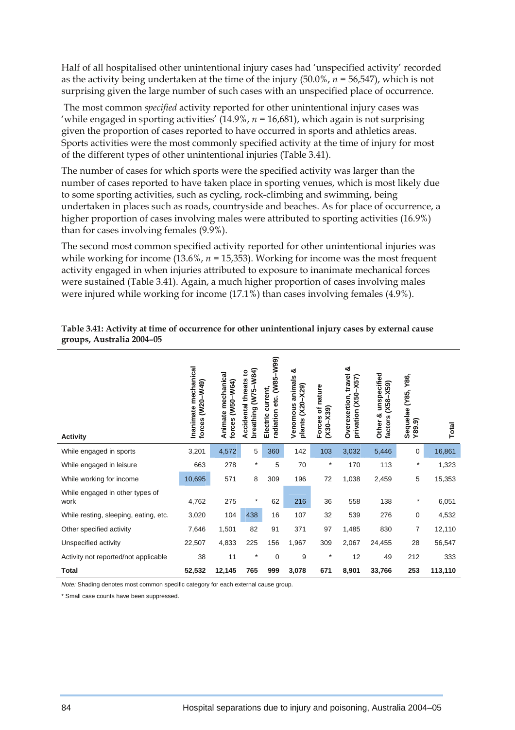Half of all hospitalised other unintentional injury cases had 'unspecified activity' recorded as the activity being undertaken at the time of the injury (50.0%, *n* = 56,547), which is not surprising given the large number of such cases with an unspecified place of occurrence.

The most common *specified* activity reported for other unintentional injury cases was 'while engaged in sporting activities' (14.9%, *n* = 16,681), which again is not surprising given the proportion of cases reported to have occurred in sports and athletics areas. Sports activities were the most commonly specified activity at the time of injury for most of the different types of other unintentional injuries (Table 3.41).

The number of cases for which sports were the specified activity was larger than the number of cases reported to have taken place in sporting venues, which is most likely due to some sporting activities, such as cycling, rock-climbing and swimming, being undertaken in places such as roads, countryside and beaches. As for place of occurrence, a higher proportion of cases involving males were attributed to sporting activities (16.9%) than for cases involving females (9.9%).

The second most common specified activity reported for other unintentional injuries was while working for income (13.6%, *n* = 15,353). Working for income was the most frequent activity engaged in when injuries attributed to exposure to inanimate mechanical forces were sustained (Table 3.41). Again, a much higher proportion of cases involving males were injured while working for income (17.1%) than cases involving females (4.9%).

**Table 3.41: Activity at time of occurrence for other unintentional injury cases by external cause groups, Australia 2004–05**

| Activity | Inanimate mechanical forces (W20–W49) | Animate mechanical forces (W50–W64) | Accidental threats to breathing (W75–W84) | Electric current, radiation etc. (W85–W99) | Venomous animals & plants (X20–X29) | Forces of nature (X30–X39) | Overexertion, travel & privation (X50–X57) | Other & unspecified factors (X58–X59) | Sequelae (Y85, Y86, Y89.9) | Total |
|---|---|---|---|---|---|---|---|---|---|---|
| While engaged in sports | 3,201 | 4,572 | 5 | 360 | 142 | 103 | 3,032 | 5,446 | 0 | 16,861 |
| While engaged in leisure | 663 | 278 | * | 5 | 70 | * | 170 | 113 | * | 1,323 |
| While working for income | 10,695 | 571 | 8 | 309 | 196 | 72 | 1,038 | 2,459 | 5 | 15,353 |
| While engaged in other types of work | 4,762 | 275 | * | 62 | 216 | 36 | 558 | 138 | * | 6,051 |
| While resting, sleeping, eating, etc. | 3,020 | 104 | 438 | 16 | 107 | 32 | 539 | 276 | 0 | 4,532 |
| Other specified activity | 7,646 | 1,501 | 82 | 91 | 371 | 97 | 1,485 | 830 | 7 | 12,110 |
| Unspecified activity | 22,507 | 4,833 | 225 | 156 | 1,967 | 309 | 2,067 | 24,455 | 28 | 56,547 |
| Activity not reported/not applicable | 38 | 11 | * | 0 | 9 | * | 12 | 49 | 212 | 333 |
| **Total** | **52,532** | **12,145** | **765** | **999** | **3,078** | **671** | **8,901** | **33,766** | **253** | **113,110** |

*Note:* Shading denotes most common specific category for each external cause group.

* Small case counts have been suppressed.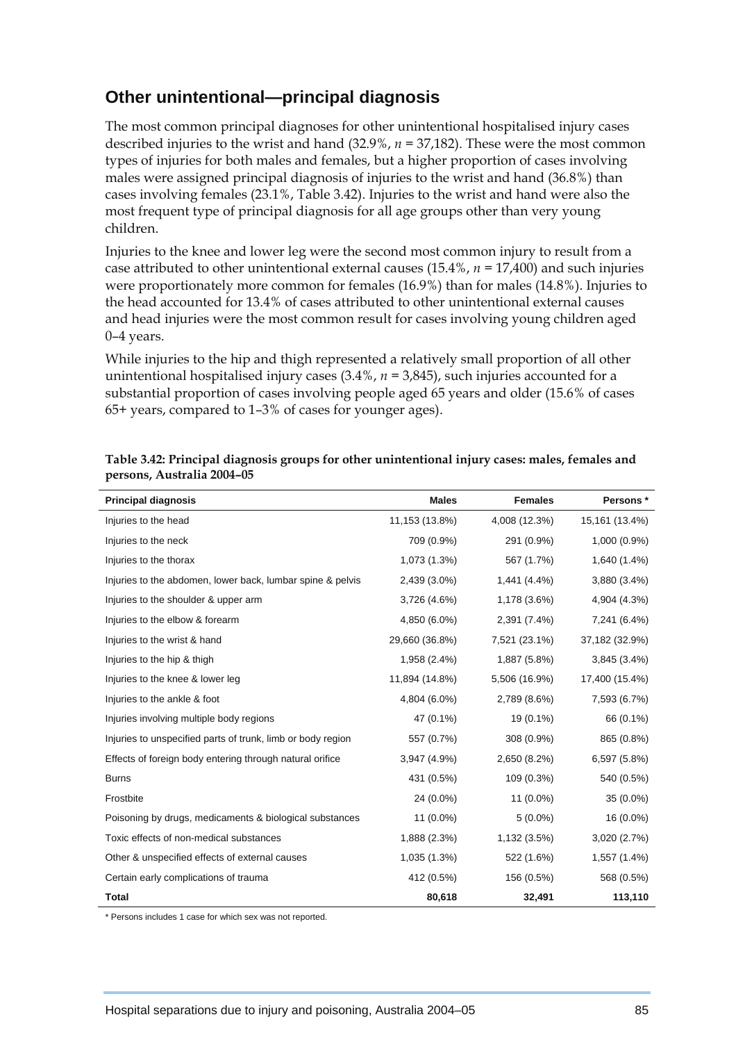## Other unintentional—principal diagnosis

The most common principal diagnoses for other unintentional hospitalised injury cases described injuries to the wrist and hand (32.9%, *n* = 37,182). These were the most common types of injuries for both males and females, but a higher proportion of cases involving males were assigned principal diagnosis of injuries to the wrist and hand (36.8%) than cases involving females (23.1%, Table 3.42). Injuries to the wrist and hand were also the most frequent type of principal diagnosis for all age groups other than very young children.

Injuries to the knee and lower leg were the second most common injury to result from a case attributed to other unintentional external causes (15.4%, *n* = 17,400) and such injuries were proportionately more common for females (16.9%) than for males (14.8%). Injuries to the head accounted for 13.4% of cases attributed to other unintentional external causes and head injuries were the most common result for cases involving young children aged 0–4 years.

While injuries to the hip and thigh represented a relatively small proportion of all other unintentional hospitalised injury cases (3.4%, *n* = 3,845), such injuries accounted for a substantial proportion of cases involving people aged 65 years and older (15.6% of cases 65+ years, compared to 1–3% of cases for younger ages).

**Table 3.42: Principal diagnosis groups for other unintentional injury cases: males, females and persons, Australia 2004–05**

| Principal diagnosis | Males | Females | Persons * |
|---|---|---|---|
| Injuries to the head | 11,153 (13.8%) | 4,008 (12.3%) | 15,161 (13.4%) |
| Injuries to the neck | 709 (0.9%) | 291 (0.9%) | 1,000 (0.9%) |
| Injuries to the thorax | 1,073 (1.3%) | 567 (1.7%) | 1,640 (1.4%) |
| Injuries to the abdomen, lower back, lumbar spine & pelvis | 2,439 (3.0%) | 1,441 (4.4%) | 3,880 (3.4%) |
| Injuries to the shoulder & upper arm | 3,726 (4.6%) | 1,178 (3.6%) | 4,904 (4.3%) |
| Injuries to the elbow & forearm | 4,850 (6.0%) | 2,391 (7.4%) | 7,241 (6.4%) |
| Injuries to the wrist & hand | 29,660 (36.8%) | 7,521 (23.1%) | 37,182 (32.9%) |
| Injuries to the hip & thigh | 1,958 (2.4%) | 1,887 (5.8%) | 3,845 (3.4%) |
| Injuries to the knee & lower leg | 11,894 (14.8%) | 5,506 (16.9%) | 17,400 (15.4%) |
| Injuries to the ankle & foot | 4,804 (6.0%) | 2,789 (8.6%) | 7,593 (6.7%) |
| Injuries involving multiple body regions | 47 (0.1%) | 19 (0.1%) | 66 (0.1%) |
| Injuries to unspecified parts of trunk, limb or body region | 557 (0.7%) | 308 (0.9%) | 865 (0.8%) |
| Effects of foreign body entering through natural orifice | 3,947 (4.9%) | 2,650 (8.2%) | 6,597 (5.8%) |
| Burns | 431 (0.5%) | 109 (0.3%) | 540 (0.5%) |
| Frostbite | 24 (0.0%) | 11 (0.0%) | 35 (0.0%) |
| Poisoning by drugs, medicaments & biological substances | 11 (0.0%) | 5 (0.0%) | 16 (0.0%) |
| Toxic effects of non-medical substances | 1,888 (2.3%) | 1,132 (3.5%) | 3,020 (2.7%) |
| Other & unspecified effects of external causes | 1,035 (1.3%) | 522 (1.6%) | 1,557 (1.4%) |
| Certain early complications of trauma | 412 (0.5%) | 156 (0.5%) | 568 (0.5%) |
| **Total** | **80,618** | **32,491** | **113,110** |

\* Persons includes 1 case for which sex was not reported.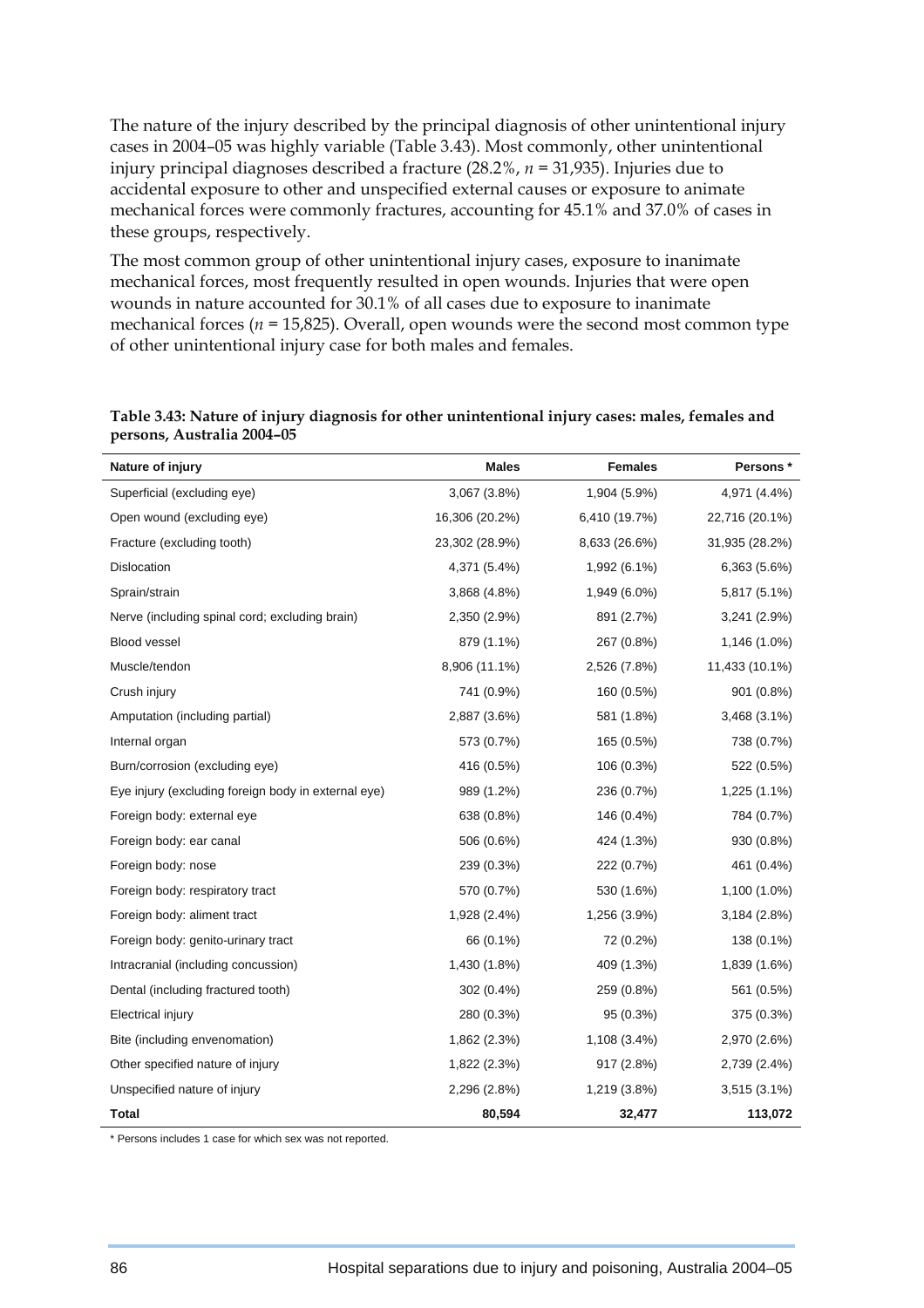The nature of the injury described by the principal diagnosis of other unintentional injury cases in 2004–05 was highly variable (Table 3.43). Most commonly, other unintentional injury principal diagnoses described a fracture (28.2%, *n* = 31,935). Injuries due to accidental exposure to other and unspecified external causes or exposure to animate mechanical forces were commonly fractures, accounting for 45.1% and 37.0% of cases in these groups, respectively.

The most common group of other unintentional injury cases, exposure to inanimate mechanical forces, most frequently resulted in open wounds. Injuries that were open wounds in nature accounted for 30.1% of all cases due to exposure to inanimate mechanical forces (*n* = 15,825). Overall, open wounds were the second most common type of other unintentional injury case for both males and females.

**Table 3.43: Nature of injury diagnosis for other unintentional injury cases: males, females and persons, Australia 2004–05**

| Nature of injury | Males | Females | Persons * |
|---|---|---|---|
| Superficial (excluding eye) | 3,067 (3.8%) | 1,904 (5.9%) | 4,971 (4.4%) |
| Open wound (excluding eye) | 16,306 (20.2%) | 6,410 (19.7%) | 22,716 (20.1%) |
| Fracture (excluding tooth) | 23,302 (28.9%) | 8,633 (26.6%) | 31,935 (28.2%) |
| Dislocation | 4,371 (5.4%) | 1,992 (6.1%) | 6,363 (5.6%) |
| Sprain/strain | 3,868 (4.8%) | 1,949 (6.0%) | 5,817 (5.1%) |
| Nerve (including spinal cord; excluding brain) | 2,350 (2.9%) | 891 (2.7%) | 3,241 (2.9%) |
| Blood vessel | 879 (1.1%) | 267 (0.8%) | 1,146 (1.0%) |
| Muscle/tendon | 8,906 (11.1%) | 2,526 (7.8%) | 11,433 (10.1%) |
| Crush injury | 741 (0.9%) | 160 (0.5%) | 901 (0.8%) |
| Amputation (including partial) | 2,887 (3.6%) | 581 (1.8%) | 3,468 (3.1%) |
| Internal organ | 573 (0.7%) | 165 (0.5%) | 738 (0.7%) |
| Burn/corrosion (excluding eye) | 416 (0.5%) | 106 (0.3%) | 522 (0.5%) |
| Eye injury (excluding foreign body in external eye) | 989 (1.2%) | 236 (0.7%) | 1,225 (1.1%) |
| Foreign body: external eye | 638 (0.8%) | 146 (0.4%) | 784 (0.7%) |
| Foreign body: ear canal | 506 (0.6%) | 424 (1.3%) | 930 (0.8%) |
| Foreign body: nose | 239 (0.3%) | 222 (0.7%) | 461 (0.4%) |
| Foreign body: respiratory tract | 570 (0.7%) | 530 (1.6%) | 1,100 (1.0%) |
| Foreign body: aliment tract | 1,928 (2.4%) | 1,256 (3.9%) | 3,184 (2.8%) |
| Foreign body: genito-urinary tract | 66 (0.1%) | 72 (0.2%) | 138 (0.1%) |
| Intracranial (including concussion) | 1,430 (1.8%) | 409 (1.3%) | 1,839 (1.6%) |
| Dental (including fractured tooth) | 302 (0.4%) | 259 (0.8%) | 561 (0.5%) |
| Electrical injury | 280 (0.3%) | 95 (0.3%) | 375 (0.3%) |
| Bite (including envenomation) | 1,862 (2.3%) | 1,108 (3.4%) | 2,970 (2.6%) |
| Other specified nature of injury | 1,822 (2.3%) | 917 (2.8%) | 2,739 (2.4%) |
| Unspecified nature of injury | 2,296 (2.8%) | 1,219 (3.8%) | 3,515 (3.1%) |
| **Total** | **80,594** | **32,477** | **113,072** |

* Persons includes 1 case for which sex was not reported.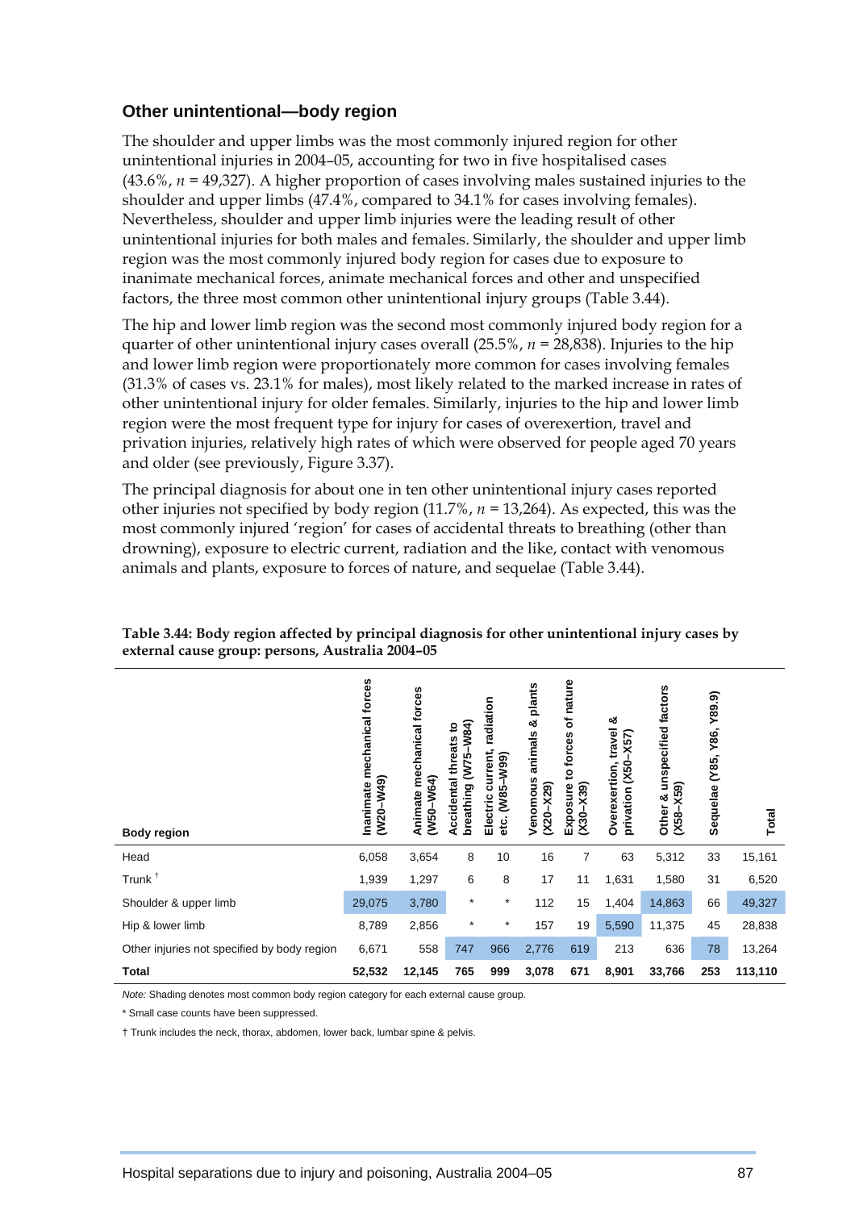### Other unintentional—body region

The shoulder and upper limbs was the most commonly injured region for other unintentional injuries in 2004–05, accounting for two in five hospitalised cases (43.6%, *n* = 49,327). A higher proportion of cases involving males sustained injuries to the shoulder and upper limbs (47.4%, compared to 34.1% for cases involving females). Nevertheless, shoulder and upper limb injuries were the leading result of other unintentional injuries for both males and females. Similarly, the shoulder and upper limb region was the most commonly injured body region for cases due to exposure to inanimate mechanical forces, animate mechanical forces and other and unspecified factors, the three most common other unintentional injury groups (Table 3.44).

The hip and lower limb region was the second most commonly injured body region for a quarter of other unintentional injury cases overall (25.5%, *n* = 28,838). Injuries to the hip and lower limb region were proportionately more common for cases involving females (31.3% of cases vs. 23.1% for males), most likely related to the marked increase in rates of other unintentional injury for older females. Similarly, injuries to the hip and lower limb region were the most frequent type for injury for cases of overexertion, travel and privation injuries, relatively high rates of which were observed for people aged 70 years and older (see previously, Figure 3.37).

The principal diagnosis for about one in ten other unintentional injury cases reported other injuries not specified by body region (11.7%, *n* = 13,264). As expected, this was the most commonly injured 'region' for cases of accidental threats to breathing (other than drowning), exposure to electric current, radiation and the like, contact with venomous animals and plants, exposure to forces of nature, and sequelae (Table 3.44).

**Table 3.44: Body region affected by principal diagnosis for other unintentional injury cases by external cause group: persons, Australia 2004–05**

| Body region | Inanimate mechanical forces (W20–W49) | Animate mechanical forces (W50–W64) | Accidental threats to breathing (W75–W84) | Electric current, radiation etc. (W85–W99) | Venomous animals & plants (X20–X29) | Exposure to forces of nature (X30–X39) | Overexertion, travel & privation (X50–X57) | Other & unspecified factors (X58–X59) | Sequelae (Y85, Y86, Y89.9) | Total |
|---|---|---|---|---|---|---|---|---|---|---|
| Head | 6,058 | 3,654 | 8 | 10 | 16 | 7 | 63 | 5,312 | 33 | 15,161 |
| Trunk † | 1,939 | 1,297 | 6 | 8 | 17 | 11 | 1,631 | 1,580 | 31 | 6,520 |
| Shoulder & upper limb | 29,075 | 3,780 | * | * | 112 | 15 | 1,404 | 14,863 | 66 | 49,327 |
| Hip & lower limb | 8,789 | 2,856 | * | * | 157 | 19 | 5,590 | 11,375 | 45 | 28,838 |
| Other injuries not specified by body region | 6,671 | 558 | 747 | 966 | 2,776 | 619 | 213 | 636 | 78 | 13,264 |
| **Total** | **52,532** | **12,145** | **765** | **999** | **3,078** | **671** | **8,901** | **33,766** | **253** | **113,110** |

*Note:* Shading denotes most common body region category for each external cause group.

* Small case counts have been suppressed.

† Trunk includes the neck, thorax, abdomen, lower back, lumbar spine & pelvis.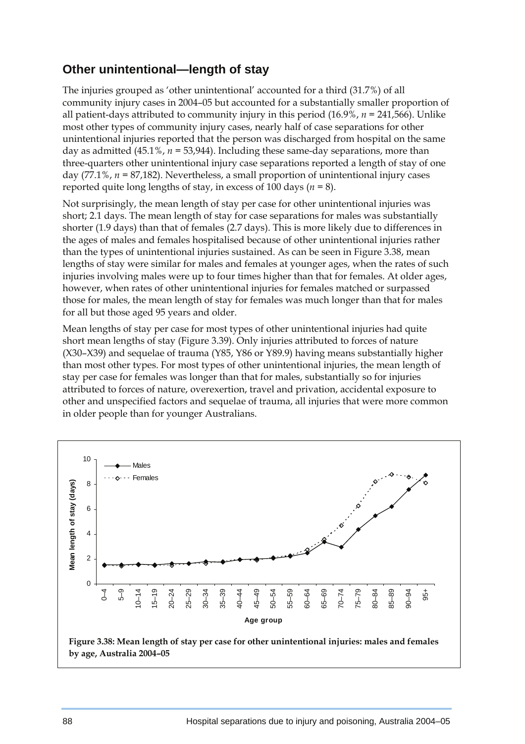## Other unintentional—length of stay

The injuries grouped as 'other unintentional' accounted for a third (31.7%) of all community injury cases in 2004–05 but accounted for a substantially smaller proportion of all patient-days attributed to community injury in this period (16.9%, *n* = 241,566). Unlike most other types of community injury cases, nearly half of case separations for other unintentional injuries reported that the person was discharged from hospital on the same day as admitted (45.1%, *n* = 53,944). Including these same-day separations, more than three-quarters other unintentional injury case separations reported a length of stay of one day (77.1%, *n* = 87,182). Nevertheless, a small proportion of unintentional injury cases reported quite long lengths of stay, in excess of 100 days (*n* = 8).

Not surprisingly, the mean length of stay per case for other unintentional injuries was short; 2.1 days. The mean length of stay for case separations for males was substantially shorter (1.9 days) than that of females (2.7 days). This is more likely due to differences in the ages of males and females hospitalised because of other unintentional injuries rather than the types of unintentional injuries sustained. As can be seen in Figure 3.38, mean lengths of stay were similar for males and females at younger ages, when the rates of such injuries involving males were up to four times higher than that for females. At older ages, however, when rates of other unintentional injuries for females matched or surpassed those for males, the mean length of stay for females was much longer than that for males for all but those aged 95 years and older.

Mean lengths of stay per case for most types of other unintentional injuries had quite short mean lengths of stay (Figure 3.39). Only injuries attributed to forces of nature (X30–X39) and sequelae of trauma (Y85, Y86 or Y89.9) having means substantially higher than most other types. For most types of other unintentional injuries, the mean length of stay per case for females was longer than that for males, substantially so for injuries attributed to forces of nature, overexertion, travel and privation, accidental exposure to other and unspecified factors and sequelae of trauma, all injuries that were more common in older people than for younger Australians.

**Figure 3.38: Mean length of stay per case for other unintentional injuries: males and females by age, Australia 2004–05**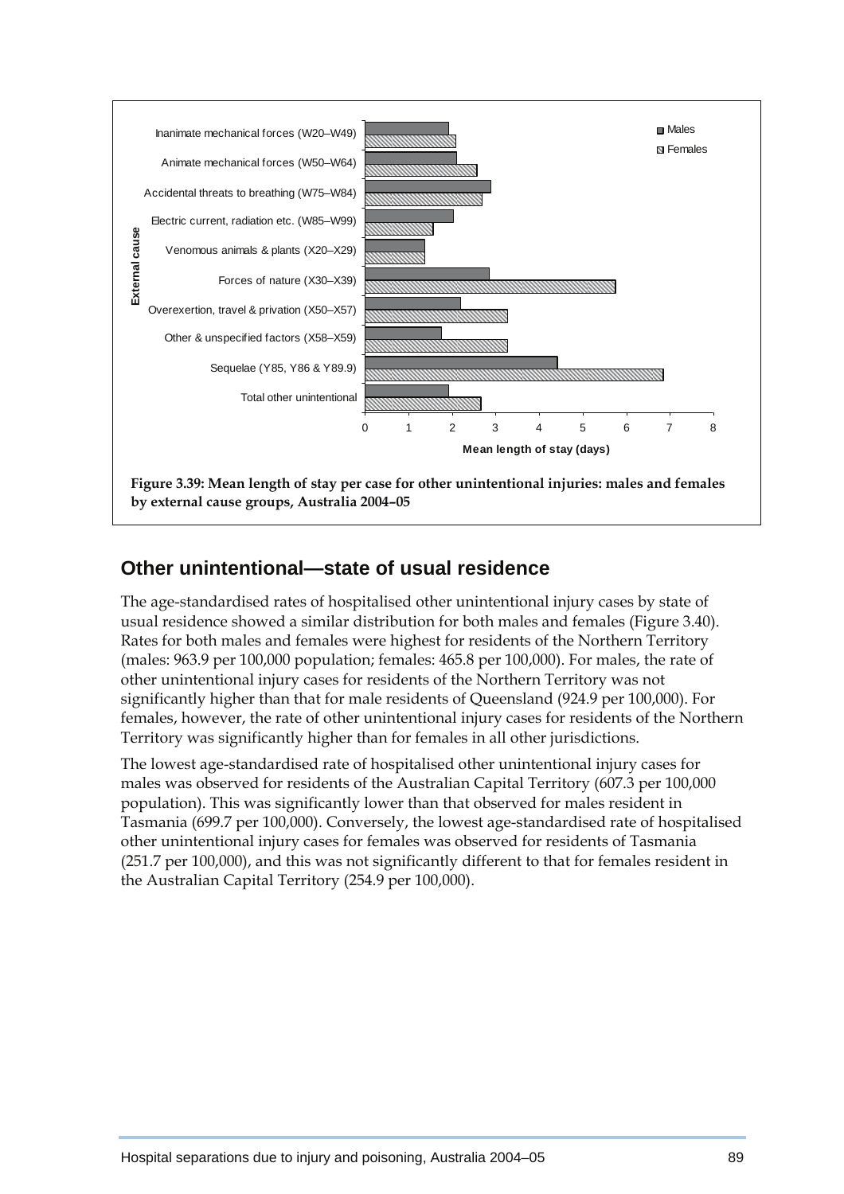Figure 3.39: Mean length of stay per case for other unintentional injuries: males and females by external cause groups, Australia 2004–05

## Other unintentional—state of usual residence

The age-standardised rates of hospitalised other unintentional injury cases by state of usual residence showed a similar distribution for both males and females (Figure 3.40). Rates for both males and females were highest for residents of the Northern Territory (males: 963.9 per 100,000 population; females: 465.8 per 100,000). For males, the rate of other unintentional injury cases for residents of the Northern Territory was not significantly higher than that for male residents of Queensland (924.9 per 100,000). For females, however, the rate of other unintentional injury cases for residents of the Northern Territory was significantly higher than for females in all other jurisdictions.

The lowest age-standardised rate of hospitalised other unintentional injury cases for males was observed for residents of the Australian Capital Territory (607.3 per 100,000 population). This was significantly lower than that observed for males resident in Tasmania (699.7 per 100,000). Conversely, the lowest age-standardised rate of hospitalised other unintentional injury cases for females was observed for residents of Tasmania (251.7 per 100,000), and this was not significantly different to that for females resident in the Australian Capital Territory (254.9 per 100,000).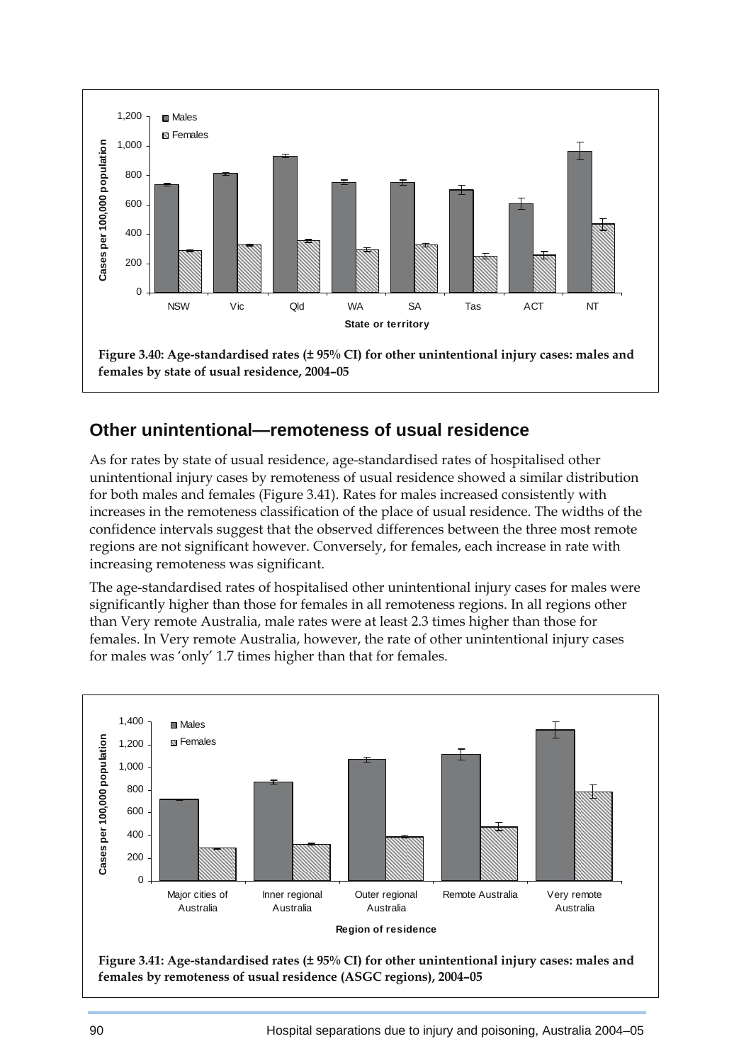1,200
1,000
800
600
400
200
0

Cases per 100,000 population

Males
Females

NSW Vic Qld WA SA Tas ACT NT

State or territory

**Figure 3.40: Age-standardised rates (± 95% CI) for other unintentional injury cases: males and females by state of usual residence, 2004–05**

## Other unintentional—remoteness of usual residence

As for rates by state of usual residence, age-standardised rates of hospitalised other unintentional injury cases by remoteness of usual residence showed a similar distribution for both males and females (Figure 3.41). Rates for males increased consistently with increases in the remoteness classification of the place of usual residence. The widths of the confidence intervals suggest that the observed differences between the three most remote regions are not significant however. Conversely, for females, each increase in rate with increasing remoteness was significant.

The age-standardised rates of hospitalised other unintentional injury cases for males were significantly higher than those for females in all remoteness regions. In all regions other than Very remote Australia, male rates were at least 2.3 times higher than those for females. In Very remote Australia, however, the rate of other unintentional injury cases for males was 'only' 1.7 times higher than that for females.

1,400
1,200
1,000
800
600
400
200
0

Cases per 100,000 population

Males
Females

Major cities of Australia
Inner regional Australia
Outer regional Australia
Remote Australia
Very remote Australia

Region of residence

**Figure 3.41: Age-standardised rates (± 95% CI) for other unintentional injury cases: males and females by remoteness of usual residence (ASGC regions), 2004–05**